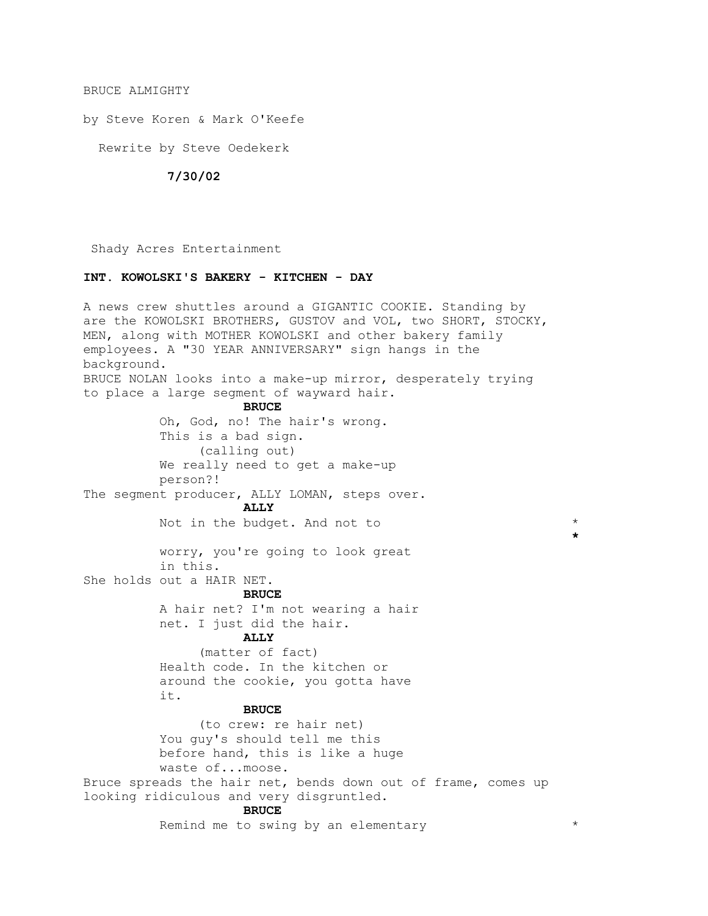BRUCE ALMIGHTY

by Steve Koren & Mark O'Keefe

Rewrite by Steve Oedekerk

**7/30/02**

Shady Acres Entertainment

**INT. KOWOLSKI'S BAKERY - KITCHEN - DAY**

A news crew shuttles around a GIGANTIC COOKIE. Standing by are the KOWOLSKI BROTHERS, GUSTOV and VOL, two SHORT, STOCKY, MEN, along with MOTHER KOWOLSKI and other bakery family employees. A "30 YEAR ANNIVERSARY" sign hangs in the background.
BRUCE NOLAN looks into a make-up mirror, desperately trying to place a large segment of wayward hair.

**BRUCE**

Oh, God, no! The hair's wrong. This is a bad sign.
(calling out)
We really need to get a make-up person?!

The segment producer, ALLY LOMAN, steps over.

**ALLY**

Not in the budget. And not to *
*
worry, you're going to look great in this.

She holds out a HAIR NET.

**BRUCE**

A hair net? I'm not wearing a hair net. I just did the hair.

**ALLY**

(matter of fact)
Health code. In the kitchen or around the cookie, you gotta have it.

**BRUCE**

(to crew: re hair net)
You guy's should tell me this before hand, this is like a huge waste of...moose.

Bruce spreads the hair net, bends down out of frame, comes up looking ridiculous and very disgruntled.

**BRUCE**

Remind me to swing by an elementary *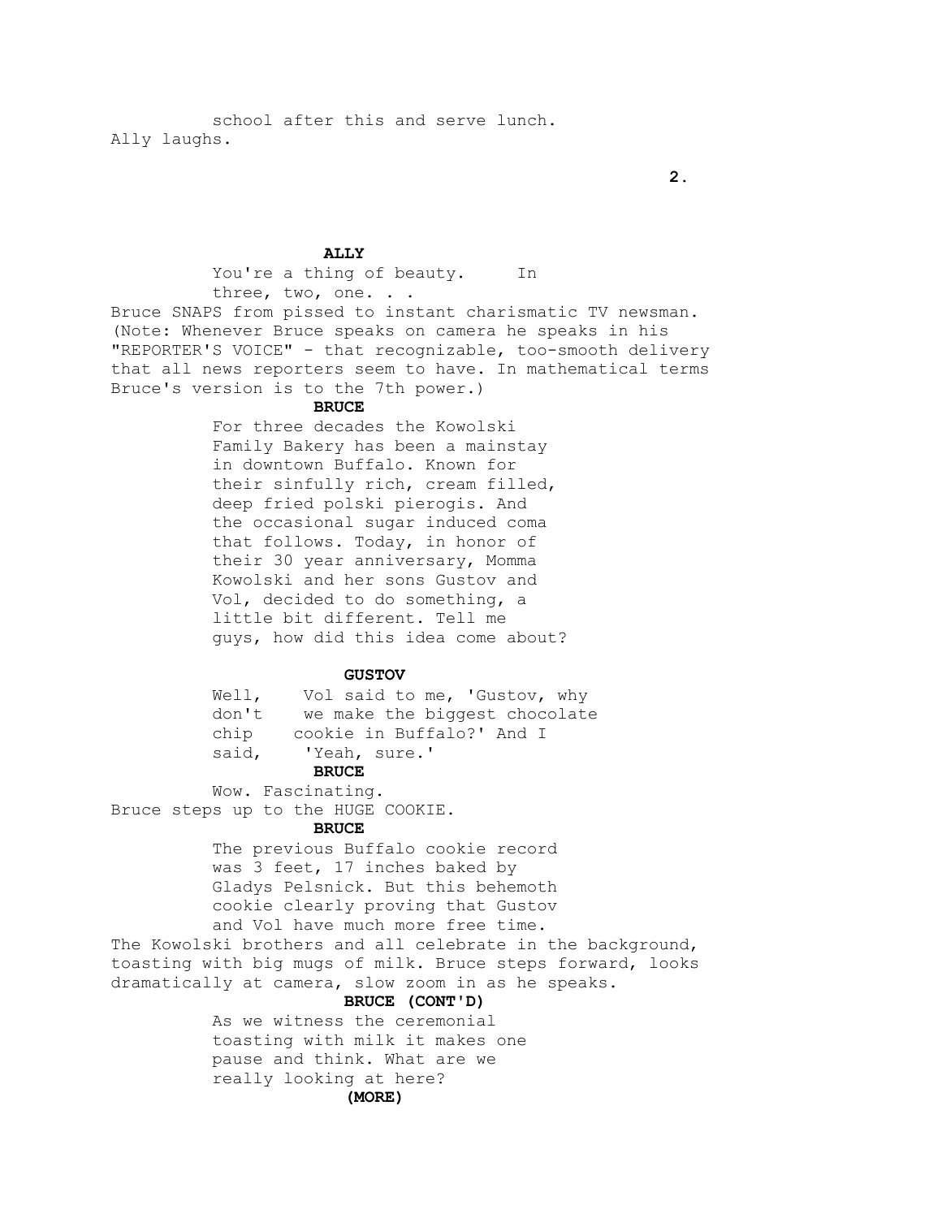school after this and serve lunch.

Ally laughs.

**ALLY**

You're a thing of beauty. In three, two, one. . .

Bruce SNAPS from pissed to instant charismatic TV newsman. (Note: Whenever Bruce speaks on camera he speaks in his "REPORTER'S VOICE" - that recognizable, too-smooth delivery that all news reporters seem to have. In mathematical terms Bruce's version is to the 7th power.)

**BRUCE**

For three decades the Kowolski Family Bakery has been a mainstay in downtown Buffalo. Known for their sinfully rich, cream filled, deep fried polski pierogis. And the occasional sugar induced coma that follows. Today, in honor of their 30 year anniversary, Momma Kowolski and her sons Gustov and Vol, decided to do something, a little bit different. Tell me guys, how did this idea come about?

**GUSTOV**

Well, Vol said to me, 'Gustov, why don't we make the biggest chocolate chip cookie in Buffalo?' And I said, 'Yeah, sure.'

**BRUCE**

Wow. Fascinating.

Bruce steps up to the HUGE COOKIE.

**BRUCE**

The previous Buffalo cookie record was 3 feet, 17 inches baked by Gladys Pelsnick. But this behemoth cookie clearly proving that Gustov and Vol have much more free time.

The Kowolski brothers and all celebrate in the background, toasting with big mugs of milk. Bruce steps forward, looks dramatically at camera, slow zoom in as he speaks.

**BRUCE (CONT'D)**

As we witness the ceremonial toasting with milk it makes one pause and think. What are we really looking at here?

**(MORE)**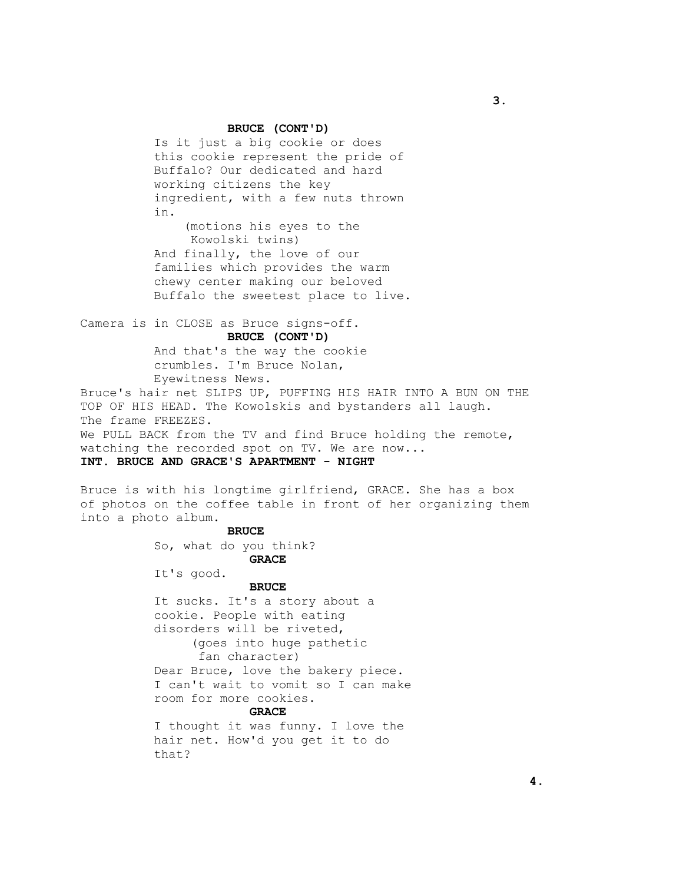**BRUCE (CONT'D)**

Is it just a big cookie or does this cookie represent the pride of Buffalo? Our dedicated and hard working citizens the key ingredient, with a few nuts thrown in.

(motions his eyes to the Kowolski twins)

And finally, the love of our families which provides the warm chewy center making our beloved Buffalo the sweetest place to live.

Camera is in CLOSE as Bruce signs-off.

**BRUCE (CONT'D)**

And that's the way the cookie crumbles. I'm Bruce Nolan, Eyewitness News.

Bruce's hair net SLIPS UP, PUFFING HIS HAIR INTO A BUN ON THE TOP OF HIS HEAD. The Kowolskis and bystanders all laugh. The frame FREEZES.

We PULL BACK from the TV and find Bruce holding the remote, watching the recorded spot on TV. We are now...

**INT. BRUCE AND GRACE'S APARTMENT - NIGHT**

Bruce is with his longtime girlfriend, GRACE. She has a box of photos on the coffee table in front of her organizing them into a photo album.

**BRUCE**

So, what do you think?

**GRACE**

It's good.

**BRUCE**

It sucks. It's a story about a cookie. People with eating disorders will be riveted,

(goes into huge pathetic fan character)

Dear Bruce, love the bakery piece. I can't wait to vomit so I can make room for more cookies.

**GRACE**

I thought it was funny. I love the hair net. How'd you get it to do that?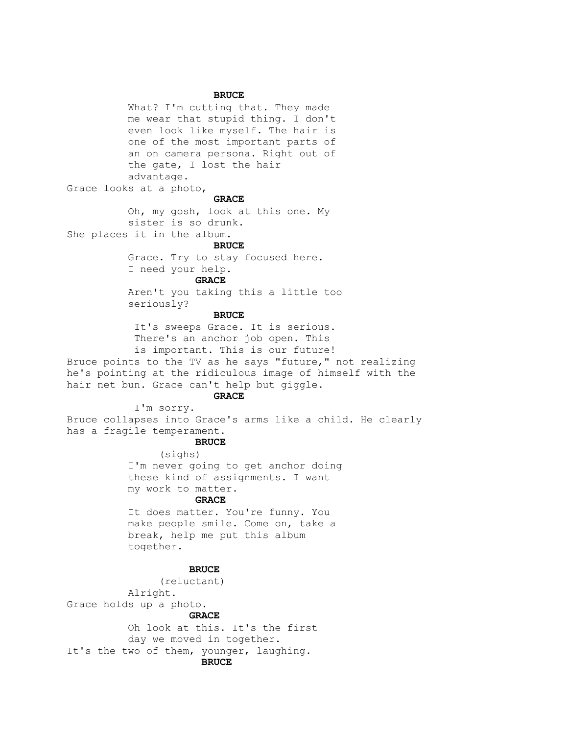**BRUCE**

What? I'm cutting that. They made me wear that stupid thing. I don't even look like myself. The hair is one of the most important parts of an on camera persona. Right out of the gate, I lost the hair advantage.

Grace looks at a photo,

**GRACE**

Oh, my gosh, look at this one. My sister is so drunk.

She places it in the album.

**BRUCE**

Grace. Try to stay focused here. I need your help.

**GRACE**

Aren't you taking this a little too seriously?

**BRUCE**

It's sweeps Grace. It is serious. There's an anchor job open. This is important. This is our future!

Bruce points to the TV as he says "future," not realizing he's pointing at the ridiculous image of himself with the hair net bun. Grace can't help but giggle.

**GRACE**

I'm sorry.

Bruce collapses into Grace's arms like a child. He clearly has a fragile temperament.

**BRUCE**

(sighs)

I'm never going to get anchor doing these kind of assignments. I want my work to matter.

**GRACE**

It does matter. You're funny. You make people smile. Come on, take a break, help me put this album together.

**BRUCE**

(reluctant)

Alright.

Grace holds up a photo.

**GRACE**

Oh look at this. It's the first day we moved in together.

It's the two of them, younger, laughing.

**BRUCE**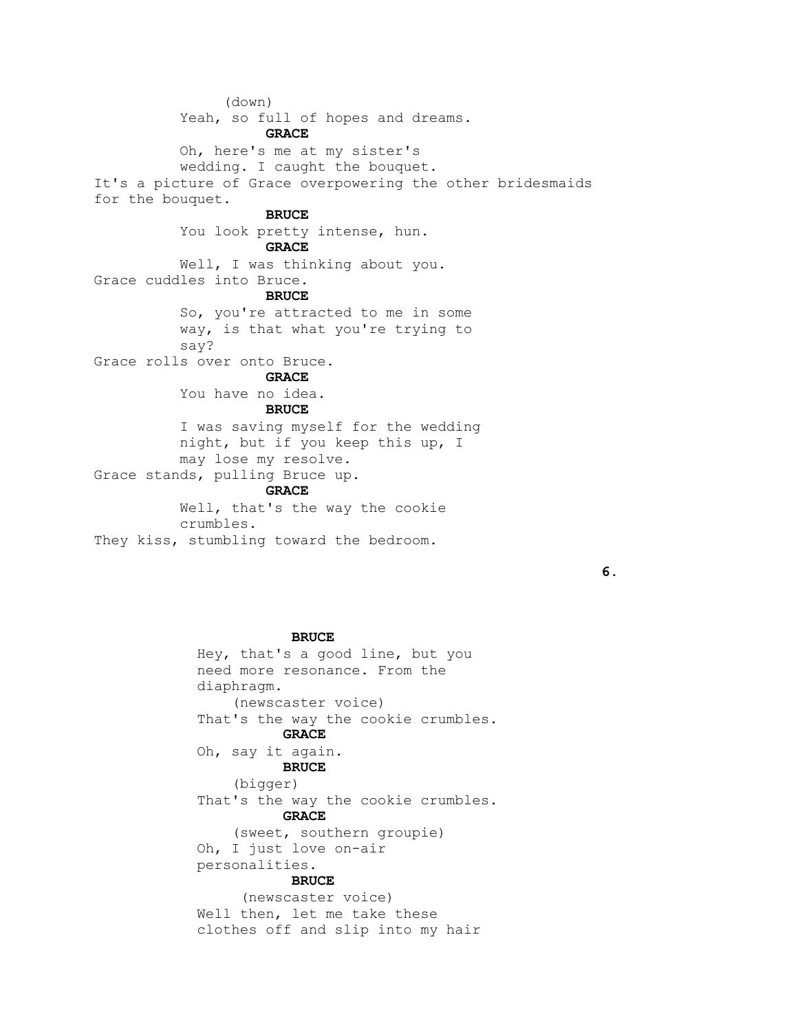(down)
Yeah, so full of hopes and dreams.

**GRACE**
Oh, here's me at my sister's wedding. I caught the bouquet.

It's a picture of Grace overpowering the other bridesmaids for the bouquet.

**BRUCE**
You look pretty intense, hun.

**GRACE**
Well, I was thinking about you.

Grace cuddles into Bruce.

**BRUCE**
So, you're attracted to me in some way, is that what you're trying to say?

Grace rolls over onto Bruce.

**GRACE**
You have no idea.

**BRUCE**
I was saving myself for the wedding night, but if you keep this up, I may lose my resolve.

Grace stands, pulling Bruce up.

**GRACE**
Well, that's the way the cookie crumbles.

They kiss, stumbling toward the bedroom.

**BRUCE**
Hey, that's a good line, but you need more resonance. From the diaphragm.
(newscaster voice)
That's the way the cookie crumbles.

**GRACE**
Oh, say it again.

**BRUCE**
(bigger)
That's the way the cookie crumbles.

**GRACE**
(sweet, southern groupie)
Oh, I just love on-air personalities.

**BRUCE**
(newscaster voice)
Well then, let me take these clothes off and slip into my hair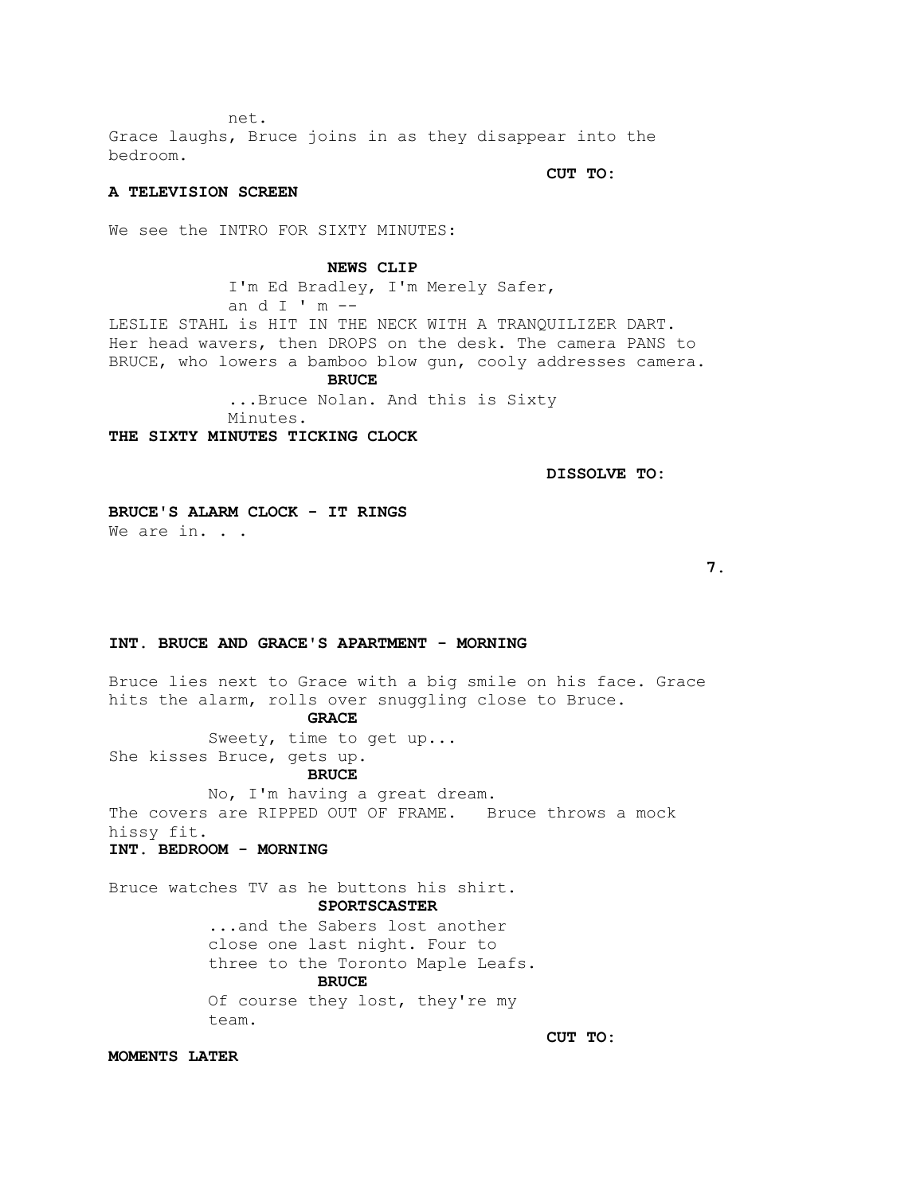net.

Grace laughs, Bruce joins in as they disappear into the bedroom.

**CUT TO:**

**A TELEVISION SCREEN**

We see the INTRO FOR SIXTY MINUTES:

**NEWS CLIP**

I'm Ed Bradley, I'm Merely Safer, an d I ' m --

LESLIE STAHL is HIT IN THE NECK WITH A TRANQUILIZER DART. Her head wavers, then DROPS on the desk. The camera PANS to BRUCE, who lowers a bamboo blow gun, cooly addresses camera.

**BRUCE**

...Bruce Nolan. And this is Sixty Minutes.

**THE SIXTY MINUTES TICKING CLOCK**

**DISSOLVE TO:**

**BRUCE'S ALARM CLOCK - IT RINGS**

We are in. . .

**INT. BRUCE AND GRACE'S APARTMENT - MORNING**

Bruce lies next to Grace with a big smile on his face. Grace hits the alarm, rolls over snuggling close to Bruce.

**GRACE**

Sweety, time to get up...

She kisses Bruce, gets up.

**BRUCE**

No, I'm having a great dream.

The covers are RIPPED OUT OF FRAME. Bruce throws a mock hissy fit.

**INT. BEDROOM - MORNING**

Bruce watches TV as he buttons his shirt.

**SPORTSCASTER**

...and the Sabers lost another close one last night. Four to three to the Toronto Maple Leafs.

**BRUCE**

Of course they lost, they're my team.

**CUT TO:**

**MOMENTS LATER**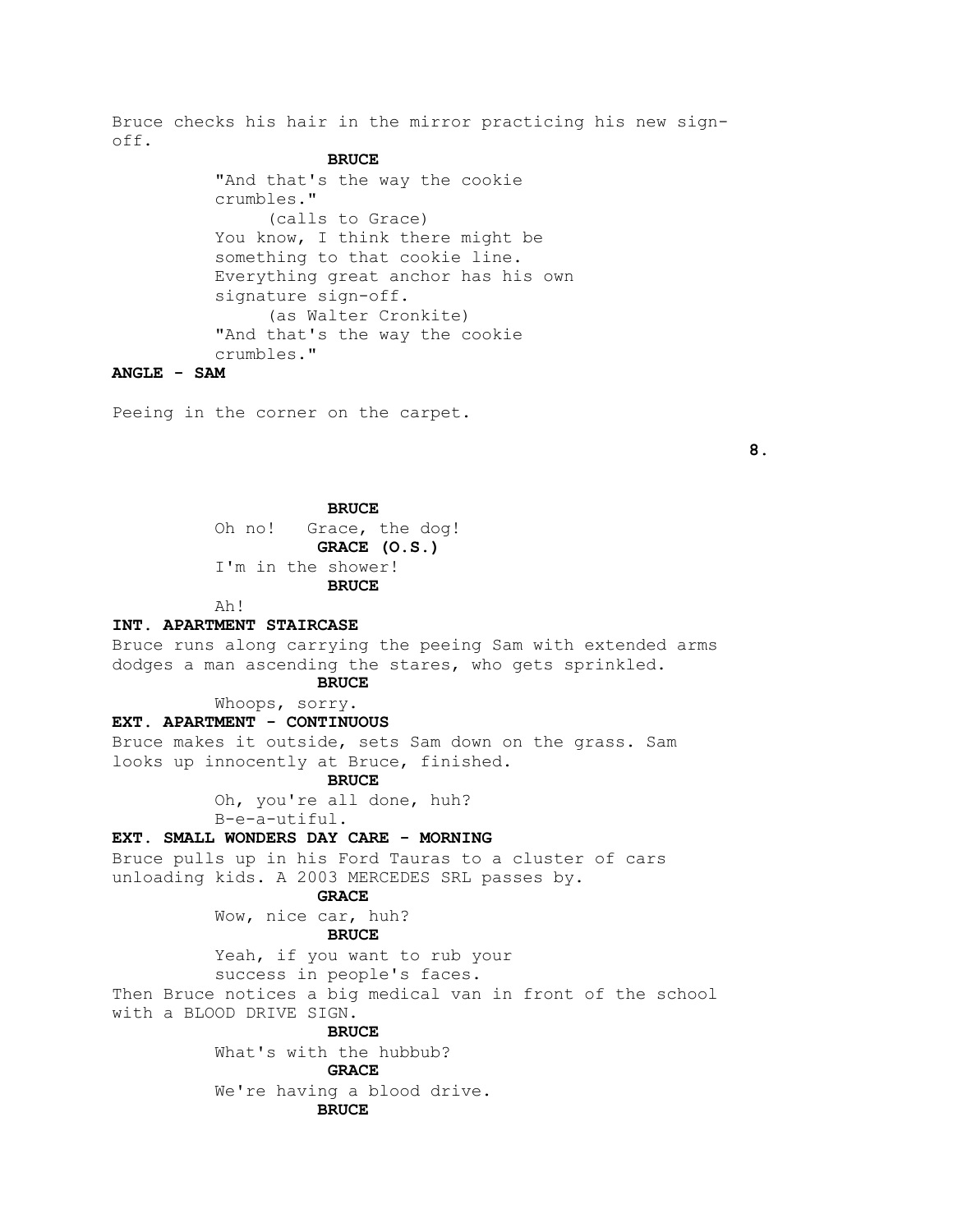Bruce checks his hair in the mirror practicing his new sign-off.

**BRUCE**

"And that's the way the cookie crumbles."

(calls to Grace)

You know, I think there might be something to that cookie line. Everything great anchor has his own signature sign-off.

(as Walter Cronkite)

"And that's the way the cookie crumbles."

**ANGLE - SAM**

Peeing in the corner on the carpet.

**BRUCE**

Oh no!   Grace, the dog!

**GRACE (O.S.)**

I'm in the shower!

**BRUCE**

Ah!

**INT. APARTMENT STAIRCASE**

Bruce runs along carrying the peeing Sam with extended arms dodges a man ascending the stares, who gets sprinkled.

**BRUCE**

Whoops, sorry.

**EXT. APARTMENT - CONTINUOUS**

Bruce makes it outside, sets Sam down on the grass. Sam looks up innocently at Bruce, finished.

**BRUCE**

Oh, you're all done, huh?
B-e-a-utiful.

**EXT. SMALL WONDERS DAY CARE - MORNING**

Bruce pulls up in his Ford Tauras to a cluster of cars unloading kids. A 2003 MERCEDES SRL passes by.

**GRACE**

Wow, nice car, huh?

**BRUCE**

Yeah, if you want to rub your success in people's faces.

Then Bruce notices a big medical van in front of the school with a BLOOD DRIVE SIGN.

**BRUCE**

What's with the hubbub?

**GRACE**

We're having a blood drive.

**BRUCE**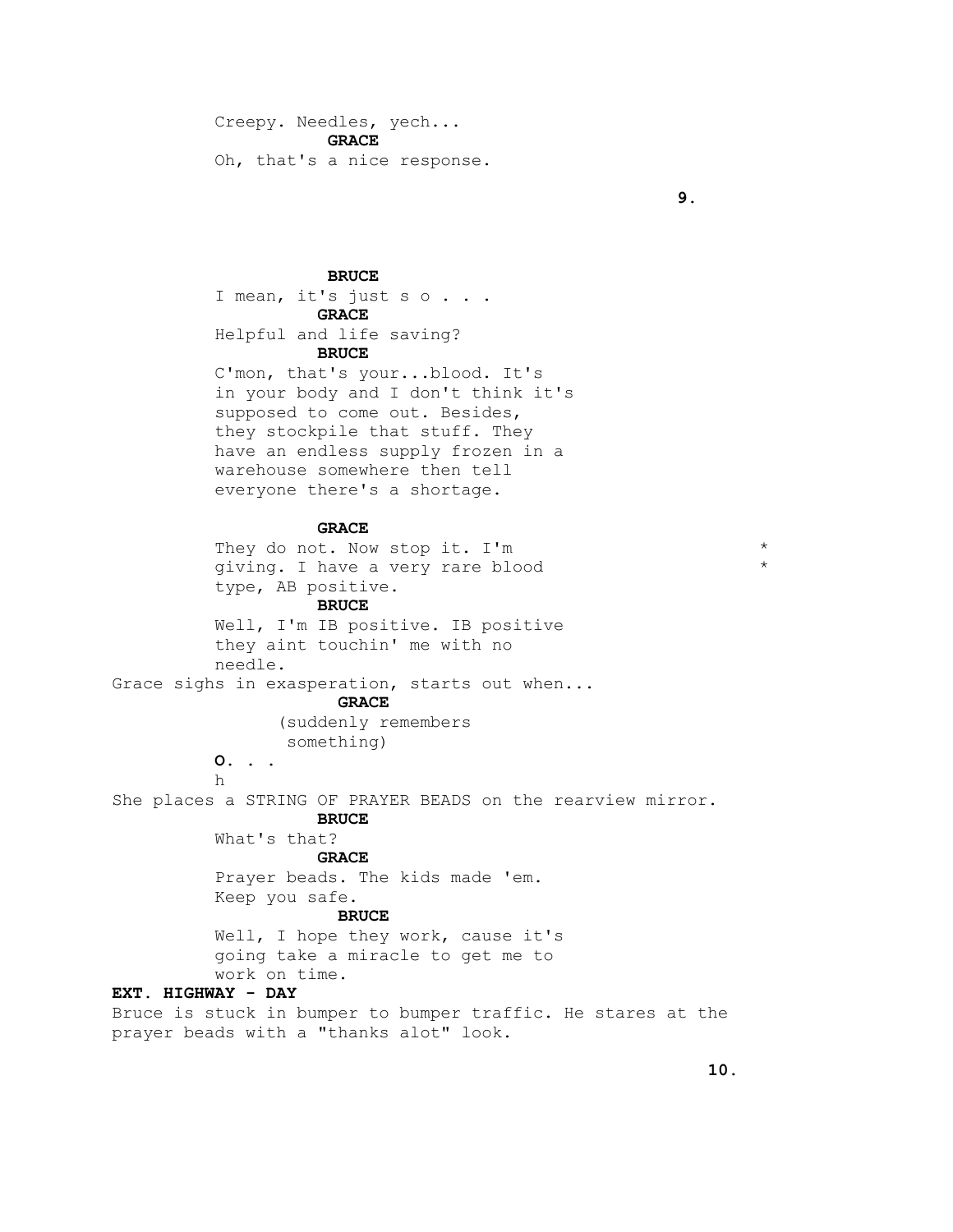Creepy. Needles, yech...

**GRACE**

Oh, that's a nice response.

**BRUCE**

I mean, it's just s o . . .

**GRACE**

Helpful and life saving?

**BRUCE**

C'mon, that's your...blood. It's in your body and I don't think it's supposed to come out. Besides, they stockpile that stuff. They have an endless supply frozen in a warehouse somewhere then tell everyone there's a shortage.

**GRACE**

They do not. Now stop it. I'm giving. I have a very rare blood type, AB positive. *

**BRUCE**

Well, I'm IB positive. IB positive they aint touchin' me with no needle.

Grace sighs in exasperation, starts out when...

**GRACE**

(suddenly remembers something)

O. . .
h

She places a STRING OF PRAYER BEADS on the rearview mirror.

**BRUCE**

What's that?

**GRACE**

Prayer beads. The kids made 'em. Keep you safe.

**BRUCE**

Well, I hope they work, cause it's going take a miracle to get me to work on time.

**EXT. HIGHWAY - DAY**

Bruce is stuck in bumper to bumper traffic. He stares at the prayer beads with a "thanks alot" look.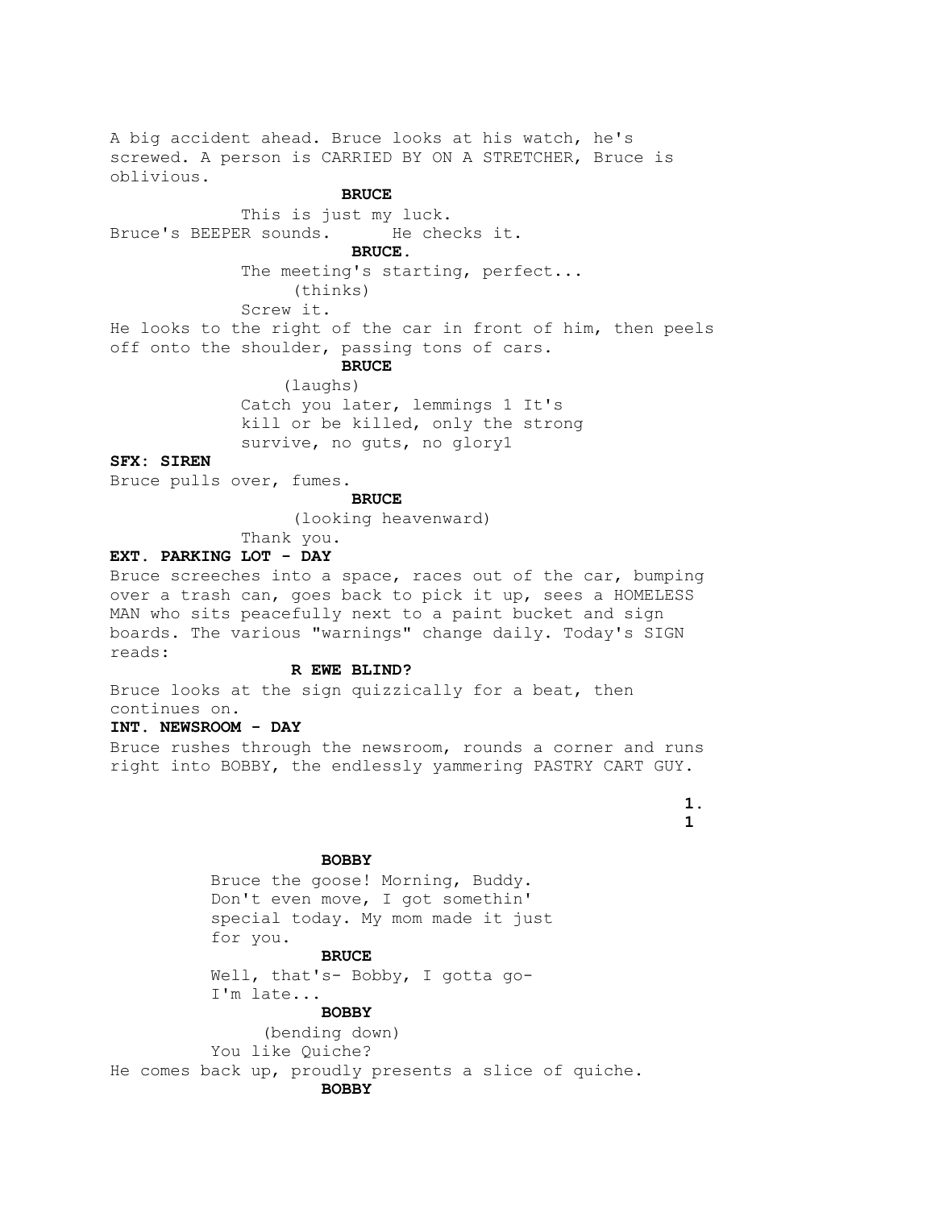A big accident ahead. Bruce looks at his watch, he's screwed. A person is CARRIED BY ON A STRETCHER, Bruce is oblivious.

**BRUCE**

This is just my luck.

Bruce's BEEPER sounds. He checks it.

**BRUCE.**

The meeting's starting, perfect...
(thinks)
Screw it.

He looks to the right of the car in front of him, then peels off onto the shoulder, passing tons of cars.

**BRUCE**

(laughs)
Catch you later, lemmings 1 It's kill or be killed, only the strong survive, no guts, no glory1

**SFX: SIREN**

Bruce pulls over, fumes.

**BRUCE**

(looking heavenward)
Thank you.

**EXT. PARKING LOT - DAY**

Bruce screeches into a space, races out of the car, bumping over a trash can, goes back to pick it up, sees a HOMELESS MAN who sits peacefully next to a paint bucket and sign boards. The various "warnings" change daily. Today's SIGN reads:

**R EWE BLIND?**

Bruce looks at the sign quizzically for a beat, then continues on.

**INT. NEWSROOM - DAY**

Bruce rushes through the newsroom, rounds a corner and runs right into BOBBY, the endlessly yammering PASTRY CART GUY.

**BOBBY**

Bruce the goose! Morning, Buddy. Don't even move, I got somethin' special today. My mom made it just for you.

**BRUCE**

Well, that's- Bobby, I gotta go- I'm late...

**BOBBY**

(bending down)
You like Quiche?

He comes back up, proudly presents a slice of quiche.

**BOBBY**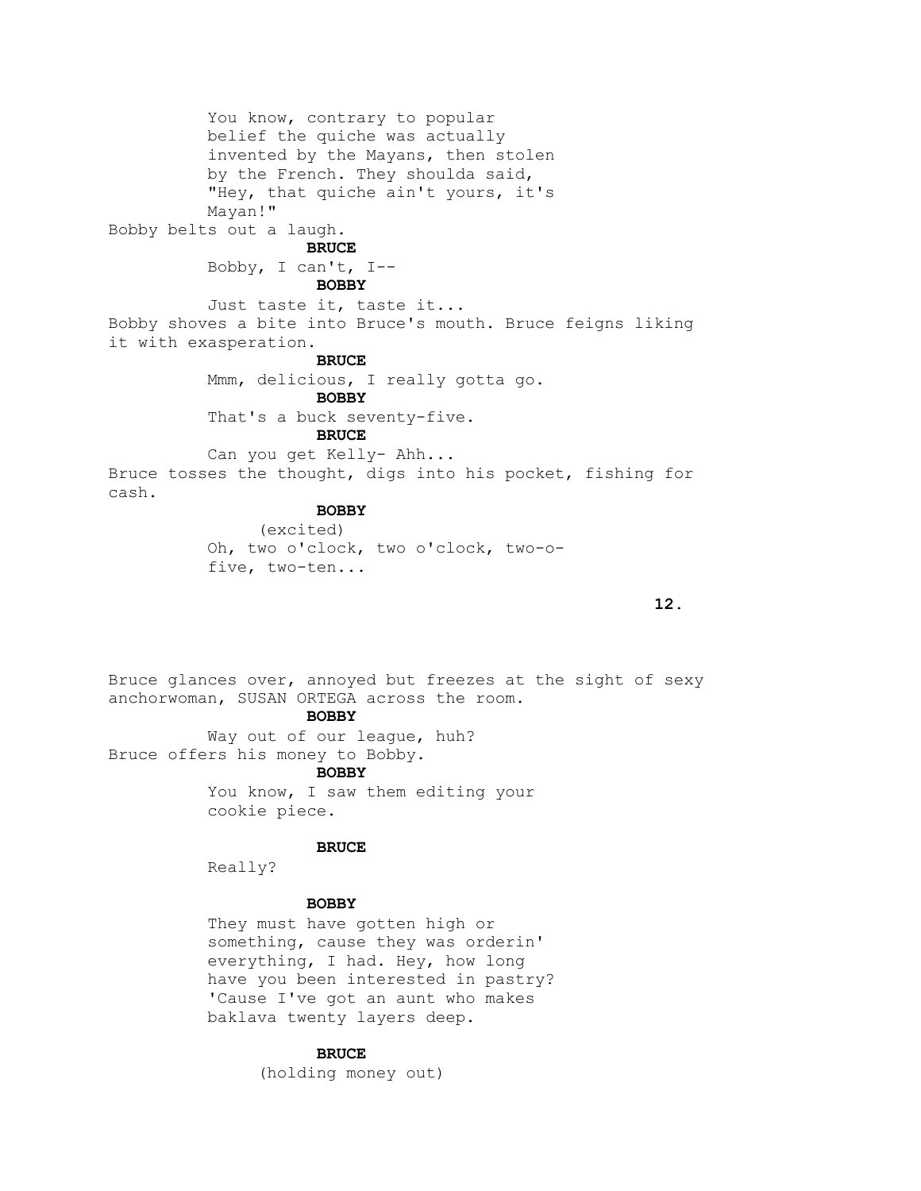You know, contrary to popular belief the quiche was actually invented by the Mayans, then stolen by the French. They shoulda said, "Hey, that quiche ain't yours, it's Mayan!"

Bobby belts out a laugh.

**BRUCE**

Bobby, I can't, I--

**BOBBY**

Just taste it, taste it...

Bobby shoves a bite into Bruce's mouth. Bruce feigns liking it with exasperation.

**BRUCE**

Mmm, delicious, I really gotta go.

**BOBBY**

That's a buck seventy-five.

**BRUCE**

Can you get Kelly- Ahh...

Bruce tosses the thought, digs into his pocket, fishing for cash.

**BOBBY**

(excited)

Oh, two o'clock, two o'clock, two-o-five, two-ten...

Bruce glances over, annoyed but freezes at the sight of sexy anchorwoman, SUSAN ORTEGA across the room.

**BOBBY**

Way out of our league, huh?

Bruce offers his money to Bobby.

**BOBBY**

You know, I saw them editing your cookie piece.

**BRUCE**

Really?

**BOBBY**

They must have gotten high or something, cause they was orderin' everything, I had. Hey, how long have you been interested in pastry? 'Cause I've got an aunt who makes baklava twenty layers deep.

**BRUCE**

(holding money out)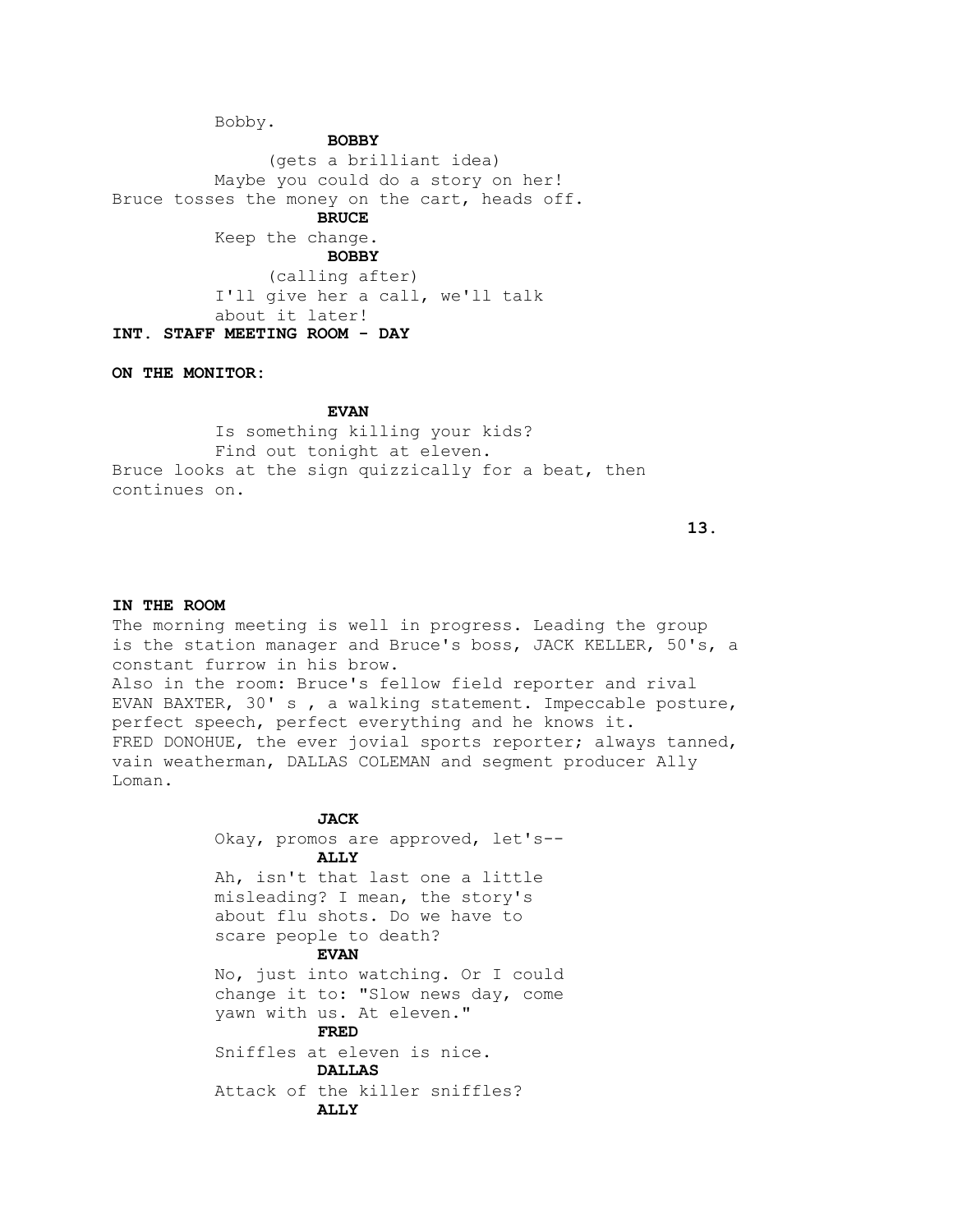Bobby.

**BOBBY**

(gets a brilliant idea)

Maybe you could do a story on her!

Bruce tosses the money on the cart, heads off.

**BRUCE**

Keep the change.

**BOBBY**

(calling after)

I'll give her a call, we'll talk about it later!

**INT. STAFF MEETING ROOM - DAY**

**ON THE MONITOR:**

**EVAN**

Is something killing your kids? Find out tonight at eleven.

Bruce looks at the sign quizzically for a beat, then continues on.

**IN THE ROOM**

The morning meeting is well in progress. Leading the group is the station manager and Bruce's boss, JACK KELLER, 50's, a constant furrow in his brow.

Also in the room: Bruce's fellow field reporter and rival EVAN BAXTER, 30' s , a walking statement. Impeccable posture, perfect speech, perfect everything and he knows it.

FRED DONOHUE, the ever jovial sports reporter; always tanned, vain weatherman, DALLAS COLEMAN and segment producer Ally Loman.

**JACK**

Okay, promos are approved, let's--

**ALLY**

Ah, isn't that last one a little misleading? I mean, the story's about flu shots. Do we have to scare people to death?

**EVAN**

No, just into watching. Or I could change it to: "Slow news day, come yawn with us. At eleven."

**FRED**

Sniffles at eleven is nice.

**DALLAS**

Attack of the killer sniffles?

**ALLY**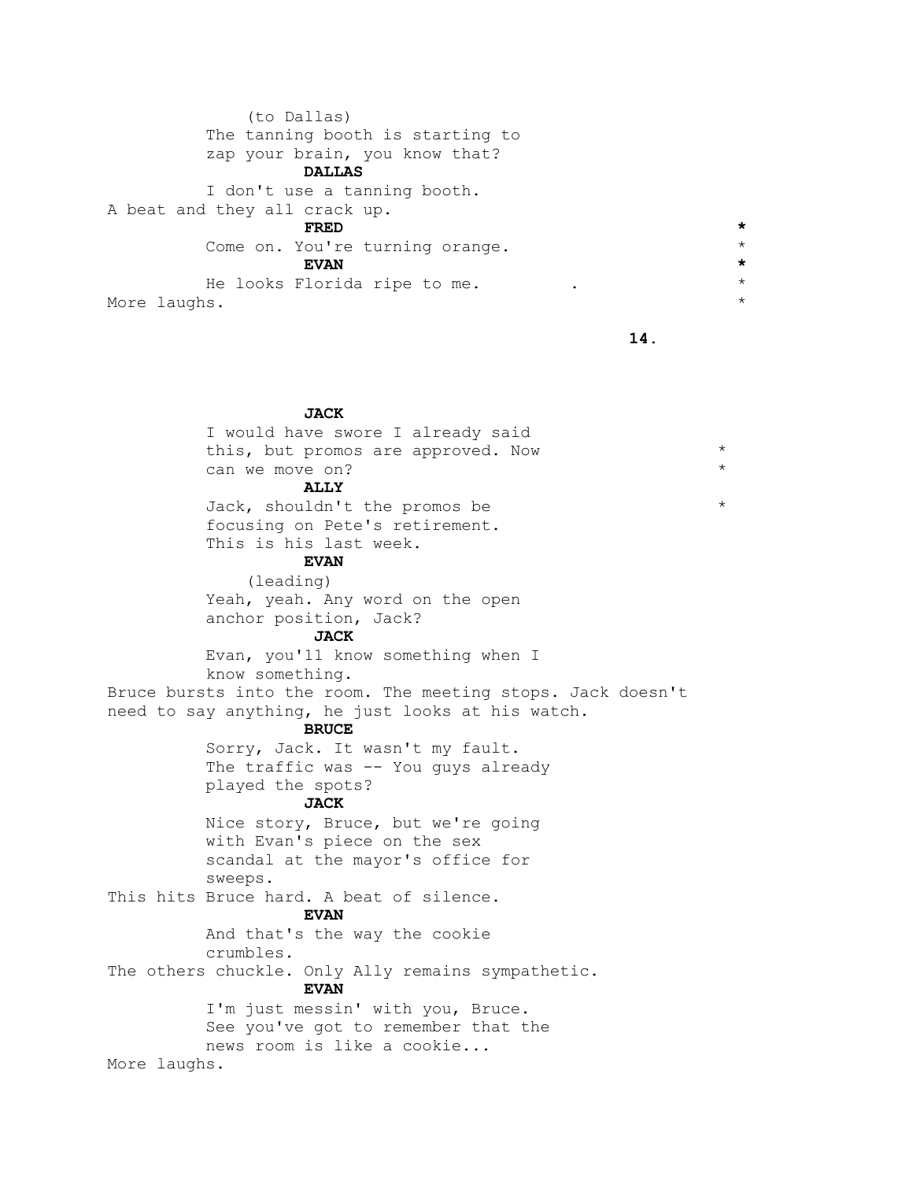(to Dallas)
The tanning booth is starting to zap your brain, you know that?

**DALLAS**
I don't use a tanning booth.

A beat and they all crack up.

**FRED** *
Come on. You're turning orange. *

**EVAN** *
He looks Florida ripe to me. . *

More laughs. *

**JACK**
I would have swore I already said this, but promos are approved. Now can we move on? *

**ALLY**
Jack, shouldn't the promos be focusing on Pete's retirement. This is his last week. *

**EVAN**
(leading)
Yeah, yeah. Any word on the open anchor position, Jack?

**JACK**
Evan, you'll know something when I know something.

Bruce bursts into the room. The meeting stops. Jack doesn't need to say anything, he just looks at his watch.

**BRUCE**
Sorry, Jack. It wasn't my fault. The traffic was -- You guys already played the spots?

**JACK**
Nice story, Bruce, but we're going with Evan's piece on the sex scandal at the mayor's office for sweeps.

This hits Bruce hard. A beat of silence.

**EVAN**
And that's the way the cookie crumbles.

The others chuckle. Only Ally remains sympathetic.

**EVAN**
I'm just messin' with you, Bruce. See you've got to remember that the news room is like a cookie...

More laughs.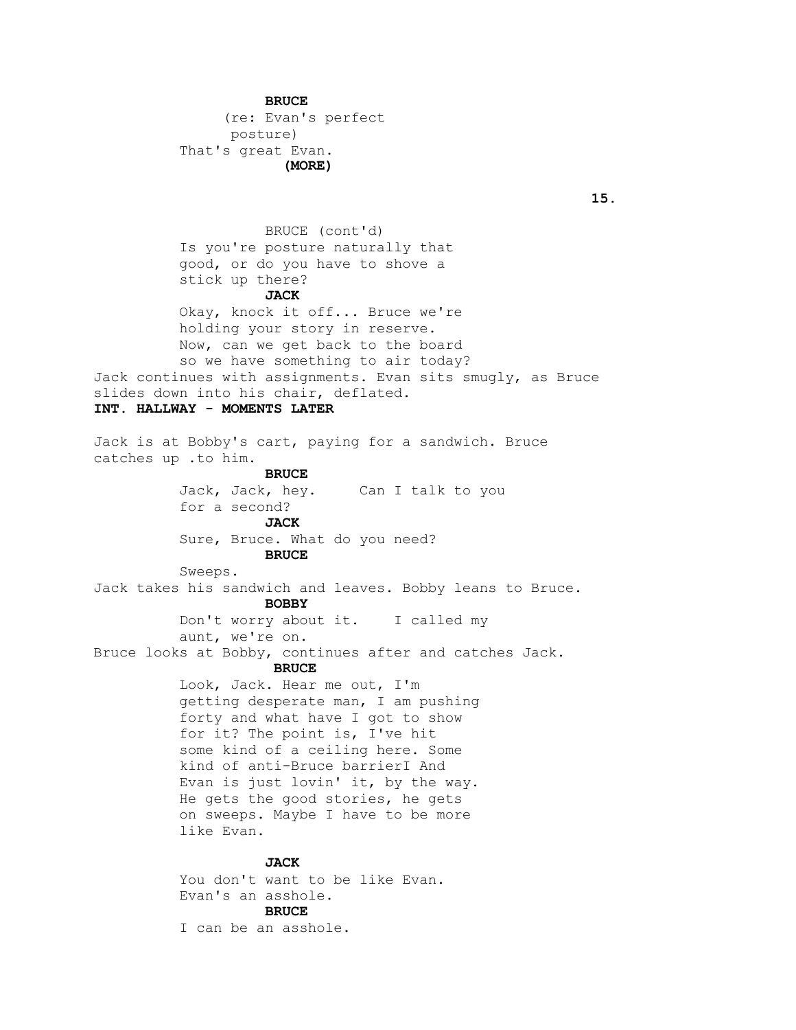**BRUCE**

(re: Evan's perfect posture)

That's great Evan.

**(MORE)**

BRUCE (cont'd)

Is you're posture naturally that good, or do you have to shove a stick up there?

**JACK**

Okay, knock it off... Bruce we're holding your story in reserve. Now, can we get back to the board so we have something to air today?

Jack continues with assignments. Evan sits smugly, as Bruce slides down into his chair, deflated.

**INT. HALLWAY - MOMENTS LATER**

Jack is at Bobby's cart, paying for a sandwich. Bruce catches up .to him.

**BRUCE**

Jack, Jack, hey. Can I talk to you for a second?

**JACK**

Sure, Bruce. What do you need?

**BRUCE**

Sweeps.

Jack takes his sandwich and leaves. Bobby leans to Bruce.

**BOBBY**

Don't worry about it. I called my aunt, we're on.

Bruce looks at Bobby, continues after and catches Jack.

**BRUCE**

Look, Jack. Hear me out, I'm getting desperate man, I am pushing forty and what have I got to show for it? The point is, I've hit some kind of a ceiling here. Some kind of anti-Bruce barrierI And Evan is just lovin' it, by the way. He gets the good stories, he gets on sweeps. Maybe I have to be more like Evan.

**JACK**

You don't want to be like Evan. Evan's an asshole.

**BRUCE**

I can be an asshole.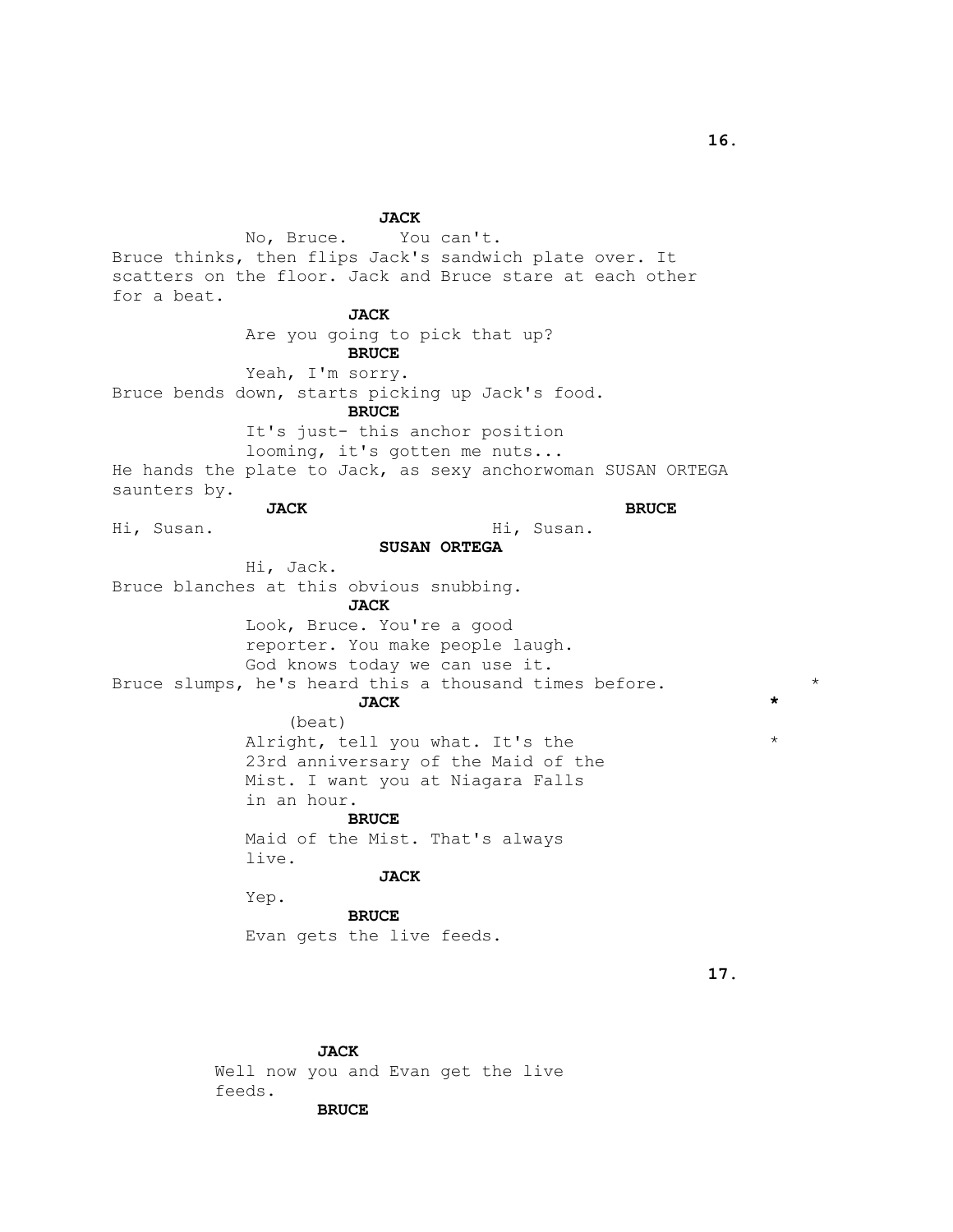**JACK**

No, Bruce. You can't.

Bruce thinks, then flips Jack's sandwich plate over. It scatters on the floor. Jack and Bruce stare at each other for a beat.

**JACK**

Are you going to pick that up?

**BRUCE**

Yeah, I'm sorry.

Bruce bends down, starts picking up Jack's food.

**BRUCE**

It's just- this anchor position looming, it's gotten me nuts...

He hands the plate to Jack, as sexy anchorwoman SUSAN ORTEGA saunters by.

**JACK**

Hi, Susan.

**BRUCE**

Hi, Susan.

**SUSAN ORTEGA**

Hi, Jack.

Bruce blanches at this obvious snubbing.

**JACK**

Look, Bruce. You're a good reporter. You make people laugh. God knows today we can use it.

Bruce slumps, he's heard this a thousand times before. *

**JACK** *

(beat)

Alright, tell you what. It's the 23rd anniversary of the Maid of the Mist. I want you at Niagara Falls in an hour. *

**BRUCE**

Maid of the Mist. That's always live.

**JACK**

Yep.

**BRUCE**

Evan gets the live feeds.

**JACK**

Well now you and Evan get the live feeds.

**BRUCE**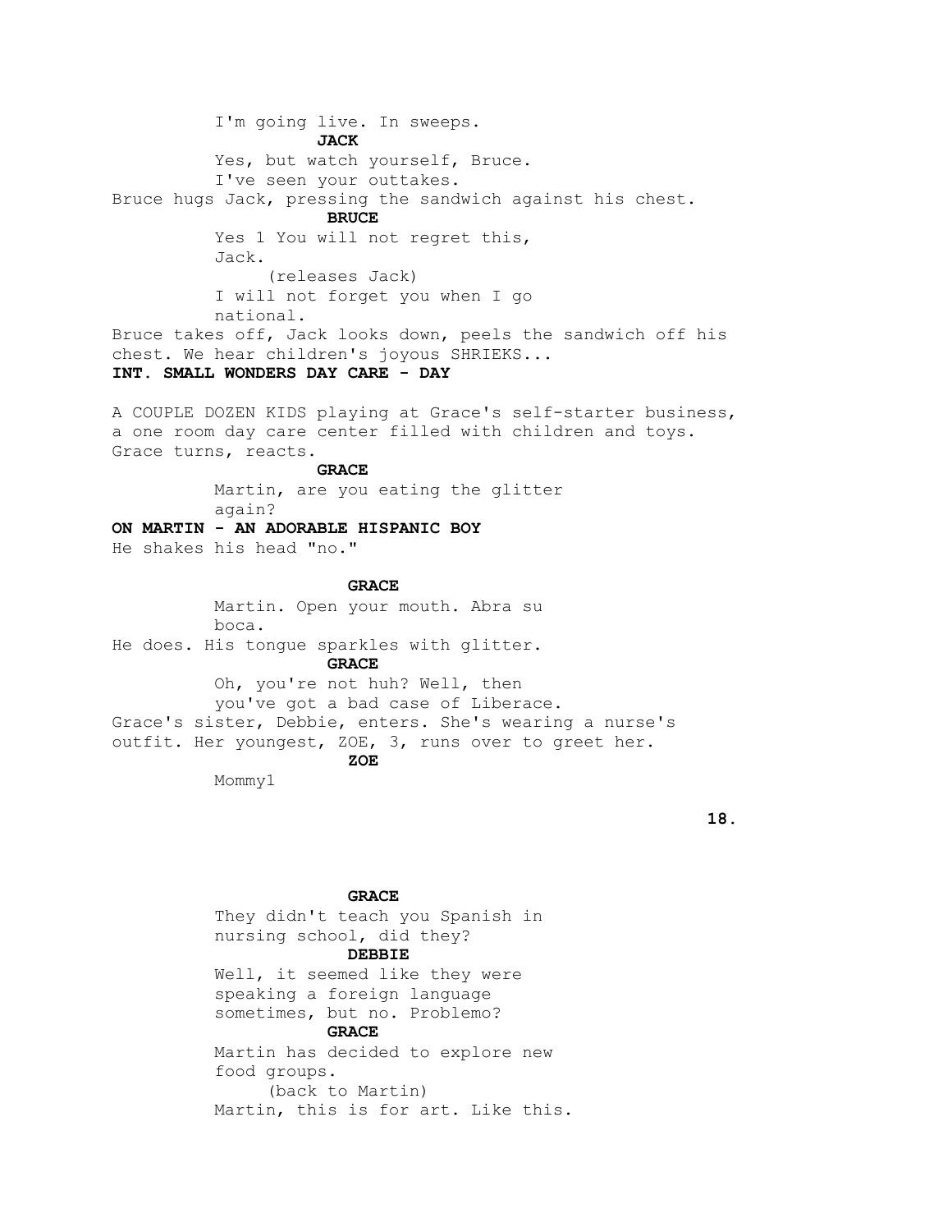I'm going live. In sweeps.

**JACK**

Yes, but watch yourself, Bruce.
I've seen your outtakes.

Bruce hugs Jack, pressing the sandwich against his chest.

**BRUCE**

Yes 1 You will not regret this,
Jack.
(releases Jack)
I will not forget you when I go
national.

Bruce takes off, Jack looks down, peels the sandwich off his chest. We hear children's joyous SHRIEKS...

**INT. SMALL WONDERS DAY CARE - DAY**

A COUPLE DOZEN KIDS playing at Grace's self-starter business, a one room day care center filled with children and toys. Grace turns, reacts.

**GRACE**

Martin, are you eating the glitter
again?

**ON MARTIN - AN ADORABLE HISPANIC BOY**

He shakes his head "no."

**GRACE**

Martin. Open your mouth. Abra su
boca.

He does. His tongue sparkles with glitter.

**GRACE**

Oh, you're not huh? Well, then
you've got a bad case of Liberace.

Grace's sister, Debbie, enters. She's wearing a nurse's outfit. Her youngest, ZOE, 3, runs over to greet her.

**ZOE**

Mommy1

**GRACE**

They didn't teach you Spanish in
nursing school, did they?

**DEBBIE**

Well, it seemed like they were
speaking a foreign language
sometimes, but no. Problemo?

**GRACE**

Martin has decided to explore new
food groups.
(back to Martin)
Martin, this is for art. Like this.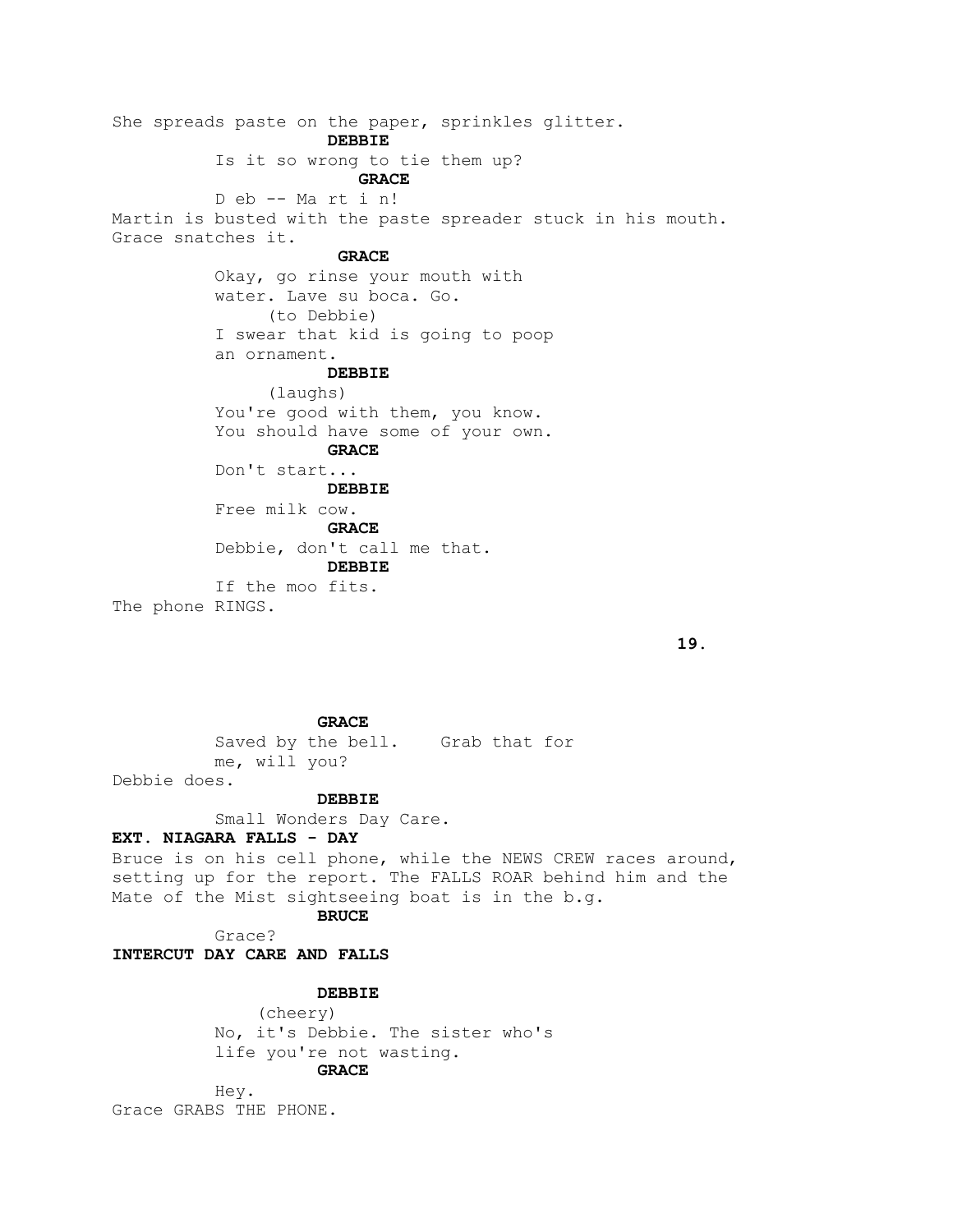She spreads paste on the paper, sprinkles glitter.

**DEBBIE**

Is it so wrong to tie them up?

**GRACE**

D eb -- Ma rt i n!

Martin is busted with the paste spreader stuck in his mouth. Grace snatches it.

**GRACE**

Okay, go rinse your mouth with water. Lave su boca. Go.

(to Debbie)

I swear that kid is going to poop an ornament.

**DEBBIE**

(laughs)

You're good with them, you know. You should have some of your own.

**GRACE**

Don't start...

**DEBBIE**

Free milk cow.

**GRACE**

Debbie, don't call me that.

**DEBBIE**

If the moo fits.

The phone RINGS.

**GRACE**

Saved by the bell. Grab that for me, will you?

Debbie does.

**DEBBIE**

Small Wonders Day Care.

**EXT. NIAGARA FALLS - DAY**

Bruce is on his cell phone, while the NEWS CREW races around, setting up for the report. The FALLS ROAR behind him and the Mate of the Mist sightseeing boat is in the b.g.

**BRUCE**

Grace?

**INTERCUT DAY CARE AND FALLS**

**DEBBIE**

(cheery)

No, it's Debbie. The sister who's life you're not wasting.

**GRACE**

Hey.

Grace GRABS THE PHONE.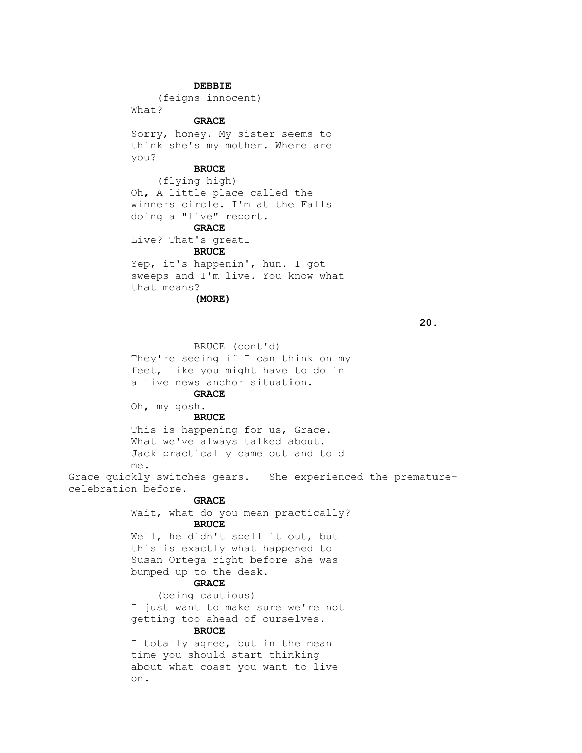**DEBBIE**

(feigns innocent)

What?

**GRACE**

Sorry, honey. My sister seems to think she's my mother. Where are you?

**BRUCE**

(flying high)

Oh, A little place called the winners circle. I'm at the Falls doing a "live" report.

**GRACE**

Live? That's greatI

**BRUCE**

Yep, it's happenin', hun. I got sweeps and I'm live. You know what that means?

**(MORE)**

BRUCE (cont'd)

They're seeing if I can think on my feet, like you might have to do in a live news anchor situation.

**GRACE**

Oh, my gosh.

**BRUCE**

This is happening for us, Grace. What we've always talked about. Jack practically came out and told me.

Grace quickly switches gears. She experienced the premature-celebration before.

**GRACE**

Wait, what do you mean practically?

**BRUCE**

Well, he didn't spell it out, but this is exactly what happened to Susan Ortega right before she was bumped up to the desk.

**GRACE**

(being cautious)

I just want to make sure we're not getting too ahead of ourselves.

**BRUCE**

I totally agree, but in the mean time you should start thinking about what coast you want to live on.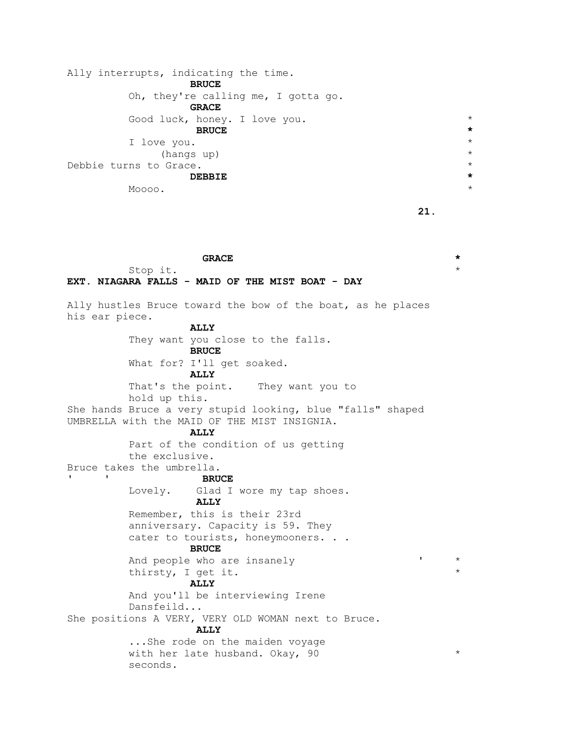Ally interrupts, indicating the time.

**BRUCE**

Oh, they're calling me, I gotta go.

**GRACE**

Good luck, honey. I love you. *

**BRUCE** *

I love you. *

(hangs up) *

Debbie turns to Grace. *

**DEBBIE** *

Moooo. *

**GRACE** *

Stop it. *

**EXT. NIAGARA FALLS - MAID OF THE MIST BOAT - DAY**

Ally hustles Bruce toward the bow of the boat, as he places his ear piece.

**ALLY**

They want you close to the falls.

**BRUCE**

What for? I'll get soaked.

**ALLY**

That's the point. They want you to hold up this.

She hands Bruce a very stupid looking, blue "falls" shaped UMBRELLA with the MAID OF THE MIST INSIGNIA.

**ALLY**

Part of the condition of us getting the exclusive.

Bruce takes the umbrella.

**BRUCE**

Lovely. Glad I wore my tap shoes.

**ALLY**

Remember, this is their 23rd anniversary. Capacity is 59. They cater to tourists, honeymooners. . .

**BRUCE**

And people who are insanely *
thirsty, I get it. *

**ALLY**

And you'll be interviewing Irene Dansfeild...

She positions A VERY, VERY OLD WOMAN next to Bruce.

**ALLY**

...She rode on the maiden voyage with her late husband. Okay, 90 *
seconds.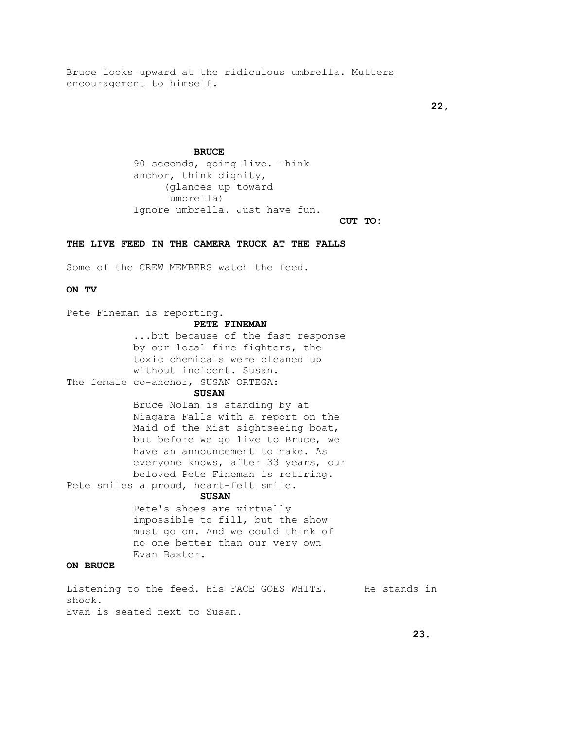Bruce looks upward at the ridiculous umbrella. Mutters encouragement to himself.

**BRUCE**

90 seconds, going live. Think anchor, think dignity,
(glances up toward umbrella)
Ignore umbrella. Just have fun.

**CUT TO:**

**THE LIVE FEED IN THE CAMERA TRUCK AT THE FALLS**

Some of the CREW MEMBERS watch the feed.

**ON TV**

Pete Fineman is reporting.

**PETE FINEMAN**

...but because of the fast response by our local fire fighters, the toxic chemicals were cleaned up without incident. Susan.

The female co-anchor, SUSAN ORTEGA:

**SUSAN**

Bruce Nolan is standing by at Niagara Falls with a report on the Maid of the Mist sightseeing boat, but before we go live to Bruce, we have an announcement to make. As everyone knows, after 33 years, our beloved Pete Fineman is retiring.

Pete smiles a proud, heart-felt smile.

**SUSAN**

Pete's shoes are virtually impossible to fill, but the show must go on. And we could think of no one better than our very own Evan Baxter.

**ON BRUCE**

Listening to the feed. His FACE GOES WHITE. He stands in shock.
Evan is seated next to Susan.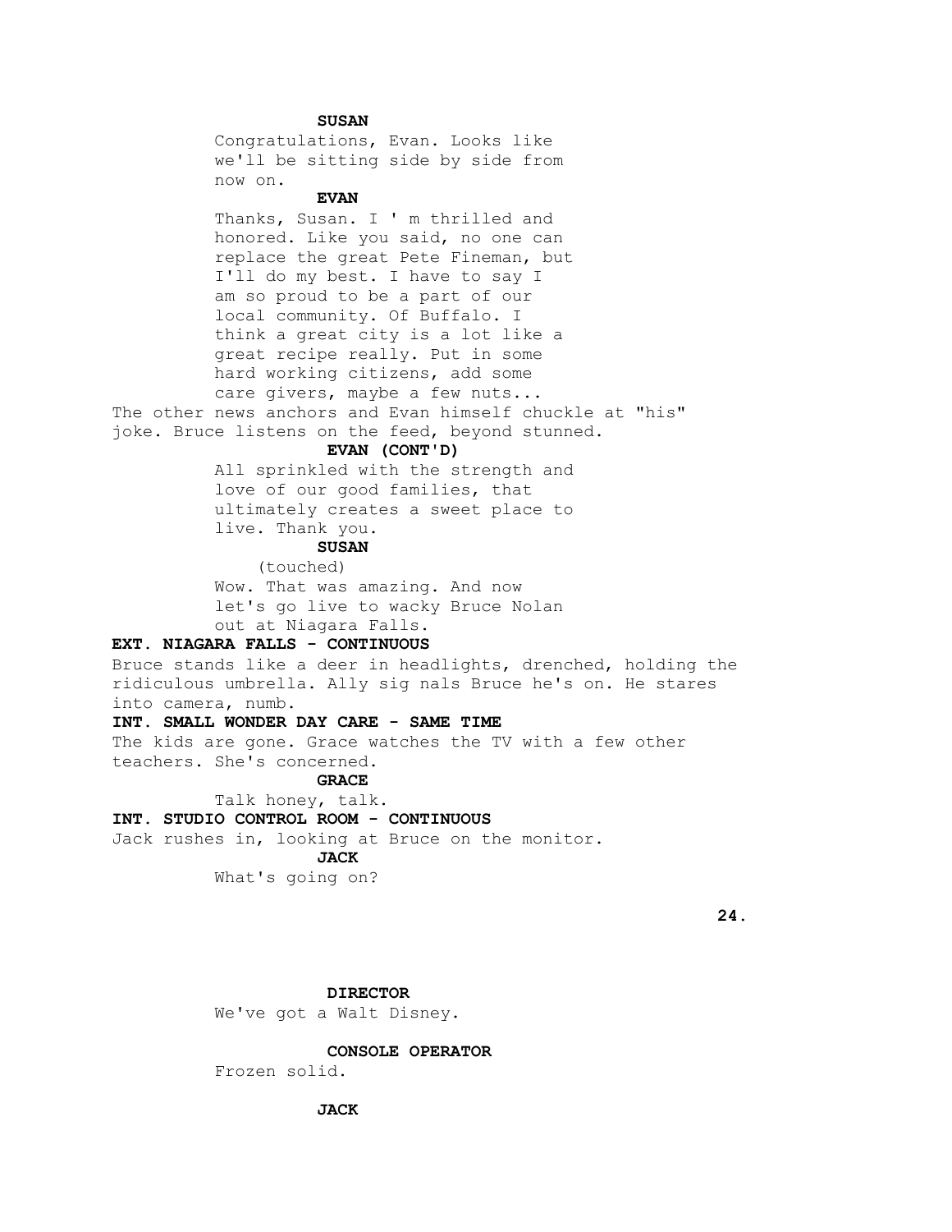**SUSAN**

Congratulations, Evan. Looks like we'll be sitting side by side from now on.

**EVAN**

Thanks, Susan. I ' m thrilled and honored. Like you said, no one can replace the great Pete Fineman, but I'll do my best. I have to say I am so proud to be a part of our local community. Of Buffalo. I think a great city is a lot like a great recipe really. Put in some hard working citizens, add some care givers, maybe a few nuts...

The other news anchors and Evan himself chuckle at "his" joke. Bruce listens on the feed, beyond stunned.

**EVAN (CONT'D)**

All sprinkled with the strength and love of our good families, that ultimately creates a sweet place to live. Thank you.

**SUSAN**

(touched)

Wow. That was amazing. And now let's go live to wacky Bruce Nolan out at Niagara Falls.

**EXT. NIAGARA FALLS - CONTINUOUS**

Bruce stands like a deer in headlights, drenched, holding the ridiculous umbrella. Ally sig nals Bruce he's on. He stares into camera, numb.

**INT. SMALL WONDER DAY CARE - SAME TIME**

The kids are gone. Grace watches the TV with a few other teachers. She's concerned.

**GRACE**

Talk honey, talk.

**INT. STUDIO CONTROL ROOM - CONTINUOUS**

Jack rushes in, looking at Bruce on the monitor.

**JACK**

What's going on?

**DIRECTOR**

We've got a Walt Disney.

**CONSOLE OPERATOR**

Frozen solid.

**JACK**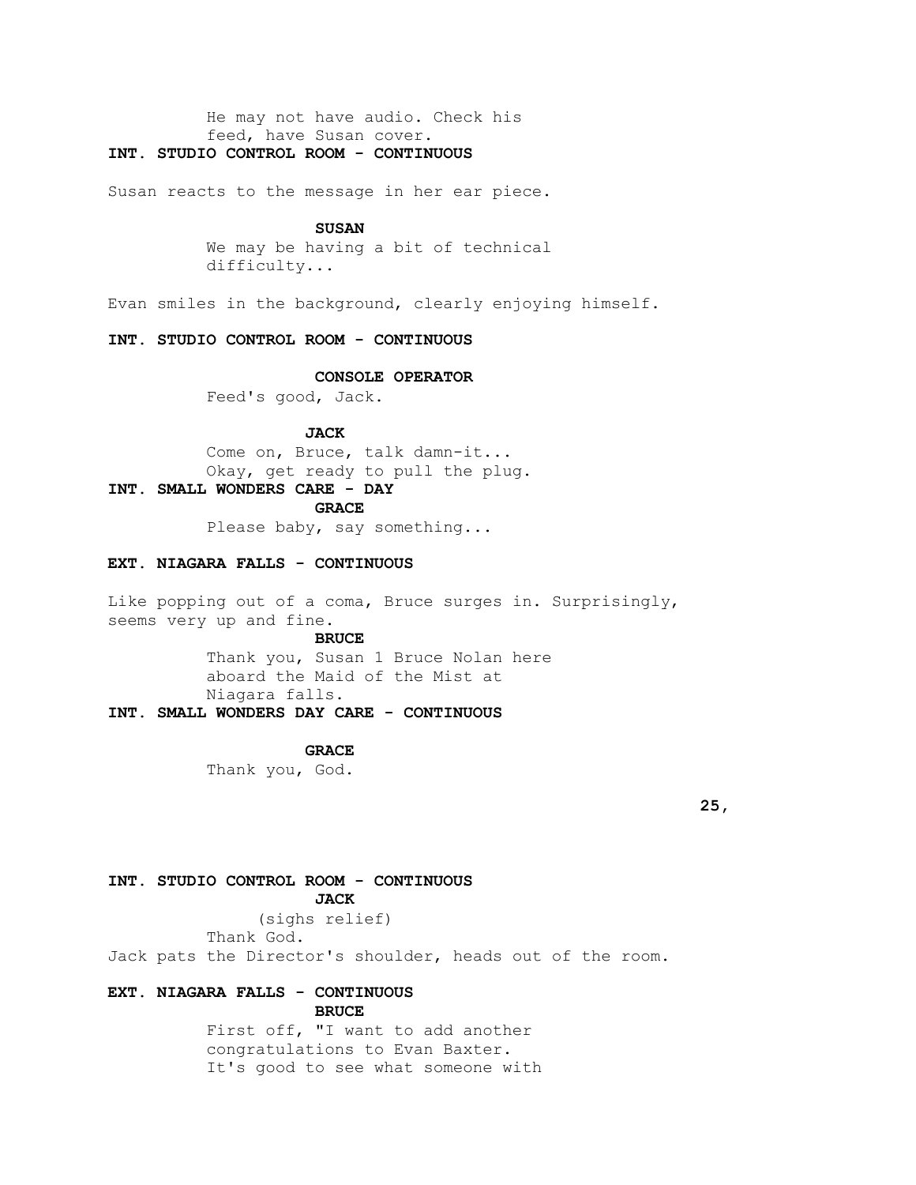He may not have audio. Check his feed, have Susan cover.

**INT. STUDIO CONTROL ROOM - CONTINUOUS**

Susan reacts to the message in her ear piece.

**SUSAN**
We may be having a bit of technical difficulty...

Evan smiles in the background, clearly enjoying himself.

**INT. STUDIO CONTROL ROOM - CONTINUOUS**

**CONSOLE OPERATOR**
Feed's good, Jack.

**JACK**
Come on, Bruce, talk damn-it...
Okay, get ready to pull the plug.

**INT. SMALL WONDERS CARE - DAY**

**GRACE**
Please baby, say something...

**EXT. NIAGARA FALLS - CONTINUOUS**

Like popping out of a coma, Bruce surges in. Surprisingly, seems very up and fine.

**BRUCE**
Thank you, Susan 1 Bruce Nolan here aboard the Maid of the Mist at Niagara falls.

**INT. SMALL WONDERS DAY CARE - CONTINUOUS**

**GRACE**
Thank you, God.

**INT. STUDIO CONTROL ROOM - CONTINUOUS**

**JACK**
(sighs relief)
Thank God.

Jack pats the Director's shoulder, heads out of the room.

**EXT. NIAGARA FALLS - CONTINUOUS**

**BRUCE**
First off, "I want to add another congratulations to Evan Baxter. It's good to see what someone with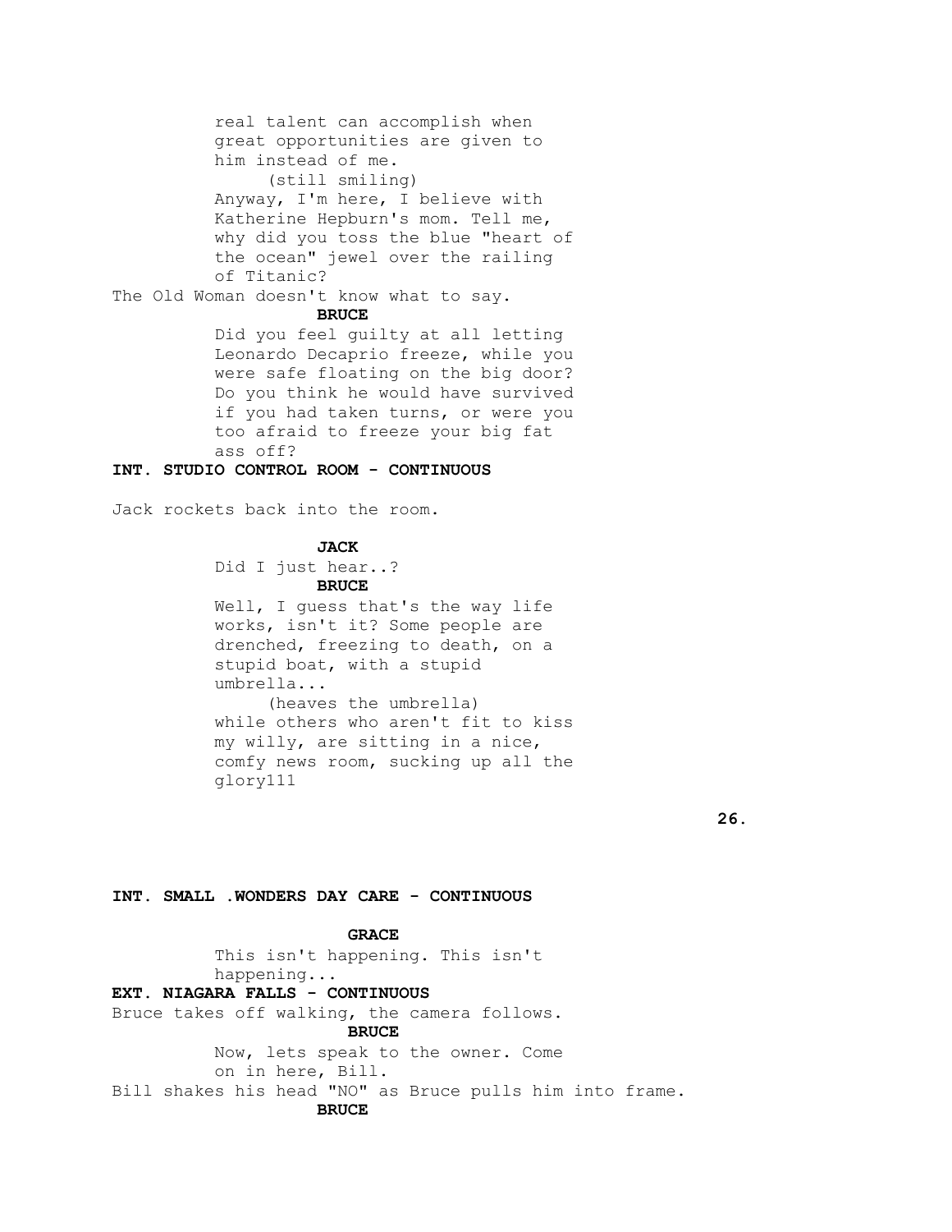real talent can accomplish when great opportunities are given to him instead of me.

(still smiling)

Anyway, I'm here, I believe with Katherine Hepburn's mom. Tell me, why did you toss the blue "heart of the ocean" jewel over the railing of Titanic?

The Old Woman doesn't know what to say.

**BRUCE**

Did you feel guilty at all letting Leonardo Decaprio freeze, while you were safe floating on the big door? Do you think he would have survived if you had taken turns, or were you too afraid to freeze your big fat ass off?

**INT. STUDIO CONTROL ROOM - CONTINUOUS**

Jack rockets back into the room.

**JACK**

Did I just hear..?

**BRUCE**

Well, I guess that's the way life works, isn't it? Some people are drenched, freezing to death, on a stupid boat, with a stupid umbrella...

(heaves the umbrella)

while others who aren't fit to kiss my willy, are sitting in a nice, comfy news room, sucking up all the glory111

**INT. SMALL .WONDERS DAY CARE - CONTINUOUS**

**GRACE**

This isn't happening. This isn't happening...

**EXT. NIAGARA FALLS - CONTINUOUS**

Bruce takes off walking, the camera follows.

**BRUCE**

Now, lets speak to the owner. Come on in here, Bill.

Bill shakes his head "NO" as Bruce pulls him into frame.

**BRUCE**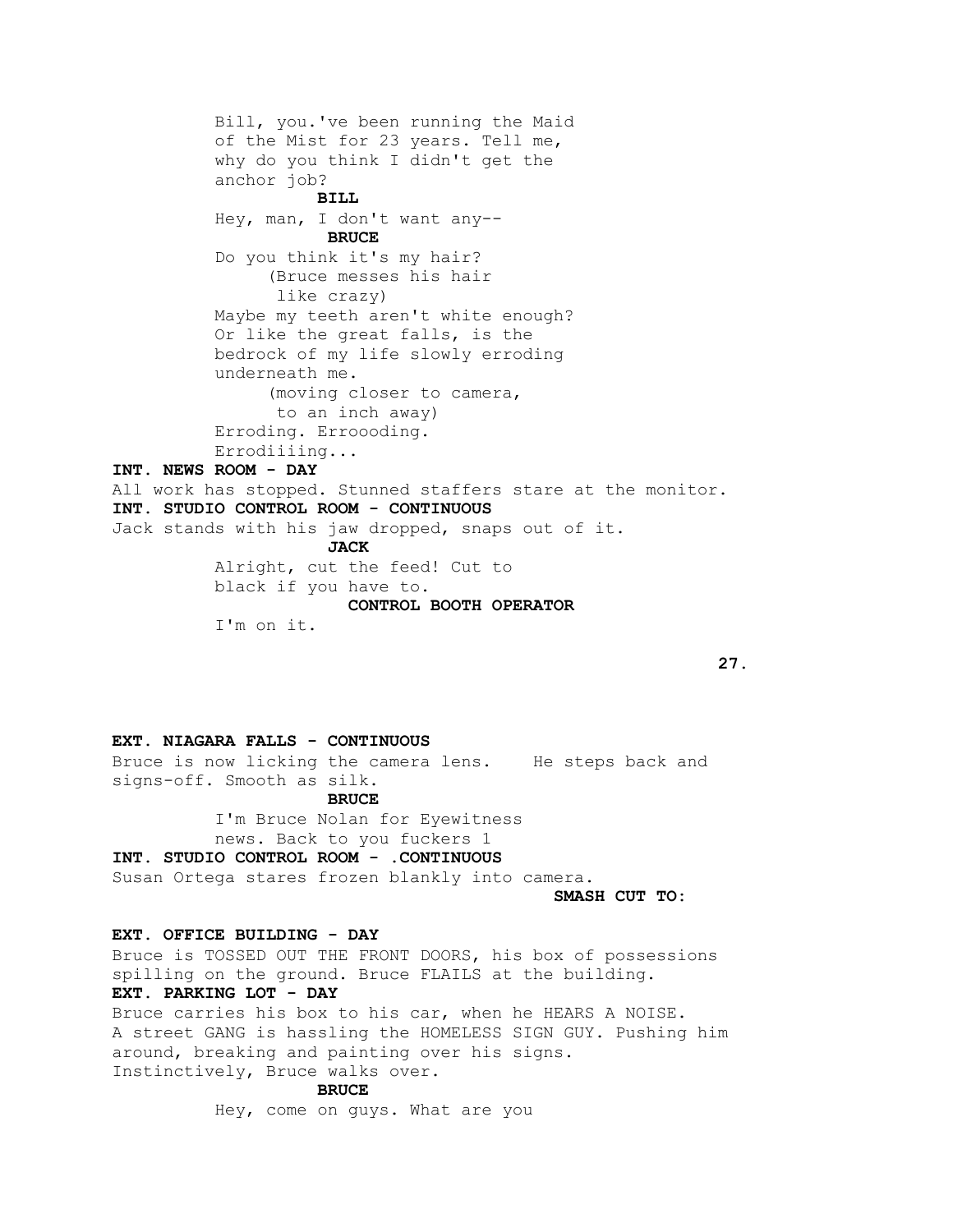Bill, you.'ve been running the Maid of the Mist for 23 years. Tell me, why do you think I didn't get the anchor job?

**BILL**

Hey, man, I don't want any--

**BRUCE**

Do you think it's my hair?

(Bruce messes his hair like crazy)

Maybe my teeth aren't white enough? Or like the great falls, is the bedrock of my life slowly erroding underneath me.

(moving closer to camera, to an inch away)

Erroding. Erroooding. Errodiiiing...

**INT. NEWS ROOM - DAY**

All work has stopped. Stunned staffers stare at the monitor.

**INT. STUDIO CONTROL ROOM - CONTINUOUS**

Jack stands with his jaw dropped, snaps out of it.

**JACK**

Alright, cut the feed! Cut to black if you have to.

**CONTROL BOOTH OPERATOR**

I'm on it.

**EXT. NIAGARA FALLS - CONTINUOUS**

Bruce is now licking the camera lens. He steps back and signs-off. Smooth as silk.

**BRUCE**

I'm Bruce Nolan for Eyewitness news. Back to you fuckers 1

**INT. STUDIO CONTROL ROOM - .CONTINUOUS**

Susan Ortega stares frozen blankly into camera.

**SMASH CUT TO:**

**EXT. OFFICE BUILDING - DAY**

Bruce is TOSSED OUT THE FRONT DOORS, his box of possessions spilling on the ground. Bruce FLAILS at the building.

**EXT. PARKING LOT - DAY**

Bruce carries his box to his car, when he HEARS A NOISE. A street GANG is hassling the HOMELESS SIGN GUY. Pushing him around, breaking and painting over his signs. Instinctively, Bruce walks over.

**BRUCE**

Hey, come on guys. What are you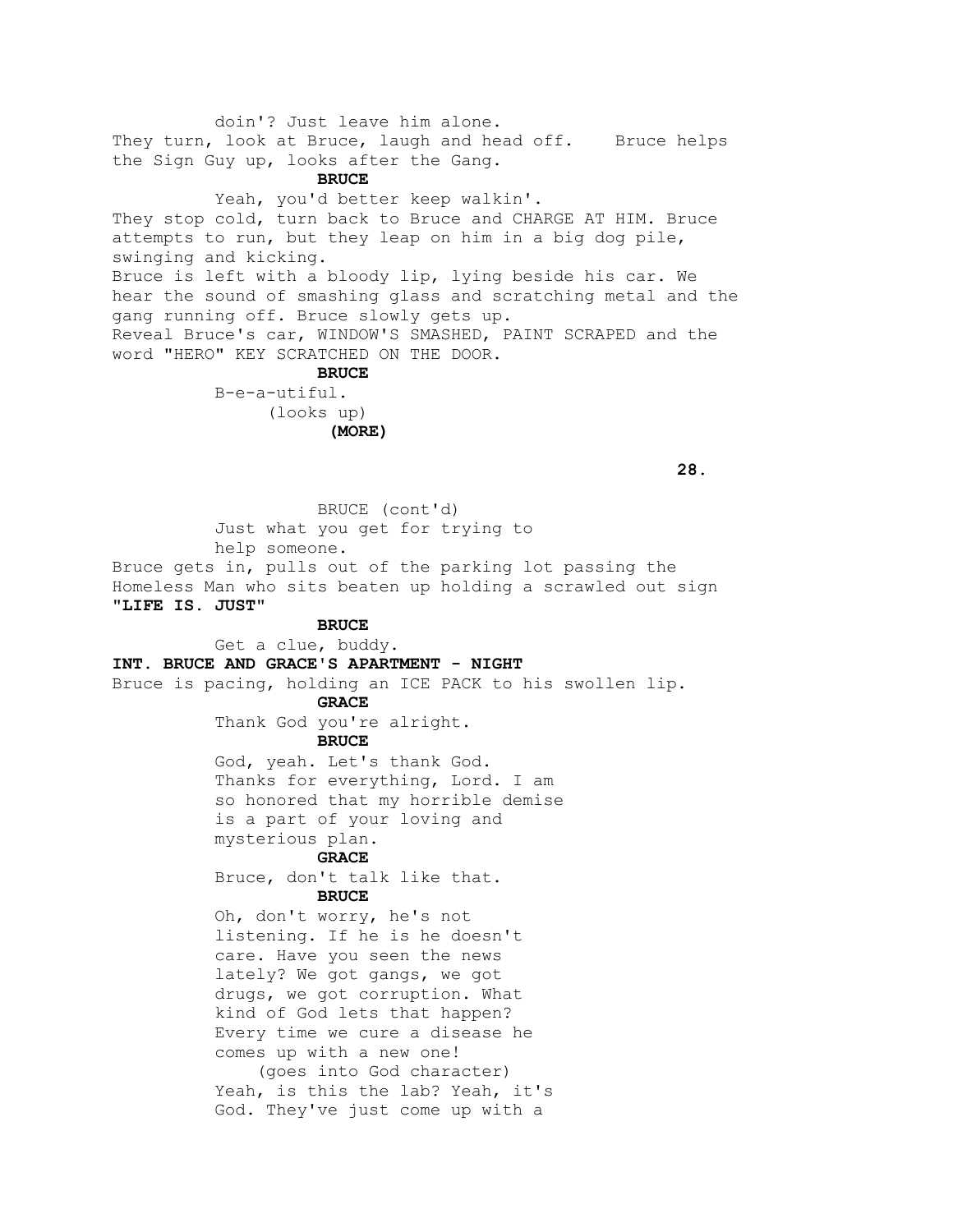doin'? Just leave him alone.

They turn, look at Bruce, laugh and head off. Bruce helps the Sign Guy up, looks after the Gang.

**BRUCE**

Yeah, you'd better keep walkin'.

They stop cold, turn back to Bruce and CHARGE AT HIM. Bruce attempts to run, but they leap on him in a big dog pile, swinging and kicking.

Bruce is left with a bloody lip, lying beside his car. We hear the sound of smashing glass and scratching metal and the gang running off. Bruce slowly gets up.

Reveal Bruce's car, WINDOW'S SMASHED, PAINT SCRAPED and the word "HERO" KEY SCRATCHED ON THE DOOR.

**BRUCE**

B-e-a-utiful.

(looks up)

**(MORE)**

BRUCE (cont'd)

Just what you get for trying to help someone.

Bruce gets in, pulls out of the parking lot passing the Homeless Man who sits beaten up holding a scrawled out sign **"LIFE IS. JUST"**

**BRUCE**

Get a clue, buddy.

**INT. BRUCE AND GRACE'S APARTMENT - NIGHT**

Bruce is pacing, holding an ICE PACK to his swollen lip.

**GRACE**

Thank God you're alright.

**BRUCE**

God, yeah. Let's thank God. Thanks for everything, Lord. I am so honored that my horrible demise is a part of your loving and mysterious plan.

**GRACE**

Bruce, don't talk like that.

**BRUCE**

Oh, don't worry, he's not listening. If he is he doesn't care. Have you seen the news lately? We got gangs, we got drugs, we got corruption. What kind of God lets that happen? Every time we cure a disease he comes up with a new one!

(goes into God character)

Yeah, is this the lab? Yeah, it's God. They've just come up with a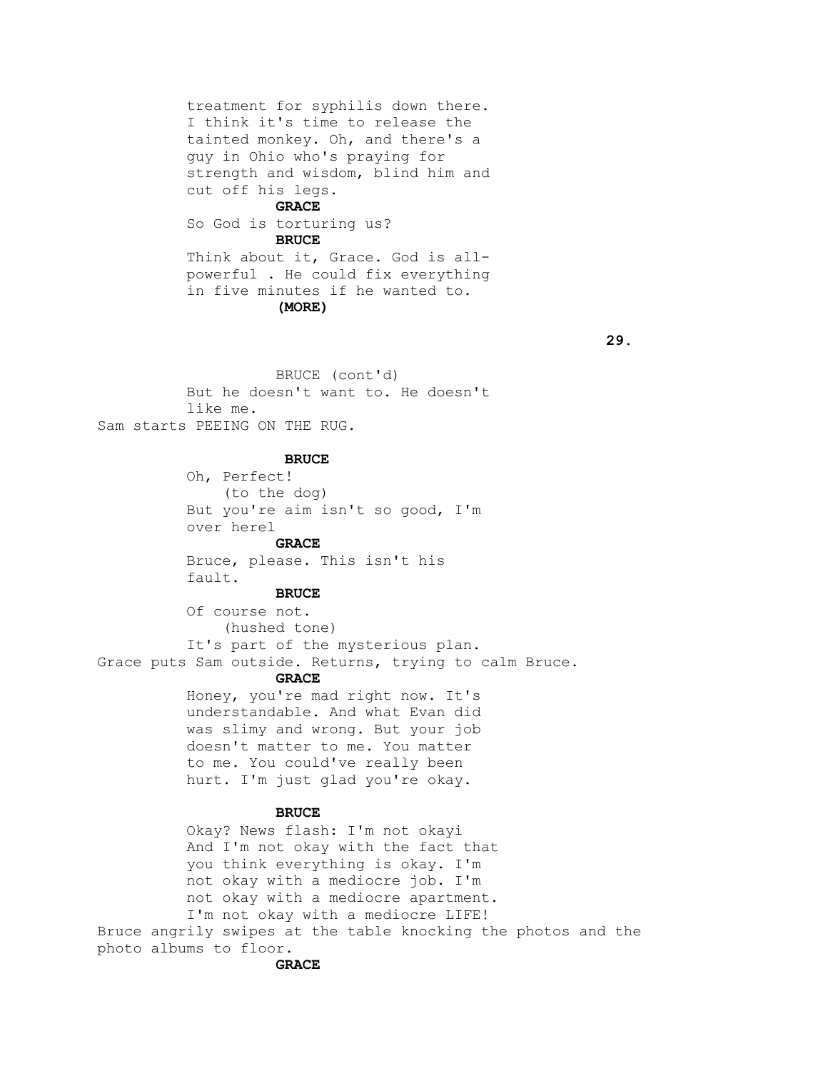treatment for syphilis down there. I think it's time to release the tainted monkey. Oh, and there's a guy in Ohio who's praying for strength and wisdom, blind him and cut off his legs.

**GRACE**

So God is torturing us?

**BRUCE**

Think about it, Grace. God is all-powerful . He could fix everything in five minutes if he wanted to.

**(MORE)**

BRUCE (cont'd)

But he doesn't want to. He doesn't like me.

Sam starts PEEING ON THE RUG.

**BRUCE**

Oh, Perfect!

(to the dog)

But you're aim isn't so good, I'm over herel

**GRACE**

Bruce, please. This isn't his fault.

**BRUCE**

Of course not.

(hushed tone)

It's part of the mysterious plan.

Grace puts Sam outside. Returns, trying to calm Bruce.

**GRACE**

Honey, you're mad right now. It's understandable. And what Evan did was slimy and wrong. But your job doesn't matter to me. You matter to me. You could've really been hurt. I'm just glad you're okay.

**BRUCE**

Okay? News flash: I'm not okayi And I'm not okay with the fact that you think everything is okay. I'm not okay with a mediocre job. I'm not okay with a mediocre apartment. I'm not okay with a mediocre LIFE!

Bruce angrily swipes at the table knocking the photos and the photo albums to floor.

**GRACE**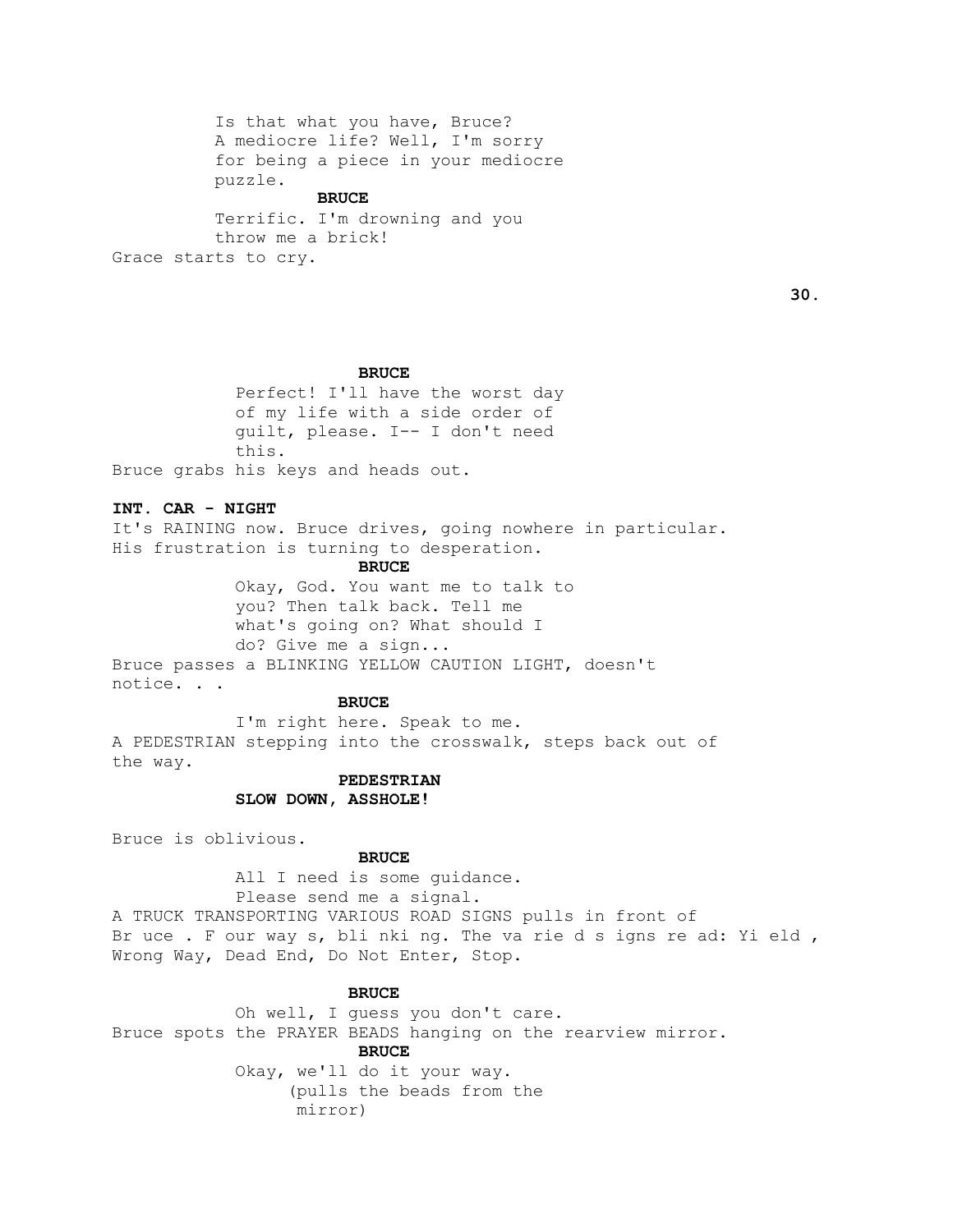Is that what you have, Bruce?
A mediocre life? Well, I'm sorry
for being a piece in your mediocre
puzzle.

**BRUCE**

Terrific. I'm drowning and you
throw me a brick!

Grace starts to cry.

**BRUCE**

Perfect! I'll have the worst day
of my life with a side order of
guilt, please. I-- I don't need
this.

Bruce grabs his keys and heads out.

**INT. CAR - NIGHT**

It's RAINING now. Bruce drives, going nowhere in particular.
His frustration is turning to desperation.

**BRUCE**

Okay, God. You want me to talk to
you? Then talk back. Tell me
what's going on? What should I
do? Give me a sign...

Bruce passes a BLINKING YELLOW CAUTION LIGHT, doesn't
notice. . .

**BRUCE**

I'm right here. Speak to me.

A PEDESTRIAN stepping into the crosswalk, steps back out of
the way.

**PEDESTRIAN**

**SLOW DOWN, ASSHOLE!**

Bruce is oblivious.

**BRUCE**

All I need is some guidance.
Please send me a signal.

A TRUCK TRANSPORTING VARIOUS ROAD SIGNS pulls in front of
Br uce . F our way s, bli nki ng. The va rie d s igns re ad: Yi eld ,
Wrong Way, Dead End, Do Not Enter, Stop.

**BRUCE**

Oh well, I guess you don't care.

Bruce spots the PRAYER BEADS hanging on the rearview mirror.

**BRUCE**

Okay, we'll do it your way.
(pulls the beads from the
mirror)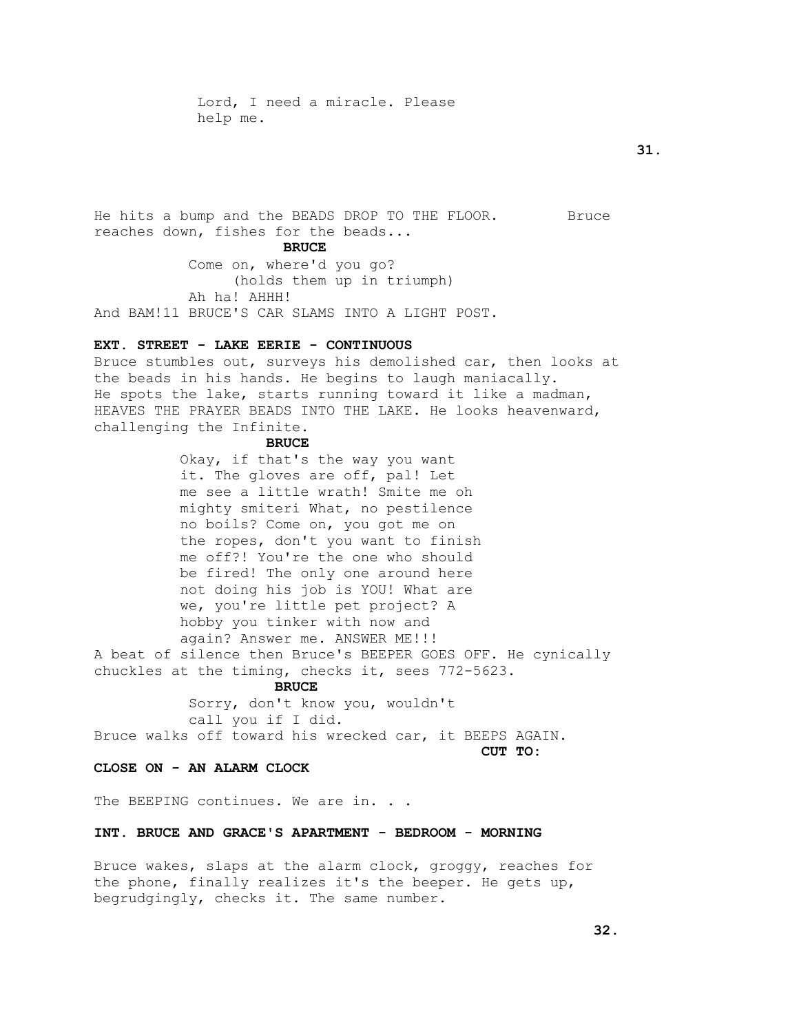Lord, I need a miracle. Please
help me.

He hits a bump and the BEADS DROP TO THE FLOOR. Bruce reaches down, fishes for the beads...

**BRUCE**

Come on, where'd you go?
(holds them up in triumph)
Ah ha! AHHH!

And BAM!11 BRUCE'S CAR SLAMS INTO A LIGHT POST.

**EXT. STREET - LAKE EERIE - CONTINUOUS**

Bruce stumbles out, surveys his demolished car, then looks at the beads in his hands. He begins to laugh maniacally. He spots the lake, starts running toward it like a madman, HEAVES THE PRAYER BEADS INTO THE LAKE. He looks heavenward, challenging the Infinite.

**BRUCE**

Okay, if that's the way you want it. The gloves are off, pal! Let me see a little wrath! Smite me oh mighty smiteri What, no pestilence no boils? Come on, you got me on the ropes, don't you want to finish me off?! You're the one who should be fired! The only one around here not doing his job is YOU! What are we, you're little pet project? A hobby you tinker with now and again? Answer me. ANSWER ME!!!

A beat of silence then Bruce's BEEPER GOES OFF. He cynically chuckles at the timing, checks it, sees 772-5623.

**BRUCE**

Sorry, don't know you, wouldn't call you if I did.

Bruce walks off toward his wrecked car, it BEEPS AGAIN.

**CUT TO:**

**CLOSE ON - AN ALARM CLOCK**

The BEEPING continues. We are in. . .

**INT. BRUCE AND GRACE'S APARTMENT - BEDROOM - MORNING**

Bruce wakes, slaps at the alarm clock, groggy, reaches for the phone, finally realizes it's the beeper. He gets up, begrudgingly, checks it. The same number.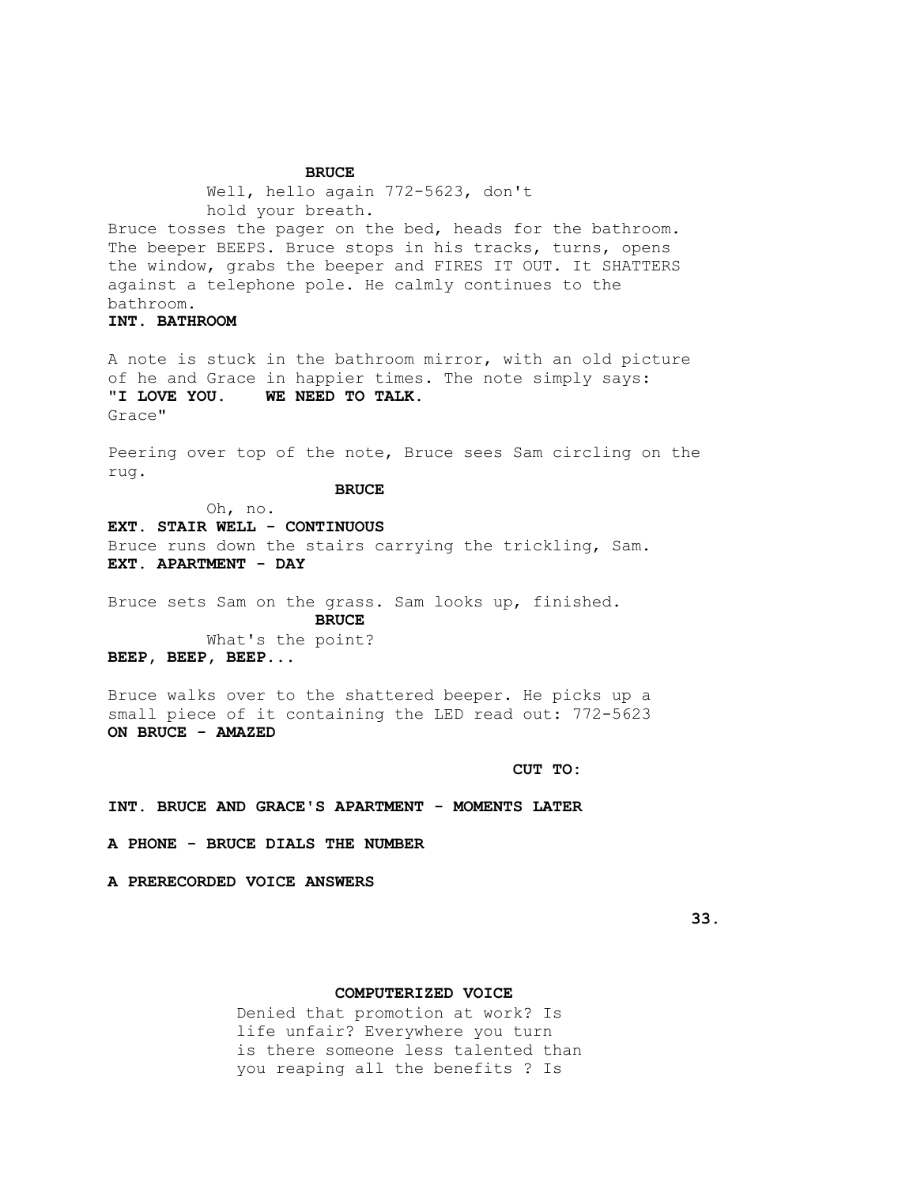**BRUCE**

Well, hello again 772-5623, don't hold your breath.

Bruce tosses the pager on the bed, heads for the bathroom. The beeper BEEPS. Bruce stops in his tracks, turns, opens the window, grabs the beeper and FIRES IT OUT. It SHATTERS against a telephone pole. He calmly continues to the bathroom.

**INT. BATHROOM**

A note is stuck in the bathroom mirror, with an old picture of he and Grace in happier times. The note simply says:

**"I LOVE YOU. WE NEED TO TALK.**
Grace"

Peering over top of the note, Bruce sees Sam circling on the rug.

**BRUCE**

Oh, no.

**EXT. STAIR WELL - CONTINUOUS**

Bruce runs down the stairs carrying the trickling, Sam.

**EXT. APARTMENT - DAY**

Bruce sets Sam on the grass. Sam looks up, finished.

**BRUCE**

What's the point?

**BEEP, BEEP, BEEP...**

Bruce walks over to the shattered beeper. He picks up a small piece of it containing the LED read out: 772-5623

**ON BRUCE - AMAZED**

**CUT TO:**

**INT. BRUCE AND GRACE'S APARTMENT - MOMENTS LATER**

**A PHONE - BRUCE DIALS THE NUMBER**

**A PRERECORDED VOICE ANSWERS**

**COMPUTERIZED VOICE**

Denied that promotion at work? Is life unfair? Everywhere you turn is there someone less talented than you reaping all the benefits ? Is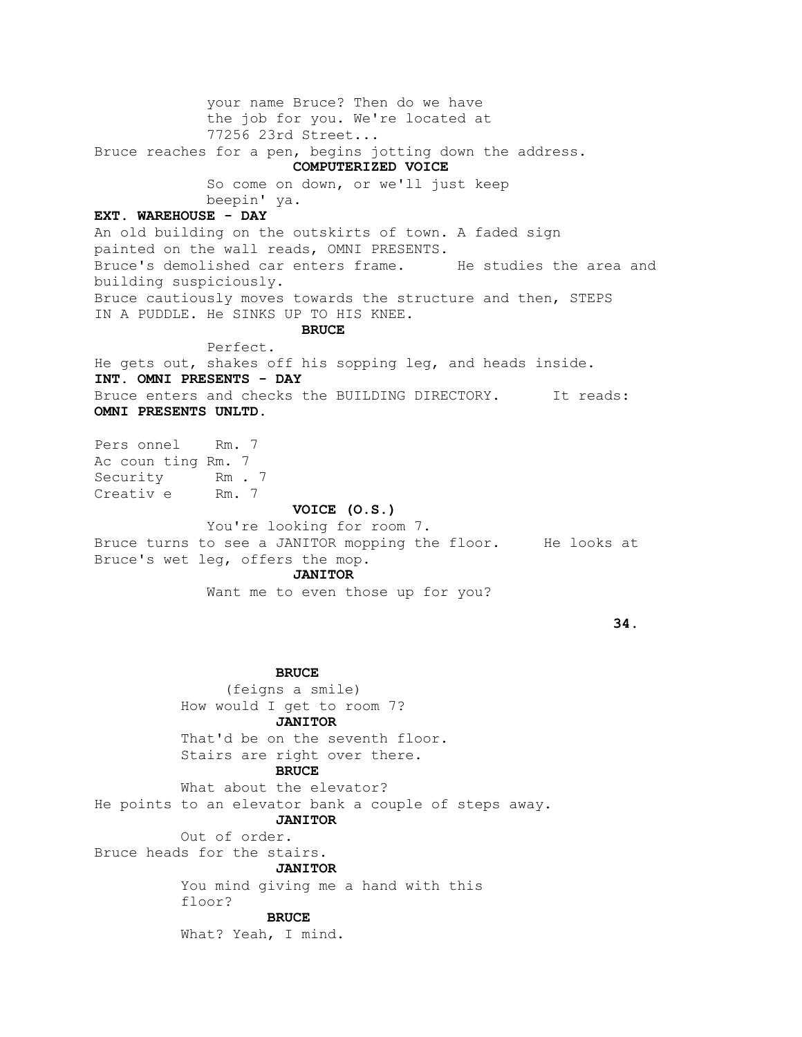your name Bruce? Then do we have the job for you. We're located at 77256 23rd Street...

Bruce reaches for a pen, begins jotting down the address.

**COMPUTERIZED VOICE**

So come on down, or we'll just keep beepin' ya.

**EXT. WAREHOUSE - DAY**

An old building on the outskirts of town. A faded sign painted on the wall reads, OMNI PRESENTS.

Bruce's demolished car enters frame. He studies the area and building suspiciously.

Bruce cautiously moves towards the structure and then, STEPS IN A PUDDLE. He SINKS UP TO HIS KNEE.

**BRUCE**

Perfect.

He gets out, shakes off his sopping leg, and heads inside.

**INT. OMNI PRESENTS - DAY**

Bruce enters and checks the BUILDING DIRECTORY. It reads:

**OMNI PRESENTS UNLTD.**

Pers onnel Rm. 7
Ac coun ting Rm. 7
Security Rm . 7
Creativ e Rm. 7

**VOICE (O.S.)**

You're looking for room 7.

Bruce turns to see a JANITOR mopping the floor. He looks at Bruce's wet leg, offers the mop.

**JANITOR**

Want me to even those up for you?

**BRUCE**

(feigns a smile)

How would I get to room 7?

**JANITOR**

That'd be on the seventh floor. Stairs are right over there.

**BRUCE**

What about the elevator?

He points to an elevator bank a couple of steps away.

**JANITOR**

Out of order.

Bruce heads for the stairs.

**JANITOR**

You mind giving me a hand with this floor?

**BRUCE**

What? Yeah, I mind.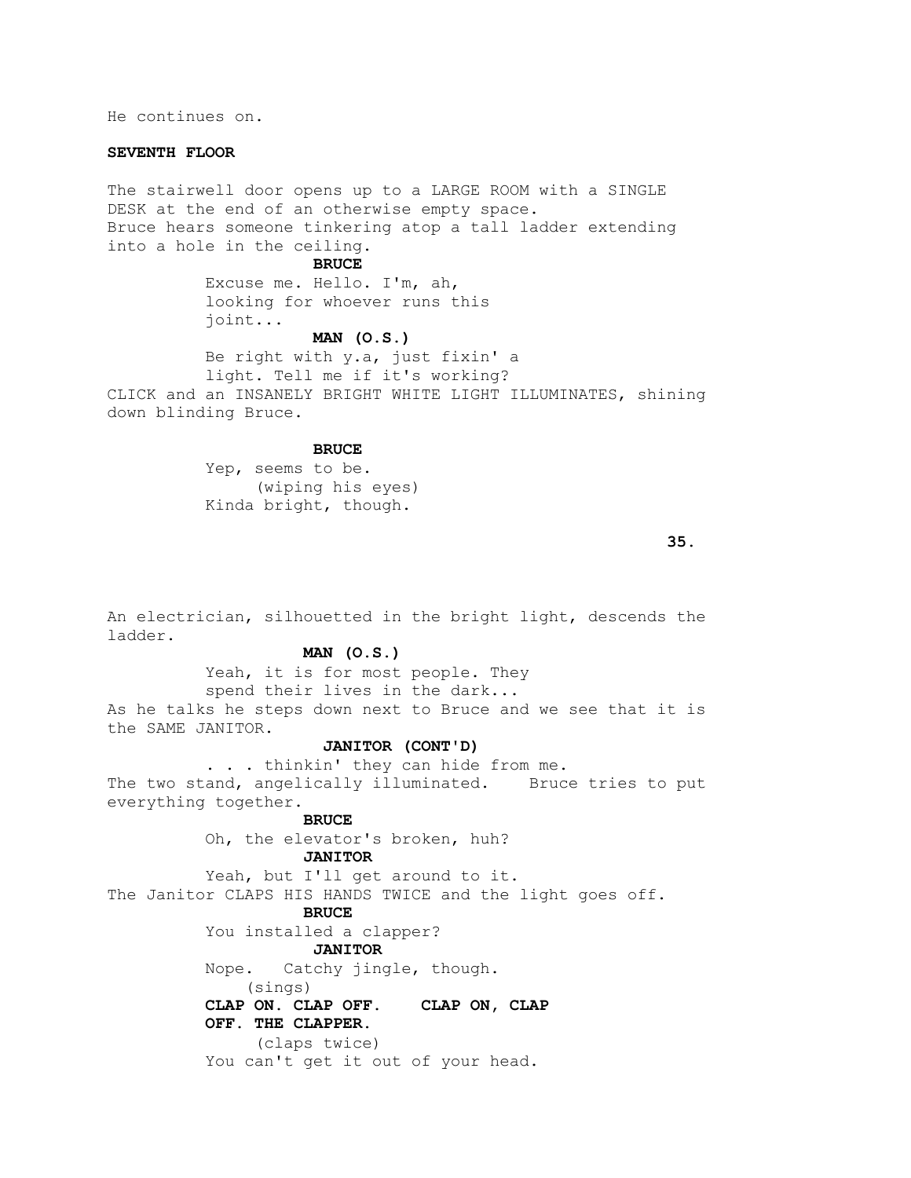He continues on.

**SEVENTH FLOOR**

The stairwell door opens up to a LARGE ROOM with a SINGLE DESK at the end of an otherwise empty space.
Bruce hears someone tinkering atop a tall ladder extending into a hole in the ceiling.

**BRUCE**
Excuse me. Hello. I'm, ah, looking for whoever runs this joint...

**MAN (O.S.)**
Be right with y.a, just fixin' a light. Tell me if it's working?

CLICK and an INSANELY BRIGHT WHITE LIGHT ILLUMINATES, shining down blinding Bruce.

**BRUCE**
Yep, seems to be.
(wiping his eyes)
Kinda bright, though.

An electrician, silhouetted in the bright light, descends the ladder.

**MAN (O.S.)**
Yeah, it is for most people. They spend their lives in the dark...

As he talks he steps down next to Bruce and we see that it is the SAME JANITOR.

**JANITOR (CONT'D)**
. . . thinkin' they can hide from me.

The two stand, angelically illuminated. Bruce tries to put everything together.

**BRUCE**
Oh, the elevator's broken, huh?

**JANITOR**
Yeah, but I'll get around to it.

The Janitor CLAPS HIS HANDS TWICE and the light goes off.

**BRUCE**
You installed a clapper?

**JANITOR**
Nope. Catchy jingle, though.
(sings)
**CLAP ON. CLAP OFF. CLAP ON, CLAP OFF. THE CLAPPER.**
(claps twice)
You can't get it out of your head.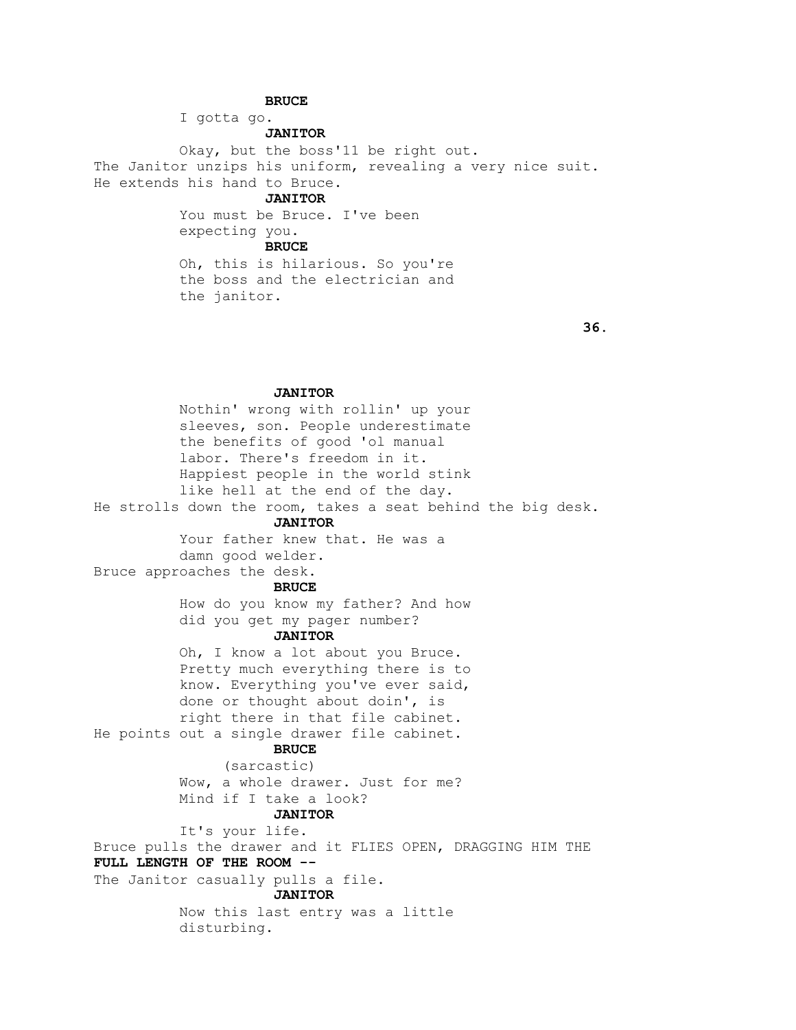**BRUCE**

I gotta go.

**JANITOR**

Okay, but the boss'll be right out.

The Janitor unzips his uniform, revealing a very nice suit. He extends his hand to Bruce.

**JANITOR**

You must be Bruce. I've been expecting you.

**BRUCE**

Oh, this is hilarious. So you're the boss and the electrician and the janitor.

**JANITOR**

Nothin' wrong with rollin' up your sleeves, son. People underestimate the benefits of good 'ol manual labor. There's freedom in it. Happiest people in the world stink like hell at the end of the day.

He strolls down the room, takes a seat behind the big desk.

**JANITOR**

Your father knew that. He was a damn good welder.

Bruce approaches the desk.

**BRUCE**

How do you know my father? And how did you get my pager number?

**JANITOR**

Oh, I know a lot about you Bruce. Pretty much everything there is to know. Everything you've ever said, done or thought about doin', is right there in that file cabinet.

He points out a single drawer file cabinet.

**BRUCE**

(sarcastic)

Wow, a whole drawer. Just for me? Mind if I take a look?

**JANITOR**

It's your life.

Bruce pulls the drawer and it FLIES OPEN, DRAGGING HIM THE **FULL LENGTH OF THE ROOM --**

The Janitor casually pulls a file.

**JANITOR**

Now this last entry was a little disturbing.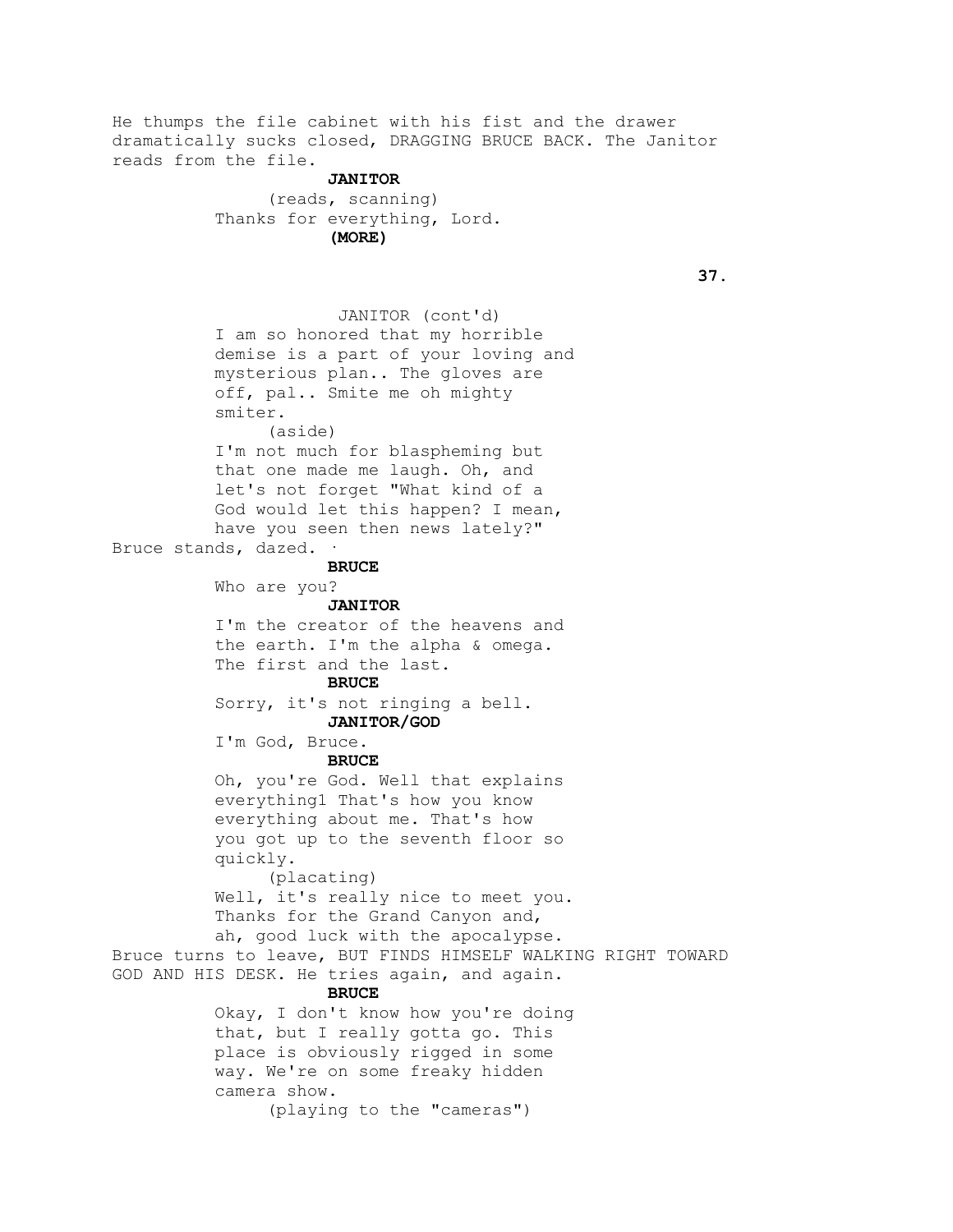He thumps the file cabinet with his fist and the drawer dramatically sucks closed, DRAGGING BRUCE BACK. The Janitor reads from the file.

**JANITOR**

(reads, scanning)

Thanks for everything, Lord.

**(MORE)**

JANITOR (cont'd)

I am so honored that my horrible demise is a part of your loving and mysterious plan.. The gloves are off, pal.. Smite me oh mighty smiter.

(aside)

I'm not much for blaspheming but that one made me laugh. Oh, and let's not forget "What kind of a God would let this happen? I mean, have you seen then news lately?"

Bruce stands, dazed. ·

**BRUCE**

Who are you?

**JANITOR**

I'm the creator of the heavens and the earth. I'm the alpha & omega. The first and the last.

**BRUCE**

Sorry, it's not ringing a bell.

**JANITOR/GOD**

I'm God, Bruce.

**BRUCE**

Oh, you're God. Well that explains everything1 That's how you know everything about me. That's how you got up to the seventh floor so quickly.

(placating)

Well, it's really nice to meet you. Thanks for the Grand Canyon and, ah, good luck with the apocalypse.

Bruce turns to leave, BUT FINDS HIMSELF WALKING RIGHT TOWARD GOD AND HIS DESK. He tries again, and again.

**BRUCE**

Okay, I don't know how you're doing that, but I really gotta go. This place is obviously rigged in some way. We're on some freaky hidden camera show.

(playing to the "cameras")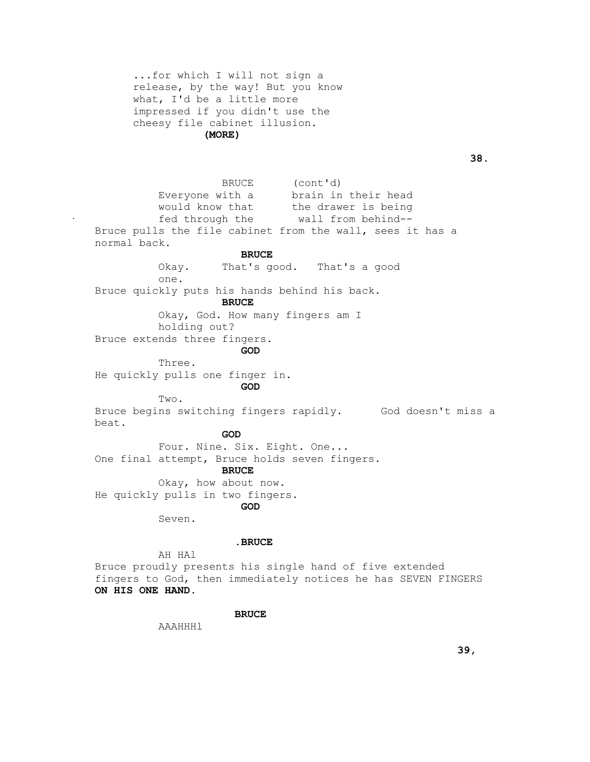...for which I will not sign a release, by the way! But you know what, I'd be a little more impressed if you didn't use the cheesy file cabinet illusion.

**(MORE)**

BRUCE (cont'd)

Everyone with a brain in their head would know that the drawer is being fed through the wall from behind--

Bruce pulls the file cabinet from the wall, sees it has a normal back.

**BRUCE**

Okay. That's good. That's a good one.

Bruce quickly puts his hands behind his back.

**BRUCE**

Okay, God. How many fingers am I holding out?

Bruce extends three fingers.

**GOD**

Three.

He quickly pulls one finger in.

**GOD**

Two.

Bruce begins switching fingers rapidly. God doesn't miss a beat.

**GOD**

Four. Nine. Six. Eight. One...

One final attempt, Bruce holds seven fingers.

**BRUCE**

Okay, how about now.

He quickly pulls in two fingers.

**GOD**

Seven.

**.BRUCE**

AH HAl

Bruce proudly presents his single hand of five extended fingers to God, then immediately notices he has SEVEN FINGERS **ON HIS ONE HAND.**

**BRUCE**

AAAHHHl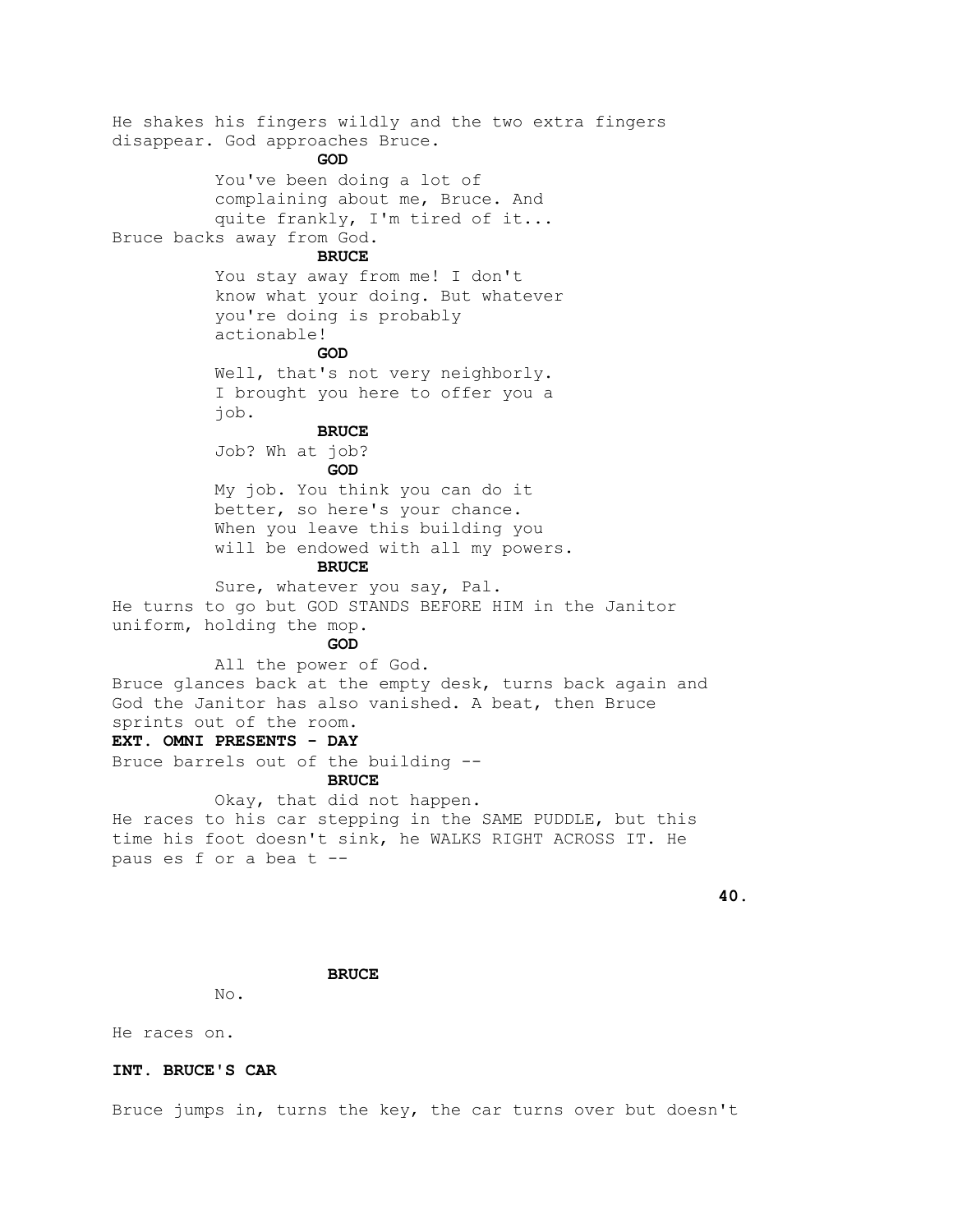He shakes his fingers wildly and the two extra fingers disappear. God approaches Bruce.

**GOD**

You've been doing a lot of complaining about me, Bruce. And quite frankly, I'm tired of it...

Bruce backs away from God.

**BRUCE**

You stay away from me! I don't know what your doing. But whatever you're doing is probably actionable!

**GOD**

Well, that's not very neighborly. I brought you here to offer you a job.

**BRUCE**

Job? Wh at job?

**GOD**

My job. You think you can do it better, so here's your chance. When you leave this building you will be endowed with all my powers.

**BRUCE**

Sure, whatever you say, Pal.

He turns to go but GOD STANDS BEFORE HIM in the Janitor uniform, holding the mop.

**GOD**

All the power of God.

Bruce glances back at the empty desk, turns back again and God the Janitor has also vanished. A beat, then Bruce sprints out of the room.

**EXT. OMNI PRESENTS - DAY**

Bruce barrels out of the building --

**BRUCE**

Okay, that did not happen.

He races to his car stepping in the SAME PUDDLE, but this time his foot doesn't sink, he WALKS RIGHT ACROSS IT. He paus es f or a bea t --

**BRUCE**

No.

He races on.

**INT. BRUCE'S CAR**

Bruce jumps in, turns the key, the car turns over but doesn't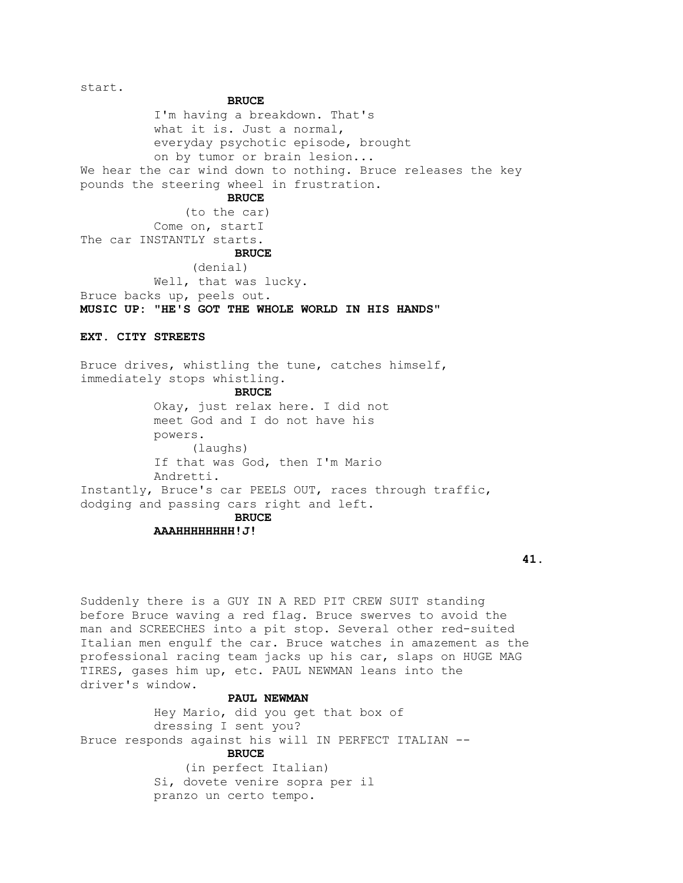start.

**BRUCE**

I'm having a breakdown. That's what it is. Just a normal, everyday psychotic episode, brought on by tumor or brain lesion...

We hear the car wind down to nothing. Bruce releases the key pounds the steering wheel in frustration.

**BRUCE**

(to the car)

Come on, startI

The car INSTANTLY starts.

**BRUCE**

(denial)

Well, that was lucky.

Bruce backs up, peels out.

**MUSIC UP: "HE'S GOT THE WHOLE WORLD IN HIS HANDS"**

**EXT. CITY STREETS**

Bruce drives, whistling the tune, catches himself, immediately stops whistling.

**BRUCE**

Okay, just relax here. I did not meet God and I do not have his powers.

(laughs)

If that was God, then I'm Mario Andretti.

Instantly, Bruce's car PEELS OUT, races through traffic, dodging and passing cars right and left.

**BRUCE**

**AAAHHHHHHHH!J!**

Suddenly there is a GUY IN A RED PIT CREW SUIT standing before Bruce waving a red flag. Bruce swerves to avoid the man and SCREECHES into a pit stop. Several other red-suited Italian men engulf the car. Bruce watches in amazement as the professional racing team jacks up his car, slaps on HUGE MAG TIRES, gases him up, etc. PAUL NEWMAN leans into the driver's window.

**PAUL NEWMAN**

Hey Mario, did you get that box of dressing I sent you?

Bruce responds against his will IN PERFECT ITALIAN --

**BRUCE**

(in perfect Italian)

Si, dovete venire sopra per il pranzo un certo tempo.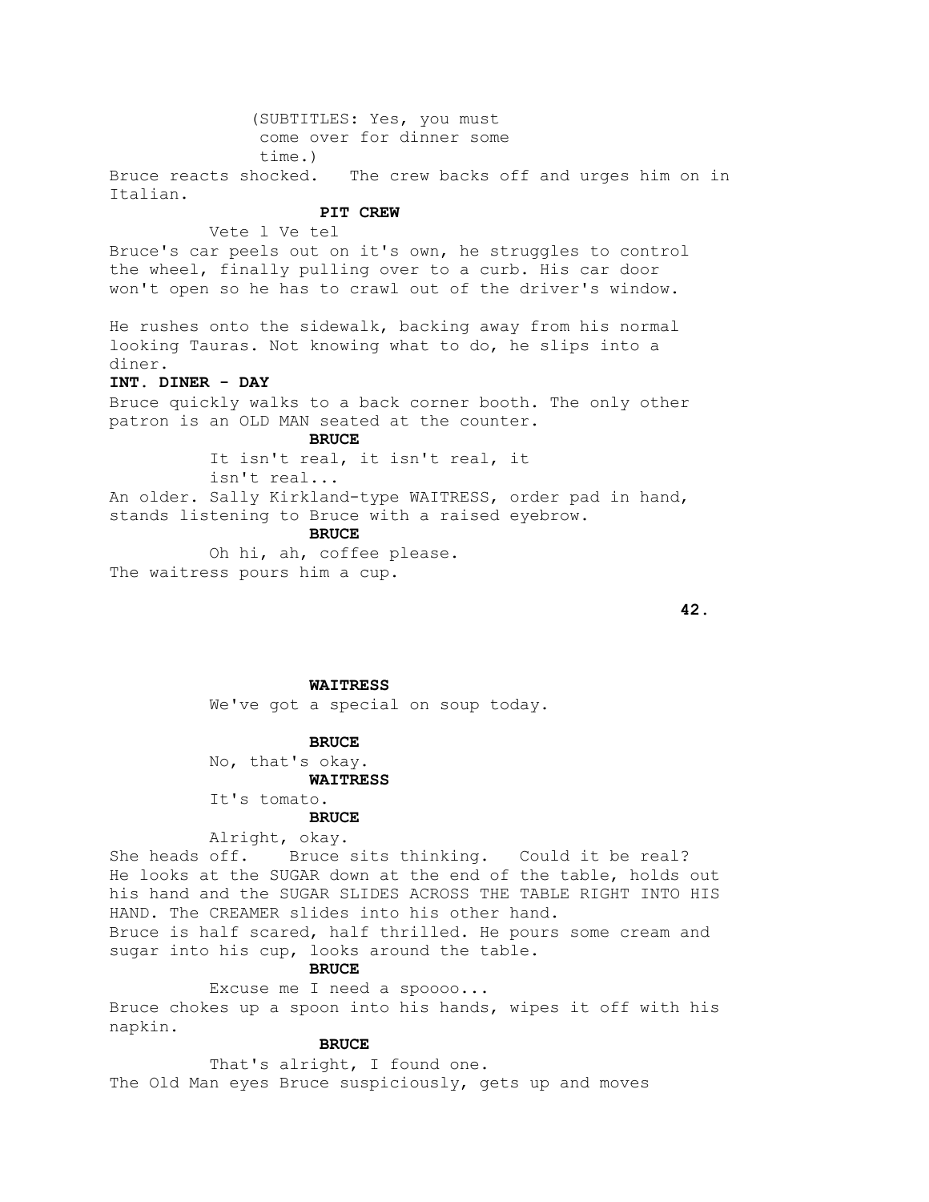(SUBTITLES: Yes, you must come over for dinner some time.)

Bruce reacts shocked. The crew backs off and urges him on in Italian.

**PIT CREW**

Vete l Ve tel

Bruce's car peels out on it's own, he struggles to control the wheel, finally pulling over to a curb. His car door won't open so he has to crawl out of the driver's window.

He rushes onto the sidewalk, backing away from his normal looking Tauras. Not knowing what to do, he slips into a diner.

**INT. DINER - DAY**

Bruce quickly walks to a back corner booth. The only other patron is an OLD MAN seated at the counter.

**BRUCE**

It isn't real, it isn't real, it isn't real...

An older. Sally Kirkland-type WAITRESS, order pad in hand, stands listening to Bruce with a raised eyebrow.

**BRUCE**

Oh hi, ah, coffee please.

The waitress pours him a cup.

**WAITRESS**

We've got a special on soup today.

**BRUCE**

No, that's okay.

**WAITRESS**

It's tomato.

**BRUCE**

Alright, okay.

She heads off. Bruce sits thinking. Could it be real? He looks at the SUGAR down at the end of the table, holds out his hand and the SUGAR SLIDES ACROSS THE TABLE RIGHT INTO HIS HAND. The CREAMER slides into his other hand.

Bruce is half scared, half thrilled. He pours some cream and sugar into his cup, looks around the table.

**BRUCE**

Excuse me I need a spoooo...

Bruce chokes up a spoon into his hands, wipes it off with his napkin.

**BRUCE**

That's alright, I found one.

The Old Man eyes Bruce suspiciously, gets up and moves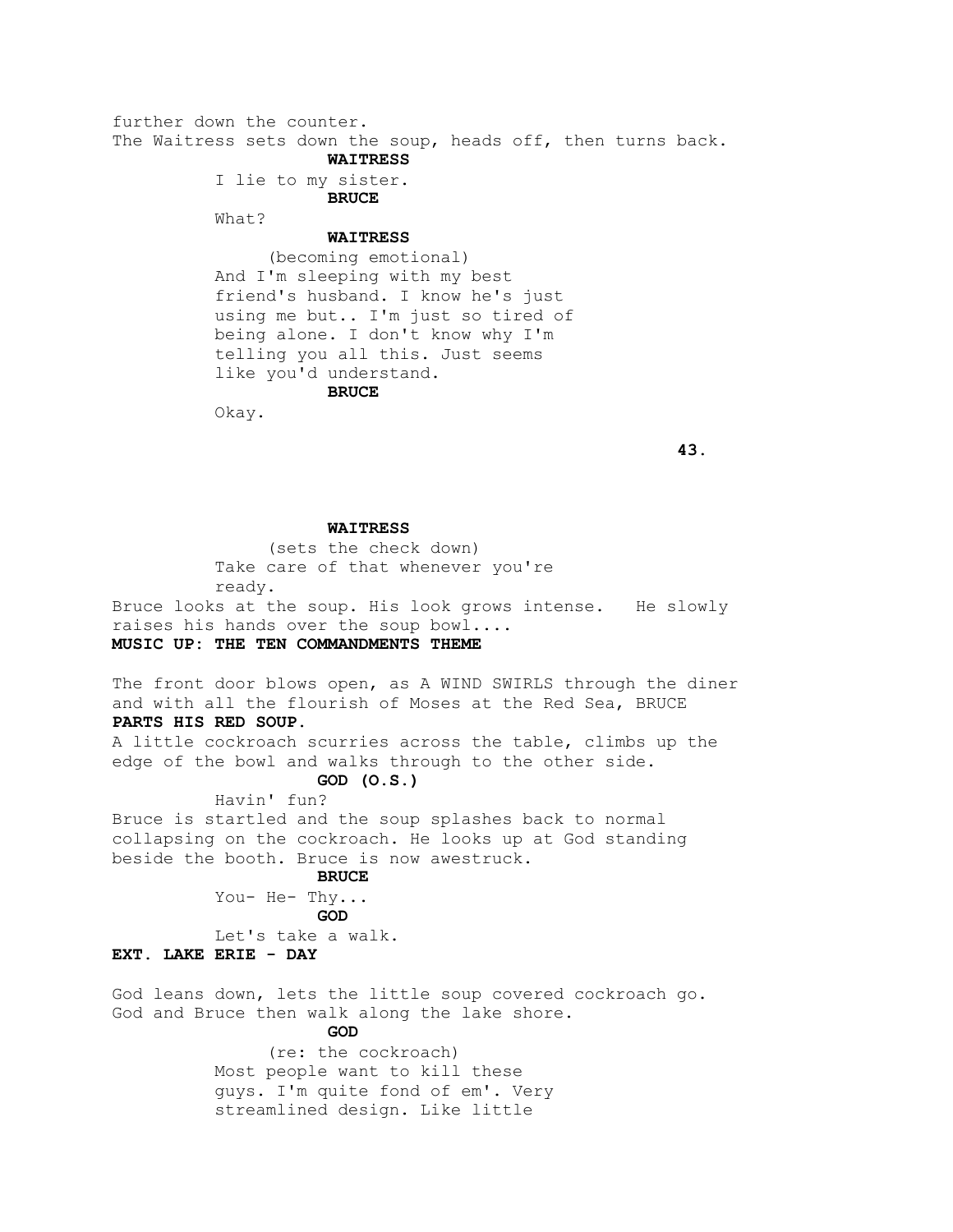further down the counter.
The Waitress sets down the soup, heads off, then turns back.

**WAITRESS**
I lie to my sister.

**BRUCE**
What?

**WAITRESS**
(becoming emotional)
And I'm sleeping with my best friend's husband. I know he's just using me but.. I'm just so tired of being alone. I don't know why I'm telling you all this. Just seems like you'd understand.

**BRUCE**
Okay.

**WAITRESS**
(sets the check down)
Take care of that whenever you're ready.

Bruce looks at the soup. His look grows intense. He slowly raises his hands over the soup bowl....

**MUSIC UP: THE TEN COMMANDMENTS THEME**

The front door blows open, as A WIND SWIRLS through the diner and with all the flourish of Moses at the Red Sea, BRUCE **PARTS HIS RED SOUP.**

A little cockroach scurries across the table, climbs up the edge of the bowl and walks through to the other side.

**GOD (O.S.)**
Havin' fun?

Bruce is startled and the soup splashes back to normal collapsing on the cockroach. He looks up at God standing beside the booth. Bruce is now awestruck.

**BRUCE**
You- He- Thy...

**GOD**
Let's take a walk.

**EXT. LAKE ERIE - DAY**

God leans down, lets the little soup covered cockroach go. God and Bruce then walk along the lake shore.

**GOD**
(re: the cockroach)
Most people want to kill these guys. I'm quite fond of em'. Very streamlined design. Like little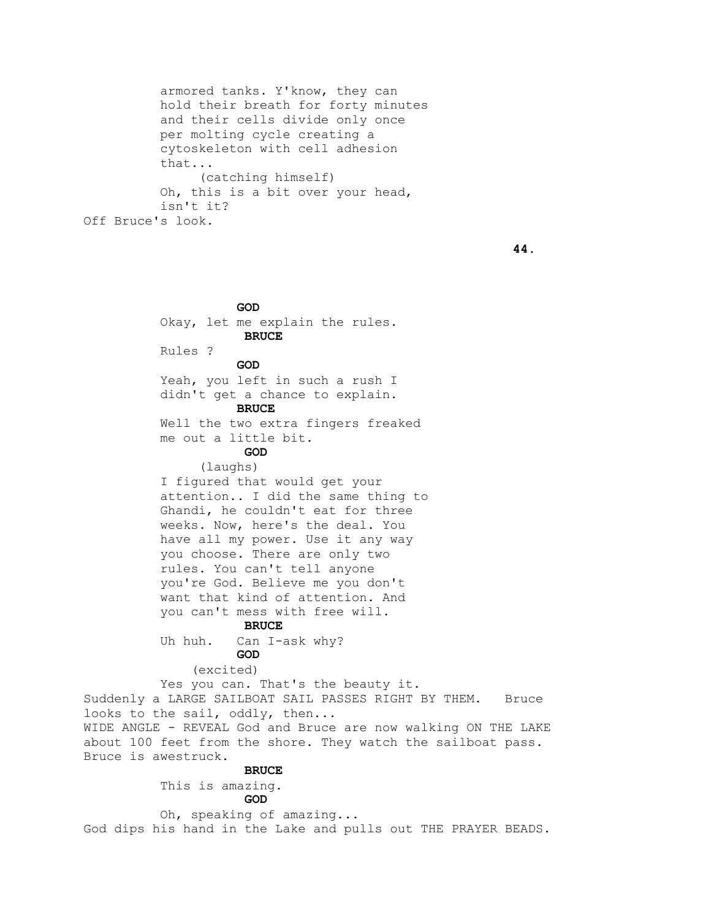armored tanks. Y'know, they can
hold their breath for forty minutes
and their cells divide only once
per molting cycle creating a
cytoskeleton with cell adhesion
that...

(catching himself)

Oh, this is a bit over your head,
isn't it?

Off Bruce's look.

**GOD**

Okay, let me explain the rules.

**BRUCE**

Rules ?

**GOD**

Yeah, you left in such a rush I
didn't get a chance to explain.

**BRUCE**

Well the two extra fingers freaked
me out a little bit.

**GOD**

(laughs)

I figured that would get your
attention.. I did the same thing to
Ghandi, he couldn't eat for three
weeks. Now, here's the deal. You
have all my power. Use it any way
you choose. There are only two
rules. You can't tell anyone
you're God. Believe me you don't
want that kind of attention. And
you can't mess with free will.

**BRUCE**

Uh huh.   Can I-ask why?

**GOD**

(excited)

Yes you can. That's the beauty it.

Suddenly a LARGE SAILBOAT SAIL PASSES RIGHT BY THEM.   Bruce
looks to the sail, oddly, then...

WIDE ANGLE - REVEAL God and Bruce are now walking ON THE LAKE
about 100 feet from the shore. They watch the sailboat pass.
Bruce is awestruck.

**BRUCE**

This is amazing.

**GOD**

Oh, speaking of amazing...

God dips his hand in the Lake and pulls out THE PRAYER BEADS.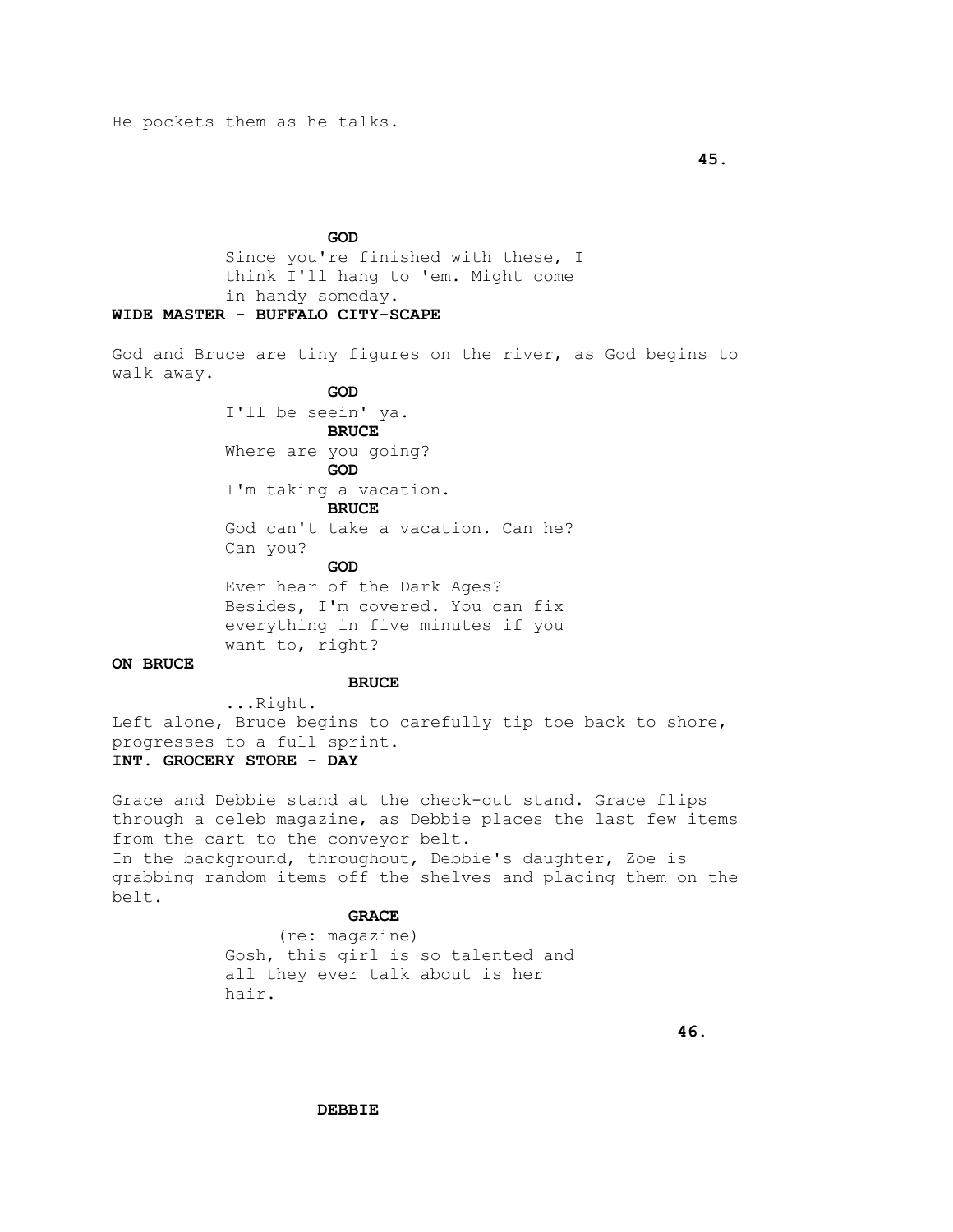He pockets them as he talks.

**GOD**

Since you're finished with these, I think I'll hang to 'em. Might come in handy someday.

**WIDE MASTER - BUFFALO CITY-SCAPE**

God and Bruce are tiny figures on the river, as God begins to walk away.

**GOD**

I'll be seein' ya.

**BRUCE**

Where are you going?

**GOD**

I'm taking a vacation.

**BRUCE**

God can't take a vacation. Can he? Can you?

**GOD**

Ever hear of the Dark Ages? Besides, I'm covered. You can fix everything in five minutes if you want to, right?

**ON BRUCE**

**BRUCE**

...Right.

Left alone, Bruce begins to carefully tip toe back to shore, progresses to a full sprint.

**INT. GROCERY STORE - DAY**

Grace and Debbie stand at the check-out stand. Grace flips through a celeb magazine, as Debbie places the last few items from the cart to the conveyor belt.

In the background, throughout, Debbie's daughter, Zoe is grabbing random items off the shelves and placing them on the belt.

**GRACE**

(re: magazine)

Gosh, this girl is so talented and all they ever talk about is her hair.

**DEBBIE**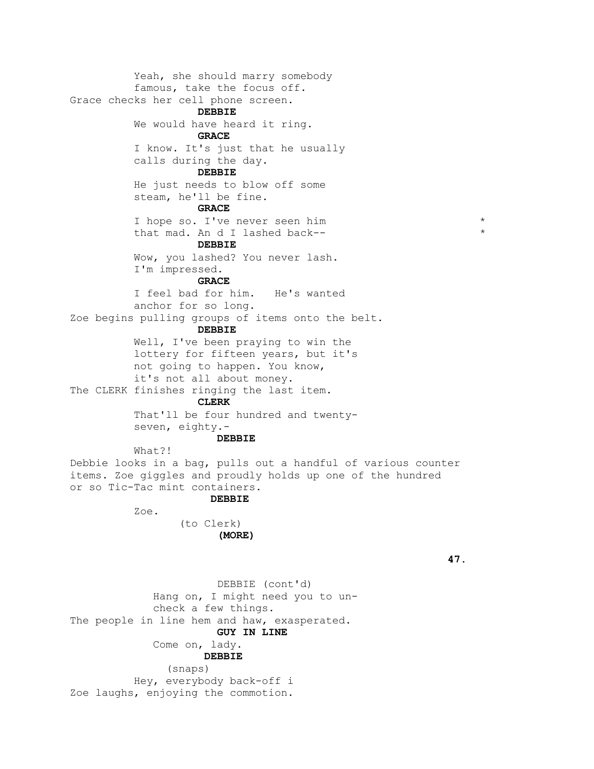Yeah, she should marry somebody famous, take the focus off.

Grace checks her cell phone screen.

**DEBBIE**

We would have heard it ring.

**GRACE**

I know. It's just that he usually calls during the day.

**DEBBIE**

He just needs to blow off some steam, he'll be fine.

**GRACE**

I hope so. I've never seen him that mad. An d I lashed back-- *

**DEBBIE**

Wow, you lashed? You never lash. I'm impressed.

**GRACE**

I feel bad for him. He's wanted anchor for so long.

Zoe begins pulling groups of items onto the belt.

**DEBBIE**

Well, I've been praying to win the lottery for fifteen years, but it's not going to happen. You know, it's not all about money.

The CLERK finishes ringing the last item.

**CLERK**

That'll be four hundred and twenty-seven, eighty.-

**DEBBIE**

What?!

Debbie looks in a bag, pulls out a handful of various counter items. Zoe giggles and proudly holds up one of the hundred or so Tic-Tac mint containers.

**DEBBIE**

Zoe.

(to Clerk)

**(MORE)**

DEBBIE (cont'd)

Hang on, I might need you to un-check a few things.

The people in line hem and haw, exasperated.

**GUY IN LINE**

Come on, lady.

**DEBBIE**

(snaps)

Hey, everybody back-off i

Zoe laughs, enjoying the commotion.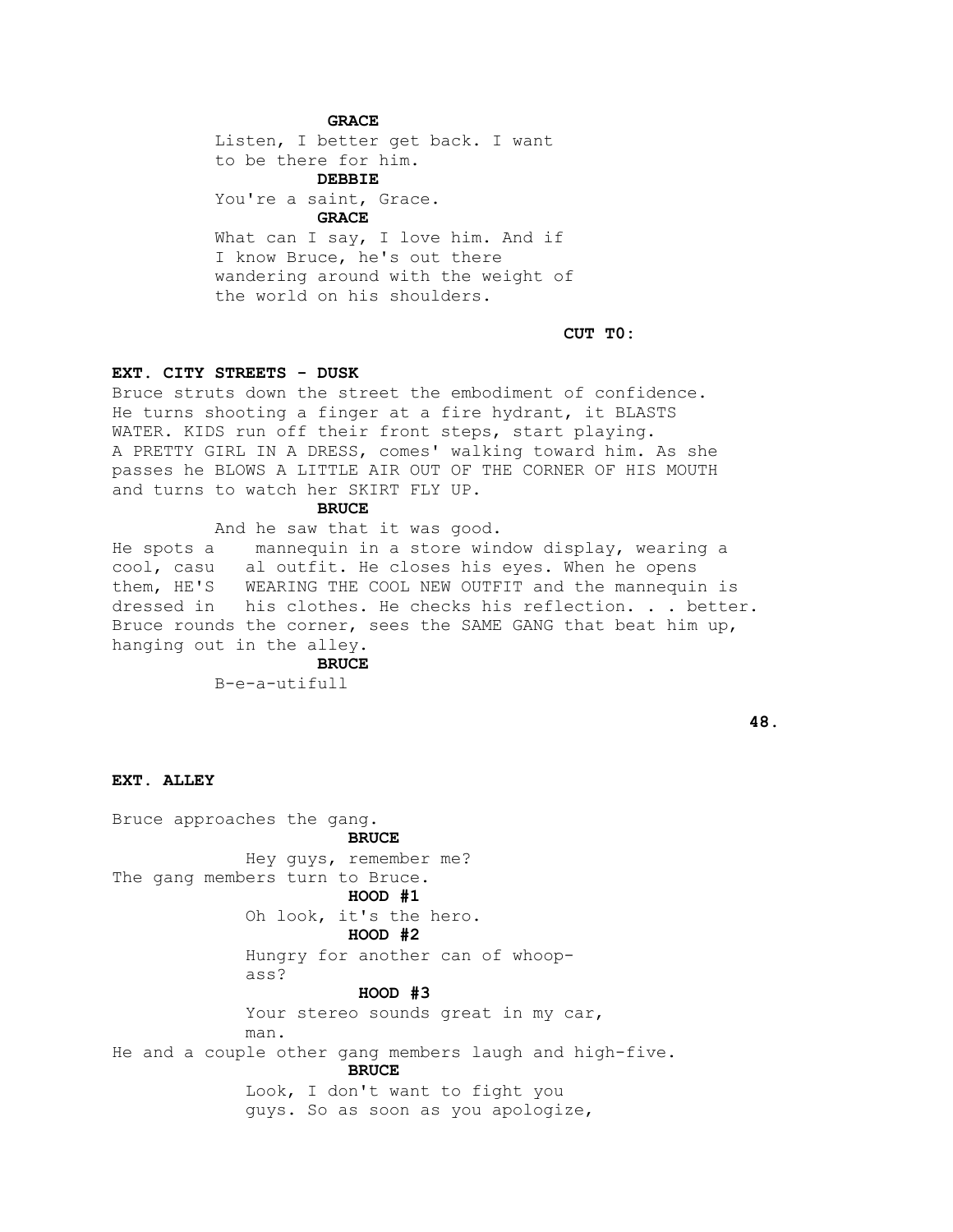**GRACE**

Listen, I better get back. I want to be there for him.

**DEBBIE**

You're a saint, Grace.

**GRACE**

What can I say, I love him. And if I know Bruce, he's out there wandering around with the weight of the world on his shoulders.

**CUT T0:**

**EXT. CITY STREETS - DUSK**

Bruce struts down the street the embodiment of confidence. He turns shooting a finger at a fire hydrant, it BLASTS WATER. KIDS run off their front steps, start playing. A PRETTY GIRL IN A DRESS, comes' walking toward him. As she passes he BLOWS A LITTLE AIR OUT OF THE CORNER OF HIS MOUTH and turns to watch her SKIRT FLY UP.

**BRUCE**

And he saw that it was good.

He spots a mannequin in a store window display, wearing a cool, casu al outfit. He closes his eyes. When he opens them, HE'S WEARING THE COOL NEW OUTFIT and the mannequin is dressed in his clothes. He checks his reflection. . . better. Bruce rounds the corner, sees the SAME GANG that beat him up, hanging out in the alley.

**BRUCE**

B-e-a-utifull

**EXT. ALLEY**

Bruce approaches the gang.

**BRUCE**

Hey guys, remember me?

The gang members turn to Bruce.

**HOOD #1**

Oh look, it's the hero.

**HOOD #2**

Hungry for another can of whoop-ass?

**HOOD #3**

Your stereo sounds great in my car, man.

He and a couple other gang members laugh and high-five.

**BRUCE**

Look, I don't want to fight you guys. So as soon as you apologize,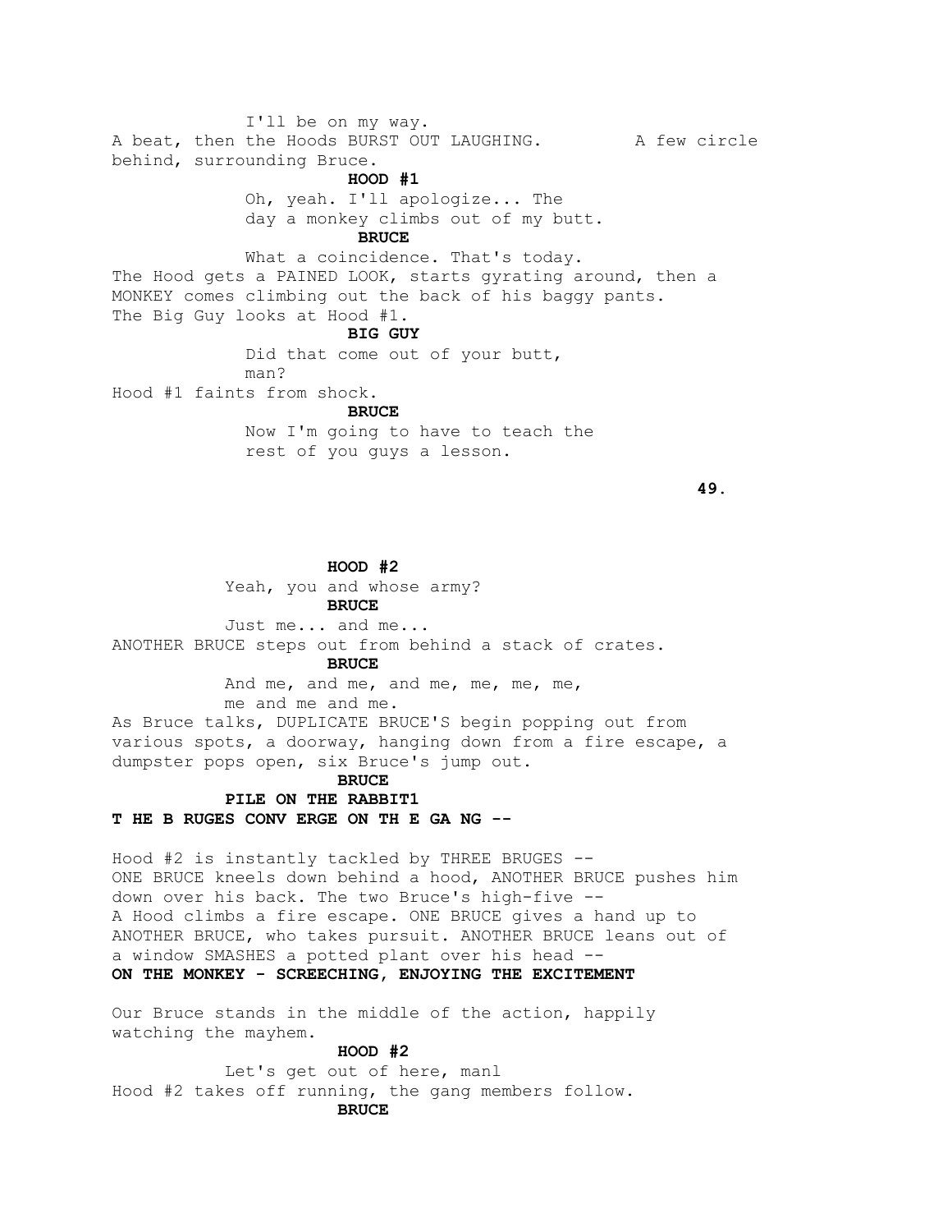I'll be on my way.

A beat, then the Hoods BURST OUT LAUGHING. A few circle behind, surrounding Bruce.

**HOOD #1**

Oh, yeah. I'll apologize... The day a monkey climbs out of my butt.

**BRUCE**

What a coincidence. That's today.

The Hood gets a PAINED LOOK, starts gyrating around, then a MONKEY comes climbing out the back of his baggy pants. The Big Guy looks at Hood #1.

**BIG GUY**

Did that come out of your butt, man?

Hood #1 faints from shock.

**BRUCE**

Now I'm going to have to teach the rest of you guys a lesson.

**HOOD #2**

Yeah, you and whose army?

**BRUCE**

Just me... and me...

ANOTHER BRUCE steps out from behind a stack of crates.

**BRUCE**

And me, and me, and me, me, me, me, me and me and me.

As Bruce talks, DUPLICATE BRUCE'S begin popping out from various spots, a doorway, hanging down from a fire escape, a dumpster pops open, six Bruce's jump out.

**BRUCE**

**PILE ON THE RABBIT1**

**T HE B RUGES CONV ERGE ON TH E GA NG --**

Hood #2 is instantly tackled by THREE BRUGES --
ONE BRUCE kneels down behind a hood, ANOTHER BRUCE pushes him down over his back. The two Bruce's high-five --
A Hood climbs a fire escape. ONE BRUCE gives a hand up to ANOTHER BRUCE, who takes pursuit. ANOTHER BRUCE leans out of a window SMASHES a potted plant over his head --

**ON THE MONKEY - SCREECHING, ENJOYING THE EXCITEMENT**

Our Bruce stands in the middle of the action, happily watching the mayhem.

**HOOD #2**

Let's get out of here, manl

Hood #2 takes off running, the gang members follow.

**BRUCE**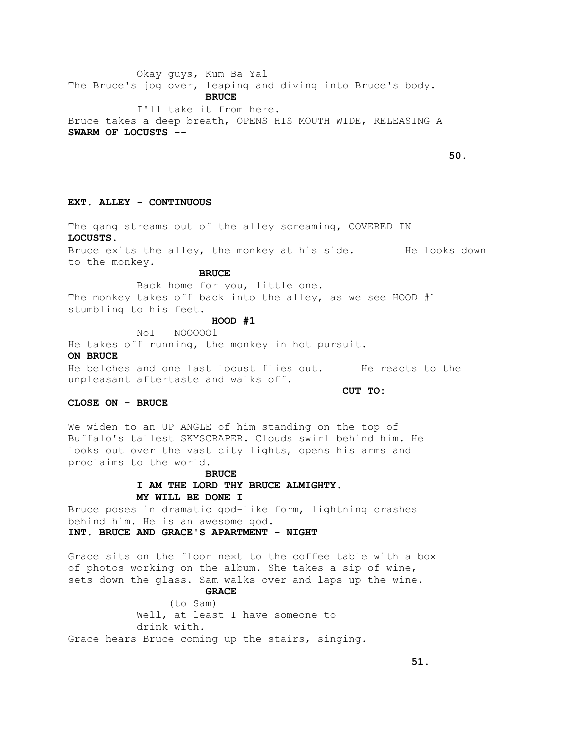Okay guys, Kum Ba Yal

The Bruce's jog over, leaping and diving into Bruce's body.

**BRUCE**

I'll take it from here.

Bruce takes a deep breath, OPENS HIS MOUTH WIDE, RELEASING A **SWARM OF LOCUSTS --**

**EXT. ALLEY - CONTINUOUS**

The gang streams out of the alley screaming, COVERED IN **LOCUSTS.**

Bruce exits the alley, the monkey at his side. He looks down to the monkey.

**BRUCE**

Back home for you, little one.

The monkey takes off back into the alley, as we see HOOD #1 stumbling to his feet.

**HOOD #1**

NoI NOOOOO1

He takes off running, the monkey in hot pursuit.

**ON BRUCE**

He belches and one last locust flies out. He reacts to the unpleasant aftertaste and walks off.

**CUT TO:**

**CLOSE ON - BRUCE**

We widen to an UP ANGLE of him standing on the top of Buffalo's tallest SKYSCRAPER. Clouds swirl behind him. He looks out over the vast city lights, opens his arms and proclaims to the world.

**BRUCE**

**I AM THE LORD THY BRUCE ALMIGHTY. MY WILL BE DONE I**

Bruce poses in dramatic god-like form, lightning crashes behind him. He is an awesome god.

**INT. BRUCE AND GRACE'S APARTMENT - NIGHT**

Grace sits on the floor next to the coffee table with a box of photos working on the album. She takes a sip of wine, sets down the glass. Sam walks over and laps up the wine.

**GRACE**

(to Sam)

Well, at least I have someone to drink with.

Grace hears Bruce coming up the stairs, singing.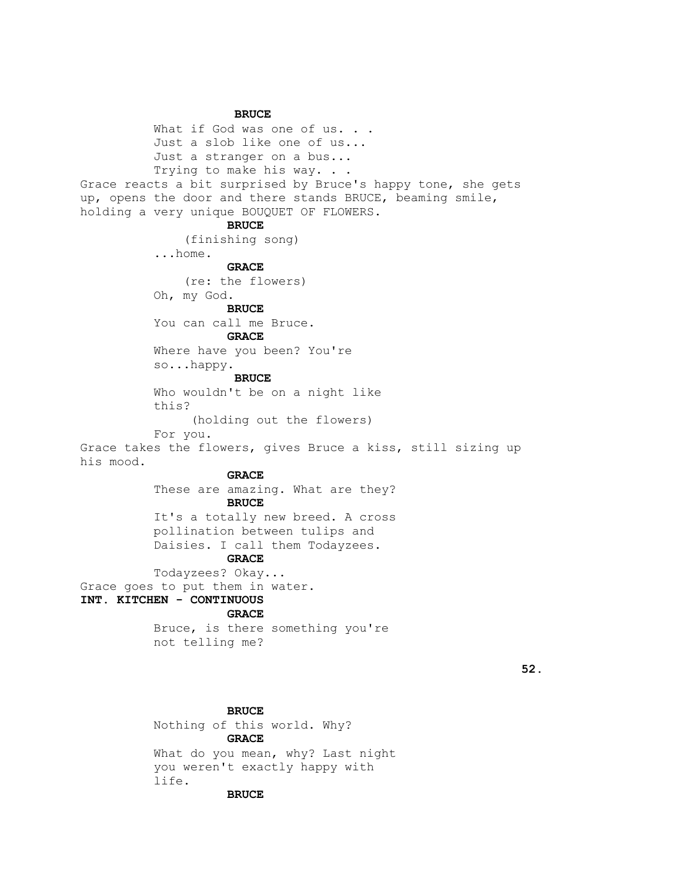**BRUCE**

What if God was one of us. . .
Just a slob like one of us...
Just a stranger on a bus...
Trying to make his way. . .

Grace reacts a bit surprised by Bruce's happy tone, she gets up, opens the door and there stands BRUCE, beaming smile, holding a very unique BOUQUET OF FLOWERS.

**BRUCE**

(finishing song)
...home.

**GRACE**

(re: the flowers)
Oh, my God.

**BRUCE**

You can call me Bruce.

**GRACE**

Where have you been? You're so...happy.

**BRUCE**

Who wouldn't be on a night like this?
(holding out the flowers)
For you.

Grace takes the flowers, gives Bruce a kiss, still sizing up his mood.

**GRACE**

These are amazing. What are they?

**BRUCE**

It's a totally new breed. A cross pollination between tulips and Daisies. I call them Todayzees.

**GRACE**

Todayzees? Okay...

Grace goes to put them in water.

**INT. KITCHEN - CONTINUOUS**

**GRACE**

Bruce, is there something you're not telling me?

**BRUCE**

Nothing of this world. Why?

**GRACE**

What do you mean, why? Last night you weren't exactly happy with life.

**BRUCE**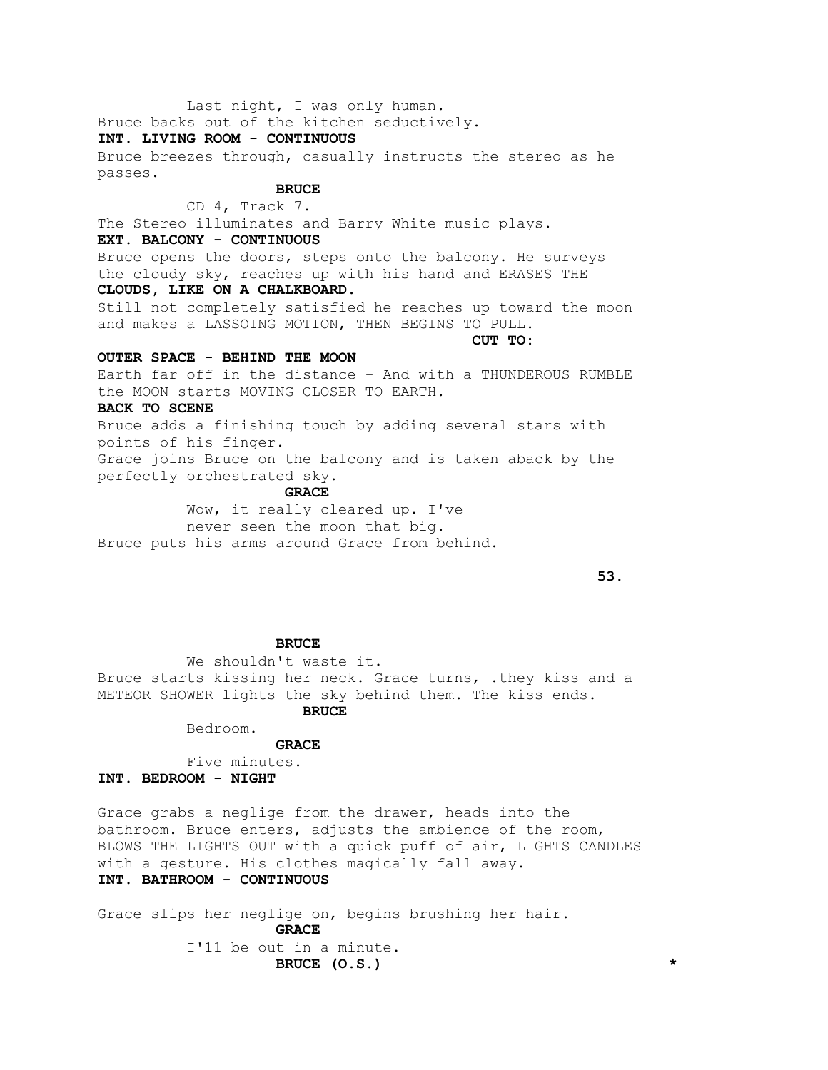Last night, I was only human.

Bruce backs out of the kitchen seductively.

**INT. LIVING ROOM - CONTINUOUS**

Bruce breezes through, casually instructs the stereo as he passes.

**BRUCE**

CD 4, Track 7.

The Stereo illuminates and Barry White music plays.

**EXT. BALCONY - CONTINUOUS**

Bruce opens the doors, steps onto the balcony. He surveys the cloudy sky, reaches up with his hand and ERASES THE **CLOUDS, LIKE ON A CHALKBOARD.**

Still not completely satisfied he reaches up toward the moon and makes a LASSOING MOTION, THEN BEGINS TO PULL.

**CUT TO:**

**OUTER SPACE - BEHIND THE MOON**

Earth far off in the distance - And with a THUNDEROUS RUMBLE the MOON starts MOVING CLOSER TO EARTH.

**BACK TO SCENE**

Bruce adds a finishing touch by adding several stars with points of his finger.

Grace joins Bruce on the balcony and is taken aback by the perfectly orchestrated sky.

**GRACE**

Wow, it really cleared up. I've never seen the moon that big.

Bruce puts his arms around Grace from behind.

**BRUCE**

We shouldn't waste it.

Bruce starts kissing her neck. Grace turns, .they kiss and a METEOR SHOWER lights the sky behind them. The kiss ends.

**BRUCE**

Bedroom.

**GRACE**

Five minutes.

**INT. BEDROOM - NIGHT**

Grace grabs a neglige from the drawer, heads into the bathroom. Bruce enters, adjusts the ambience of the room, BLOWS THE LIGHTS OUT with a quick puff of air, LIGHTS CANDLES with a gesture. His clothes magically fall away.

**INT. BATHROOM - CONTINUOUS**

Grace slips her neglige on, begins brushing her hair.

**GRACE**

I'11 be out in a minute.

**BRUCE (O.S.)** *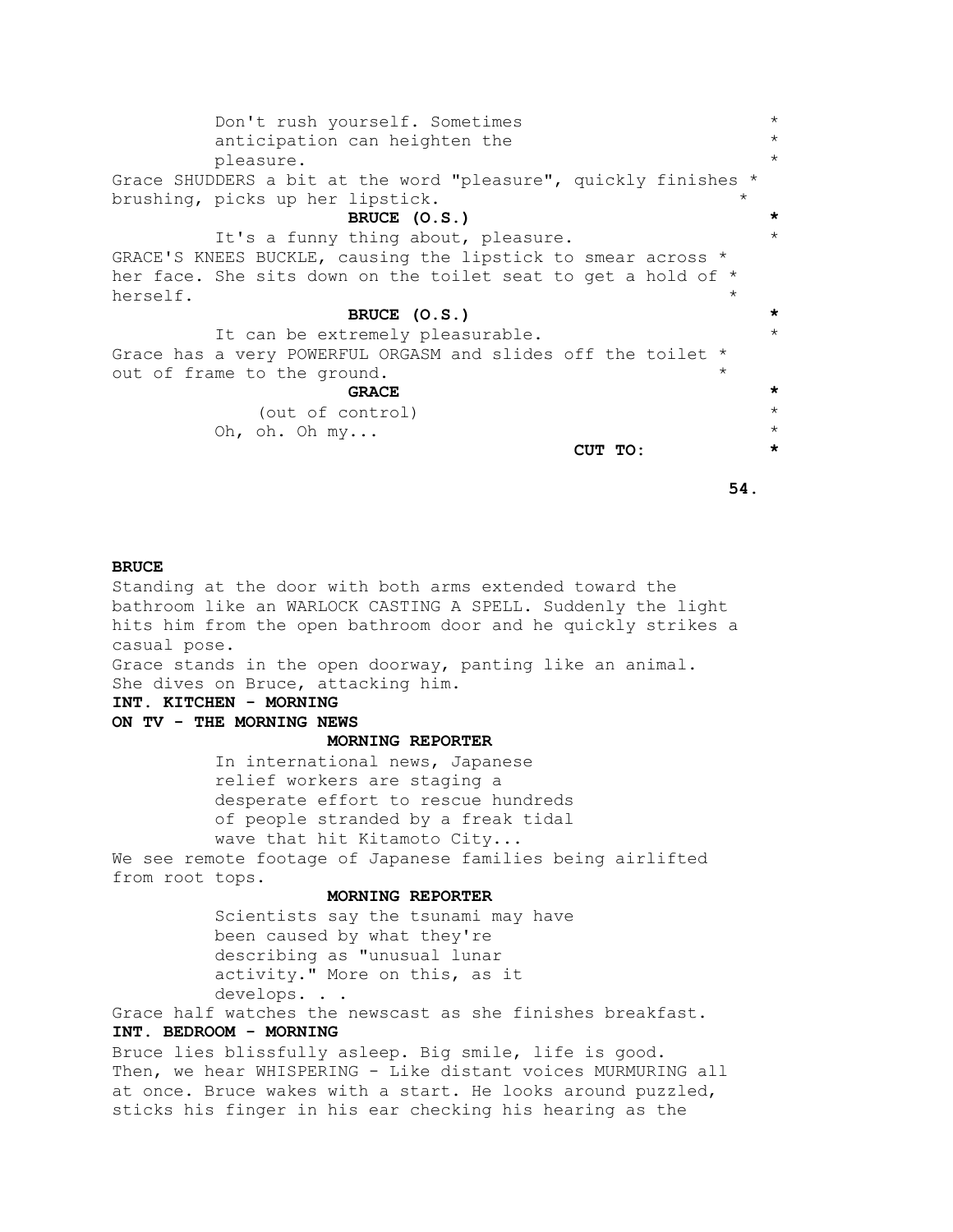Don't rush yourself. Sometimes anticipation can heighten the pleasure. *

Grace SHUDDERS a bit at the word "pleasure", quickly finishes brushing, picks up her lipstick. *

**BRUCE (O.S.)** *

It's a funny thing about, pleasure. *

GRACE'S KNEES BUCKLE, causing the lipstick to smear across her face. She sits down on the toilet seat to get a hold of herself. *

**BRUCE (O.S.)** *

It can be extremely pleasurable. *

Grace has a very POWERFUL ORGASM and slides off the toilet out of frame to the ground. *

**GRACE** *

(out of control)

Oh, oh. Oh my... *

**CUT TO:** *

**BRUCE**

Standing at the door with both arms extended toward the bathroom like an WARLOCK CASTING A SPELL. Suddenly the light hits him from the open bathroom door and he quickly strikes a casual pose.

Grace stands in the open doorway, panting like an animal. She dives on Bruce, attacking him.

**INT. KITCHEN - MORNING**

**ON TV - THE MORNING NEWS**

**MORNING REPORTER**

In international news, Japanese relief workers are staging a desperate effort to rescue hundreds of people stranded by a freak tidal wave that hit Kitamoto City...

We see remote footage of Japanese families being airlifted from root tops.

**MORNING REPORTER**

Scientists say the tsunami may have been caused by what they're describing as "unusual lunar activity." More on this, as it develops. . .

Grace half watches the newscast as she finishes breakfast.

**INT. BEDROOM - MORNING**

Bruce lies blissfully asleep. Big smile, life is good. Then, we hear WHISPERING - Like distant voices MURMURING all at once. Bruce wakes with a start. He looks around puzzled, sticks his finger in his ear checking his hearing as the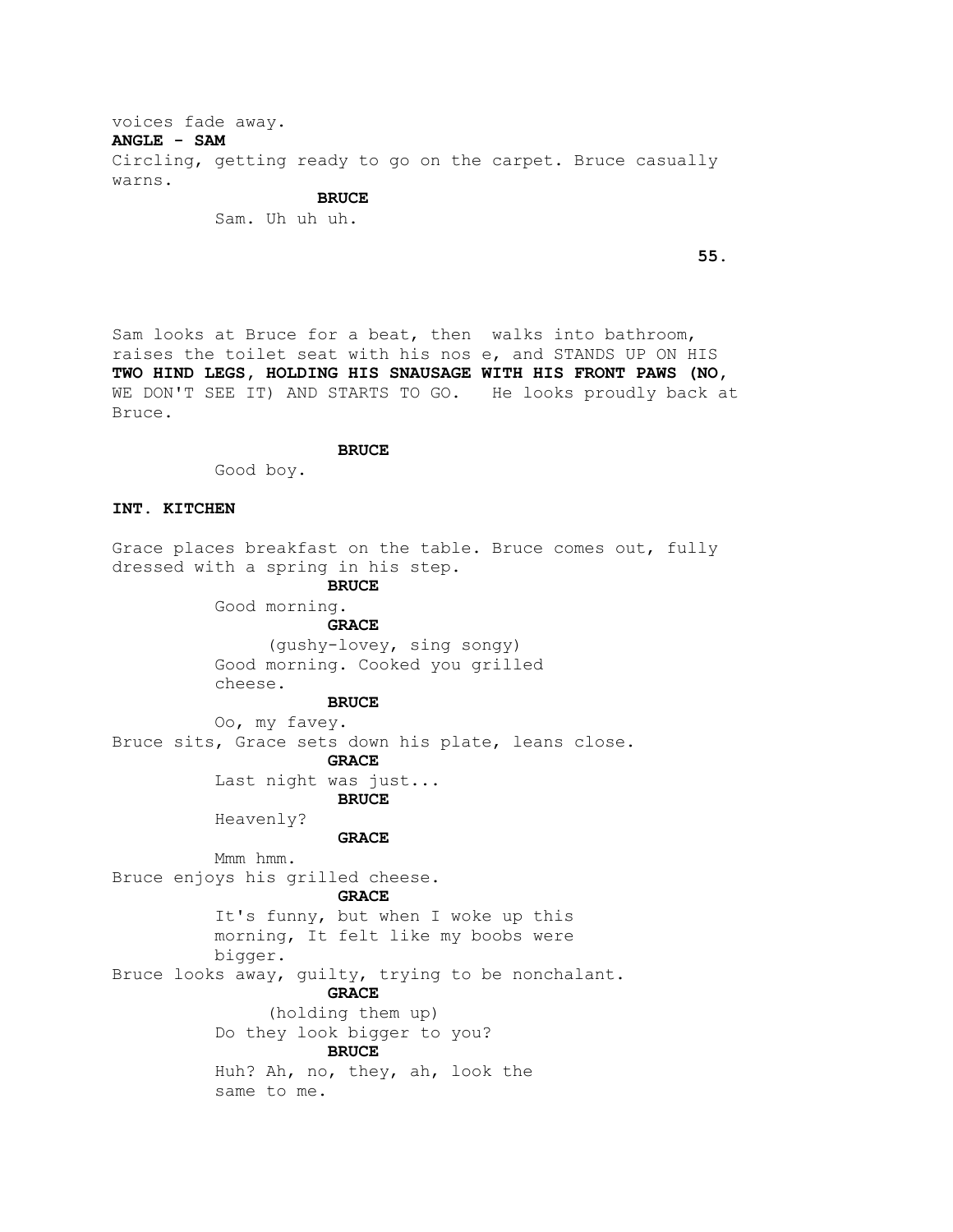voices fade away.

**ANGLE - SAM**

Circling, getting ready to go on the carpet. Bruce casually warns.

**BRUCE**

Sam. Uh uh uh.

Sam looks at Bruce for a beat, then walks into bathroom, raises the toilet seat with his nos e, and STANDS UP ON HIS **TWO HIND LEGS, HOLDING HIS SNAUSAGE WITH HIS FRONT PAWS (NO,** WE DON'T SEE IT) AND STARTS TO GO. He looks proudly back at Bruce.

**BRUCE**

Good boy.

**INT. KITCHEN**

Grace places breakfast on the table. Bruce comes out, fully dressed with a spring in his step.

**BRUCE**

Good morning.

**GRACE**

(gushy-lovey, sing songy)

Good morning. Cooked you grilled cheese.

**BRUCE**

Oo, my favey.

Bruce sits, Grace sets down his plate, leans close.

**GRACE**

Last night was just...

**BRUCE**

Heavenly?

**GRACE**

Mmm hmm.

Bruce enjoys his grilled cheese.

**GRACE**

It's funny, but when I woke up this morning, It felt like my boobs were bigger.

Bruce looks away, guilty, trying to be nonchalant.

**GRACE**

(holding them up)

Do they look bigger to you?

**BRUCE**

Huh? Ah, no, they, ah, look the same to me.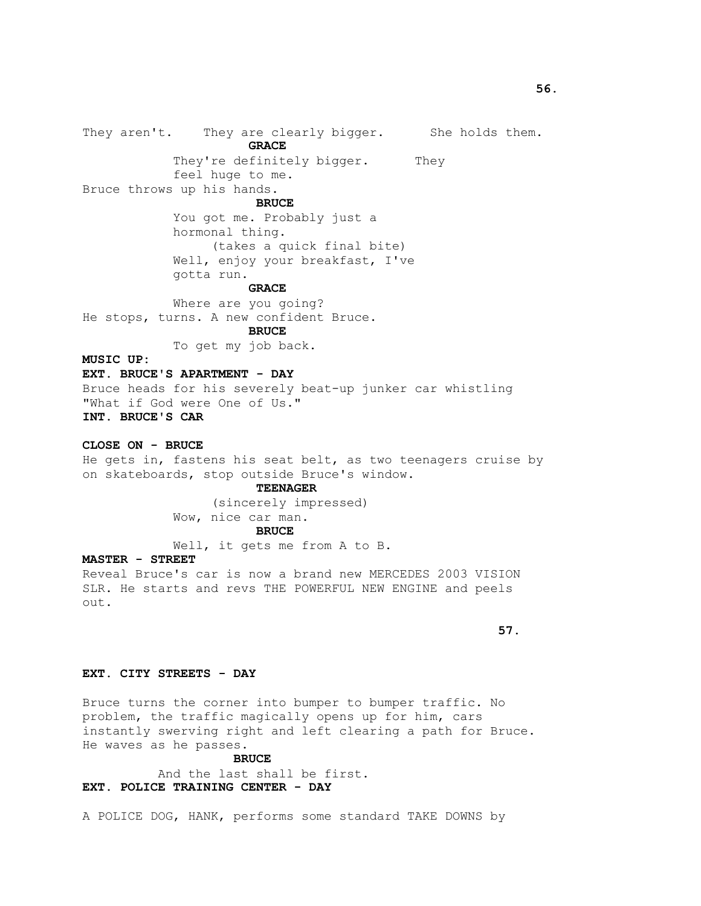They aren't. They are clearly bigger. She holds them.

**GRACE**

They're definitely bigger. They feel huge to me.

Bruce throws up his hands.

**BRUCE**

You got me. Probably just a hormonal thing.
(takes a quick final bite)
Well, enjoy your breakfast, I've gotta run.

**GRACE**

Where are you going?

He stops, turns. A new confident Bruce.

**BRUCE**

To get my job back.

**MUSIC UP:**

**EXT. BRUCE'S APARTMENT - DAY**

Bruce heads for his severely beat-up junker car whistling "What if God were One of Us."

**INT. BRUCE'S CAR**

**CLOSE ON - BRUCE**

He gets in, fastens his seat belt, as two teenagers cruise by on skateboards, stop outside Bruce's window.

**TEENAGER**

(sincerely impressed)
Wow, nice car man.

**BRUCE**

Well, it gets me from A to B.

**MASTER - STREET**

Reveal Bruce's car is now a brand new MERCEDES 2003 VISION SLR. He starts and revs THE POWERFUL NEW ENGINE and peels out.

**EXT. CITY STREETS - DAY**

Bruce turns the corner into bumper to bumper traffic. No problem, the traffic magically opens up for him, cars instantly swerving right and left clearing a path for Bruce. He waves as he passes.

**BRUCE**

And the last shall be first.

**EXT. POLICE TRAINING CENTER - DAY**

A POLICE DOG, HANK, performs some standard TAKE DOWNS by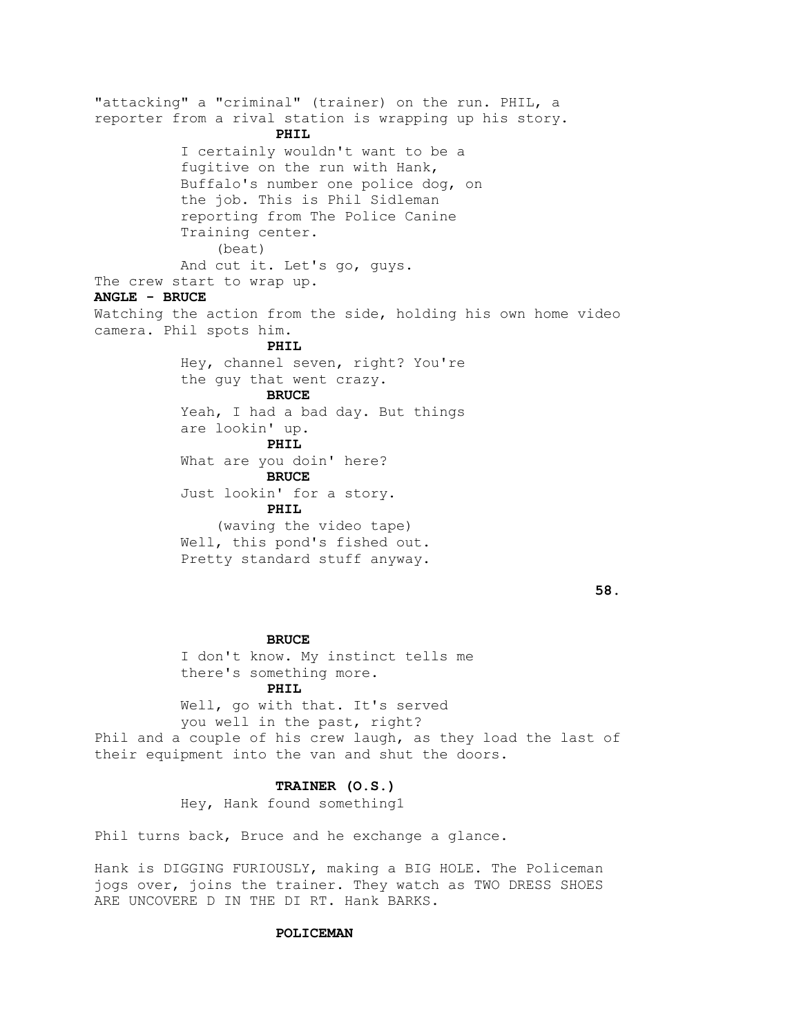"attacking" a "criminal" (trainer) on the run. PHIL, a reporter from a rival station is wrapping up his story.

**PHIL**

I certainly wouldn't want to be a fugitive on the run with Hank, Buffalo's number one police dog, on the job. This is Phil Sidleman reporting from The Police Canine Training center.

(beat)

And cut it. Let's go, guys.

The crew start to wrap up.

**ANGLE - BRUCE**

Watching the action from the side, holding his own home video camera. Phil spots him.

**PHIL**

Hey, channel seven, right? You're the guy that went crazy.

**BRUCE**

Yeah, I had a bad day. But things are lookin' up.

**PHIL**

What are you doin' here?

**BRUCE**

Just lookin' for a story.

**PHIL**

(waving the video tape)

Well, this pond's fished out. Pretty standard stuff anyway.

**BRUCE**

I don't know. My instinct tells me there's something more.

**PHIL**

Well, go with that. It's served you well in the past, right?

Phil and a couple of his crew laugh, as they load the last of their equipment into the van and shut the doors.

**TRAINER (O.S.)**

Hey, Hank found something1

Phil turns back, Bruce and he exchange a glance.

Hank is DIGGING FURIOUSLY, making a BIG HOLE. The Policeman jogs over, joins the trainer. They watch as TWO DRESS SHOES ARE UNCOVERE D IN THE DI RT. Hank BARKS.

**POLICEMAN**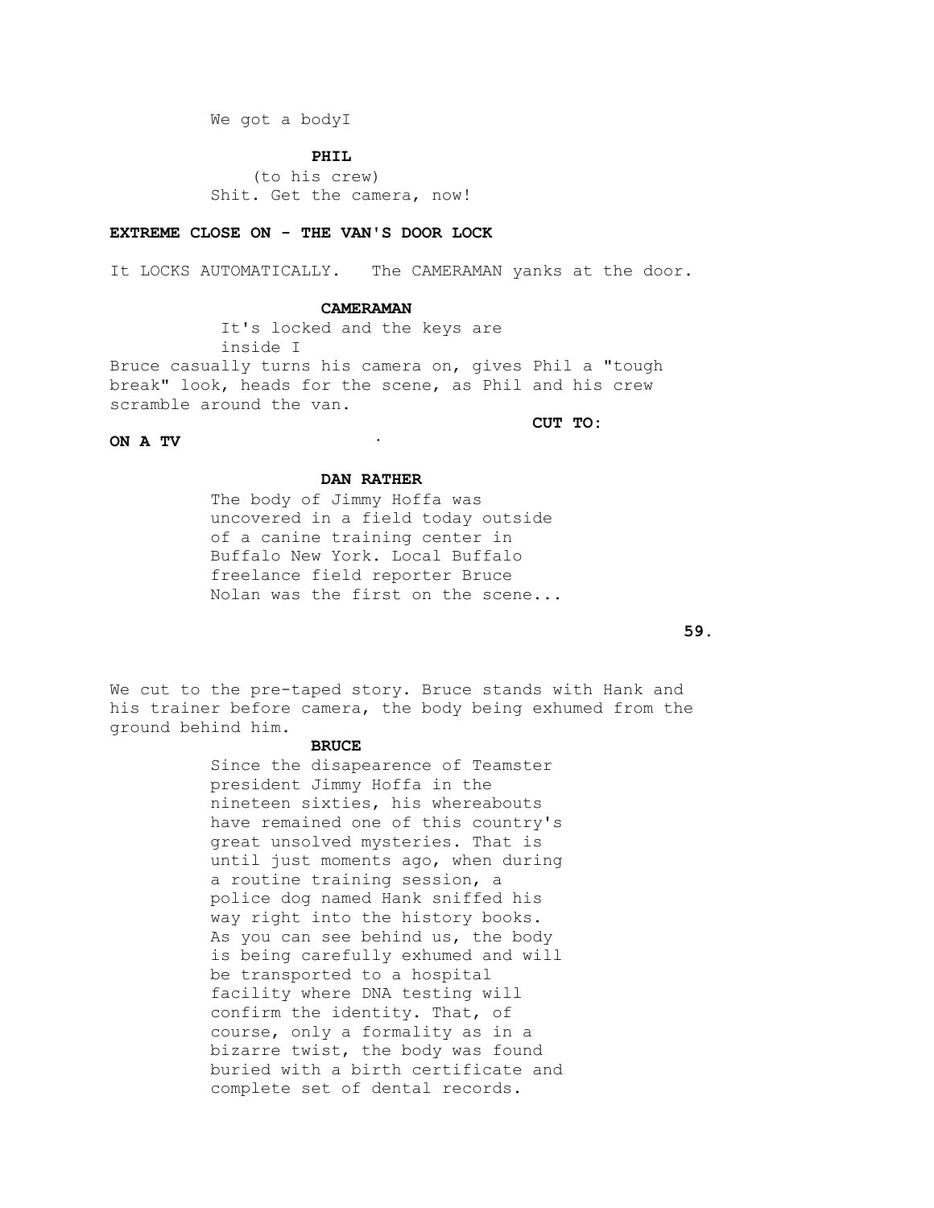We got a bodyI

**PHIL**

(to his crew)

Shit. Get the camera, now!

**EXTREME CLOSE ON - THE VAN'S DOOR LOCK**

It LOCKS AUTOMATICALLY. The CAMERAMAN yanks at the door.

**CAMERAMAN**

It's locked and the keys are inside I

Bruce casually turns his camera on, gives Phil a "tough break" look, heads for the scene, as Phil and his crew scramble around the van.

**CUT TO:**

**ON A TV**

**DAN RATHER**

The body of Jimmy Hoffa was uncovered in a field today outside of a canine training center in Buffalo New York. Local Buffalo freelance field reporter Bruce Nolan was the first on the scene...

We cut to the pre-taped story. Bruce stands with Hank and his trainer before camera, the body being exhumed from the ground behind him.

**BRUCE**

Since the disapearence of Teamster president Jimmy Hoffa in the nineteen sixties, his whereabouts have remained one of this country's great unsolved mysteries. That is until just moments ago, when during a routine training session, a police dog named Hank sniffed his way right into the history books. As you can see behind us, the body is being carefully exhumed and will be transported to a hospital facility where DNA testing will confirm the identity. That, of course, only a formality as in a bizarre twist, the body was found buried with a birth certificate and complete set of dental records.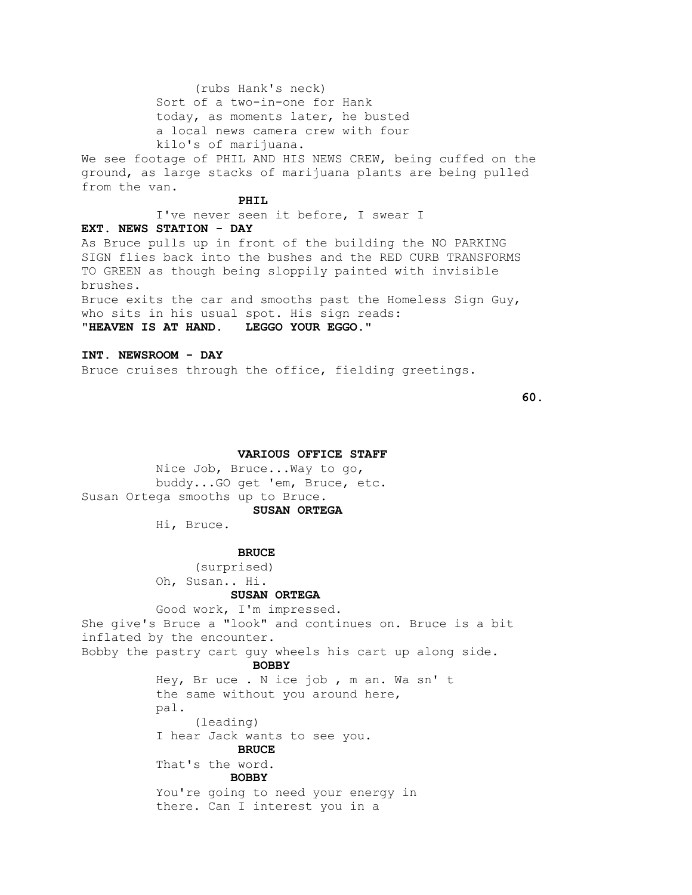(rubs Hank's neck)
Sort of a two-in-one for Hank today, as moments later, he busted a local news camera crew with four kilo's of marijuana.

We see footage of PHIL AND HIS NEWS CREW, being cuffed on the ground, as large stacks of marijuana plants are being pulled from the van.

**PHIL**

I've never seen it before, I swear I

**EXT. NEWS STATION - DAY**

As Bruce pulls up in front of the building the NO PARKING SIGN flies back into the bushes and the RED CURB TRANSFORMS TO GREEN as though being sloppily painted with invisible brushes.

Bruce exits the car and smooths past the Homeless Sign Guy, who sits in his usual spot. His sign reads:

**"HEAVEN IS AT HAND. LEGGO YOUR EGGO."**

**INT. NEWSROOM - DAY**

Bruce cruises through the office, fielding greetings.

**VARIOUS OFFICE STAFF**

Nice Job, Bruce...Way to go, buddy...GO get 'em, Bruce, etc.

Susan Ortega smooths up to Bruce.

**SUSAN ORTEGA**

Hi, Bruce.

**BRUCE**

(surprised)
Oh, Susan.. Hi.

**SUSAN ORTEGA**

Good work, I'm impressed.

She give's Bruce a "look" and continues on. Bruce is a bit inflated by the encounter.

Bobby the pastry cart guy wheels his cart up along side.

**BOBBY**

Hey, Br uce . N ice job , m an. Wa sn' t the same without you around here, pal.
(leading)
I hear Jack wants to see you.

**BRUCE**

That's the word.

**BOBBY**

You're going to need your energy in there. Can I interest you in a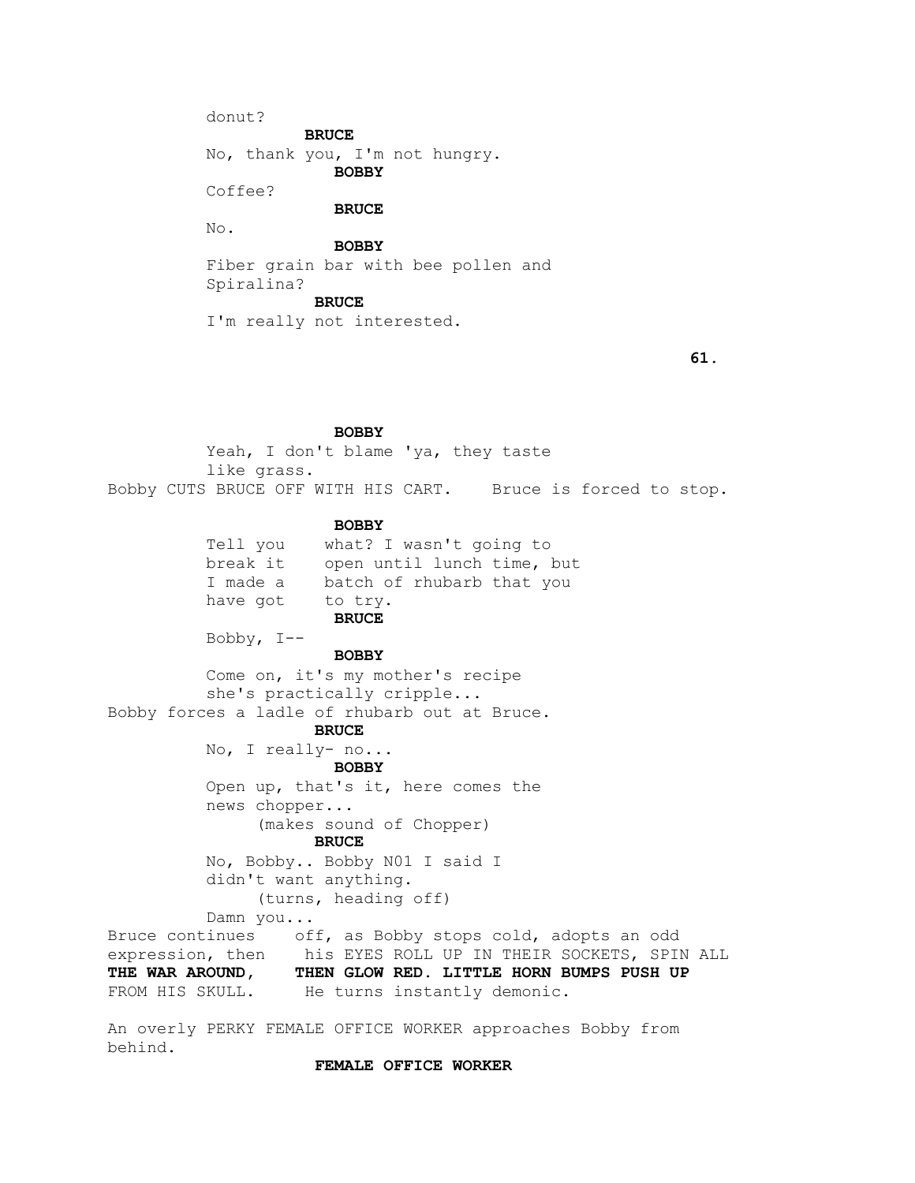donut?

**BRUCE**

No, thank you, I'm not hungry.

**BOBBY**

Coffee?

**BRUCE**

No.

**BOBBY**

Fiber grain bar with bee pollen and Spiralina?

**BRUCE**

I'm really not interested.

**BOBBY**

Yeah, I don't blame 'ya, they taste like grass.

Bobby CUTS BRUCE OFF WITH HIS CART. Bruce is forced to stop.

**BOBBY**

Tell you what? I wasn't going to break it open until lunch time, but I made a batch of rhubarb that you have got to try.

**BRUCE**

Bobby, I--

**BOBBY**

Come on, it's my mother's recipe she's practically cripple...

Bobby forces a ladle of rhubarb out at Bruce.

**BRUCE**

No, I really- no...

**BOBBY**

Open up, that's it, here comes the news chopper...

(makes sound of Chopper)

**BRUCE**

No, Bobby.. Bobby N01 I said I didn't want anything.

(turns, heading off)

Damn you...

Bruce continues off, as Bobby stops cold, adopts an odd expression, then his EYES ROLL UP IN THEIR SOCKETS, SPIN ALL **THE WAR AROUND, THEN GLOW RED. LITTLE HORN BUMPS PUSH UP** FROM HIS SKULL. He turns instantly demonic.

An overly PERKY FEMALE OFFICE WORKER approaches Bobby from behind.

**FEMALE OFFICE WORKER**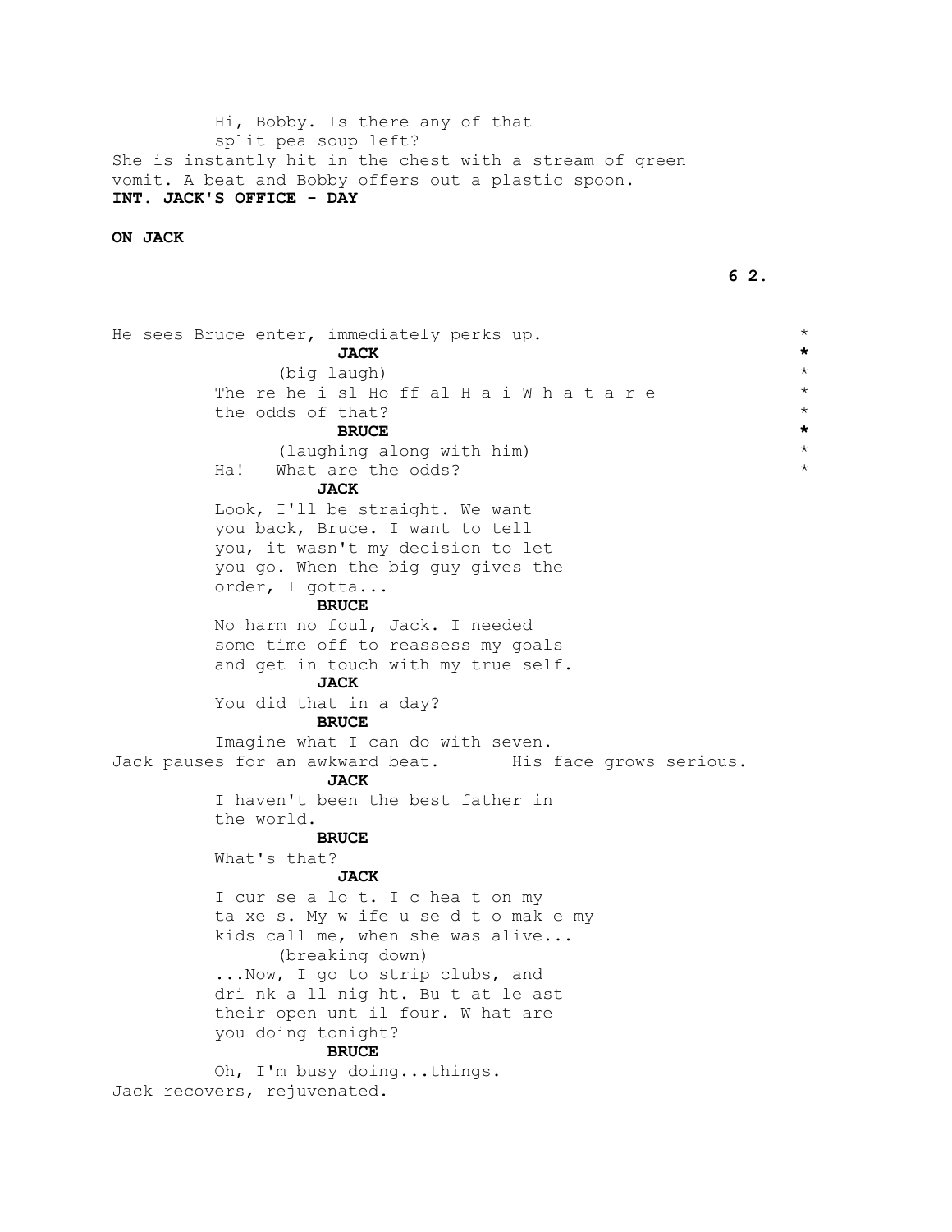Hi, Bobby. Is there any of that split pea soup left?

She is instantly hit in the chest with a stream of green vomit. A beat and Bobby offers out a plastic spoon.

**INT. JACK'S OFFICE - DAY**

**ON JACK**

He sees Bruce enter, immediately perks up. *

**JACK** *

(big laugh) *

The re he i sl Ho ff al H a i W h a t a r e *
the odds of that? *

**BRUCE** *

(laughing along with him) *

Ha! What are the odds? *

**JACK**

Look, I'll be straight. We want you back, Bruce. I want to tell you, it wasn't my decision to let you go. When the big guy gives the order, I gotta...

**BRUCE**

No harm no foul, Jack. I needed some time off to reassess my goals and get in touch with my true self.

**JACK**

You did that in a day?

**BRUCE**

Imagine what I can do with seven.

Jack pauses for an awkward beat. His face grows serious.

**JACK**

I haven't been the best father in the world.

**BRUCE**

What's that?

**JACK**

I cur se a lo t. I c hea t on my ta xe s. My w ife u se d t o mak e my kids call me, when she was alive...

(breaking down)

...Now, I go to strip clubs, and dri nk a ll nig ht. Bu t at le ast their open unt il four. W hat are you doing tonight?

**BRUCE**

Oh, I'm busy doing...things.

Jack recovers, rejuvenated.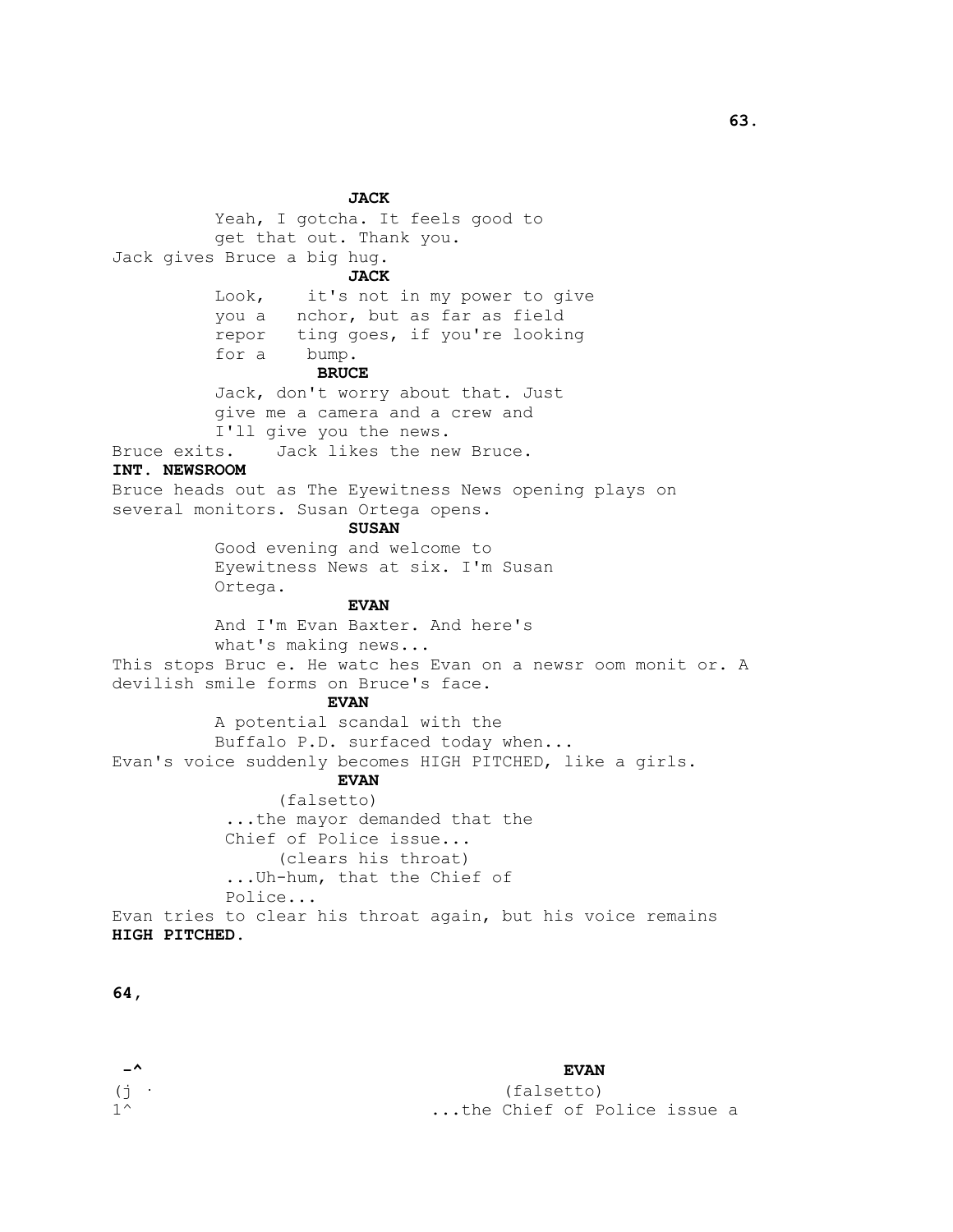**JACK**

Yeah, I gotcha. It feels good to get that out. Thank you.

Jack gives Bruce a big hug.

**JACK**

Look, it's not in my power to give you a nchor, but as far as field repor ting goes, if you're looking for a bump.

**BRUCE**

Jack, don't worry about that. Just give me a camera and a crew and I'll give you the news.

Bruce exits. Jack likes the new Bruce.

**INT. NEWSROOM**

Bruce heads out as The Eyewitness News opening plays on several monitors. Susan Ortega opens.

**SUSAN**

Good evening and welcome to Eyewitness News at six. I'm Susan Ortega.

**EVAN**

And I'm Evan Baxter. And here's what's making news...

This stops Bruc e. He watc hes Evan on a newsr oom monit or. A devilish smile forms on Bruce's face.

**EVAN**

A potential scandal with the Buffalo P.D. surfaced today when...

Evan's voice suddenly becomes HIGH PITCHED, like a girls.

**EVAN**

(falsetto)

...the mayor demanded that the Chief of Police issue...

(clears his throat)

...Uh-hum, that the Chief of Police...

Evan tries to clear his throat again, but his voice remains **HIGH PITCHED.**

**64,**

-^
(j ·
1^

**EVAN**

(falsetto)

...the Chief of Police issue a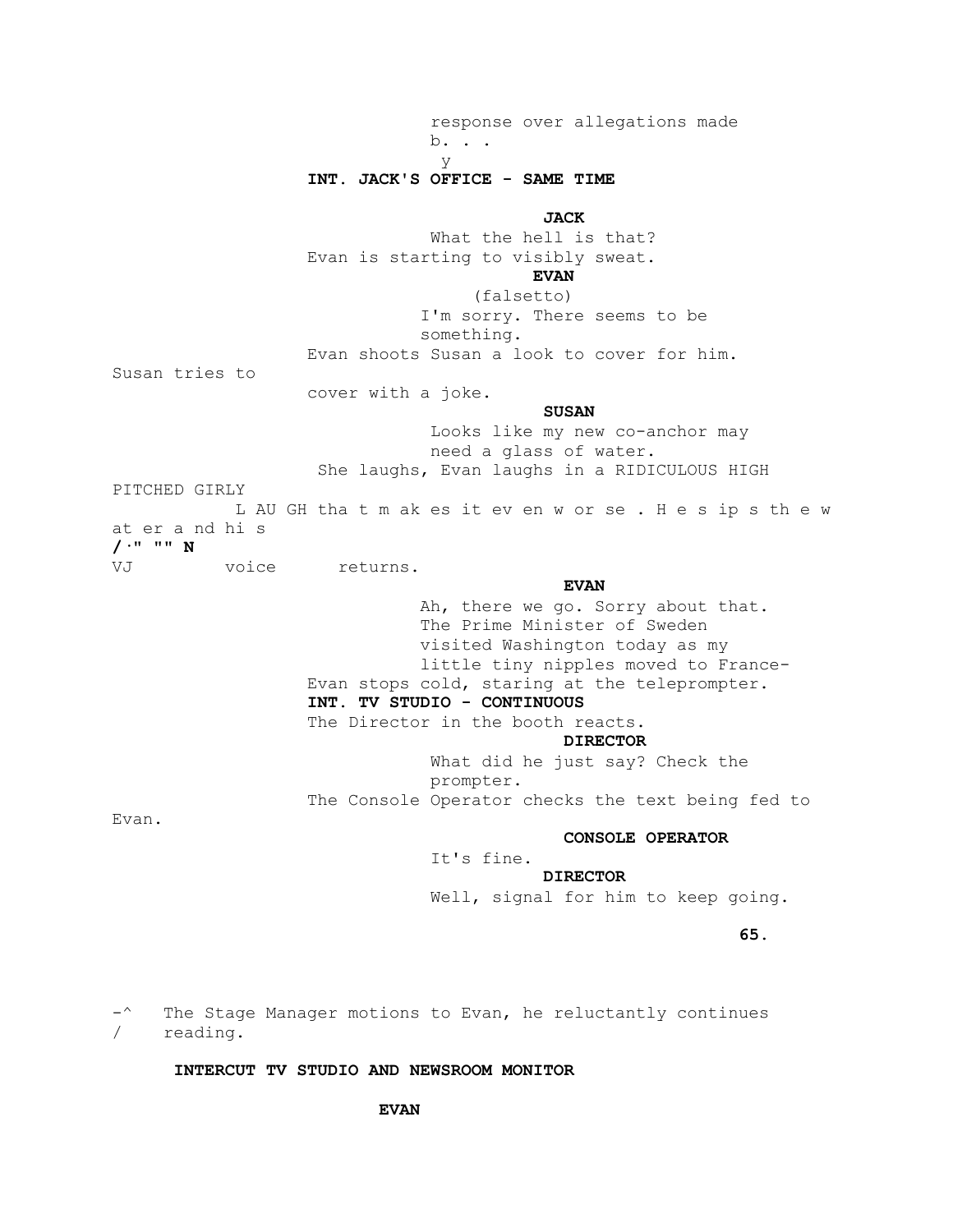response over allegations made
b. . .
y

**INT. JACK'S OFFICE - SAME TIME**

**JACK**

What the hell is that?

Evan is starting to visibly sweat.

**EVAN**

(falsetto)

I'm sorry. There seems to be
something.

Evan shoots Susan a look to cover for him. Susan tries to cover with a joke.

**SUSAN**

Looks like my new co-anchor may
need a glass of water.

She laughs, Evan laughs in a RIDICULOUS HIGH PITCHED GIRLY LAUGH that makes it even worse. He sips the water and his voice returns.

**EVAN**

Ah, there we go. Sorry about that.
The Prime Minister of Sweden
visited Washington today as my
little tiny nipples moved to France-

Evan stops cold, staring at the teleprompter.

**INT. TV STUDIO - CONTINUOUS**

The Director in the booth reacts.

**DIRECTOR**

What did he just say? Check the
prompter.

The Console Operator checks the text being fed to Evan.

**CONSOLE OPERATOR**

It's fine.

**DIRECTOR**

Well, signal for him to keep going.

The Stage Manager motions to Evan, he reluctantly continues reading.

**INTERCUT TV STUDIO AND NEWSROOM MONITOR**

**EVAN**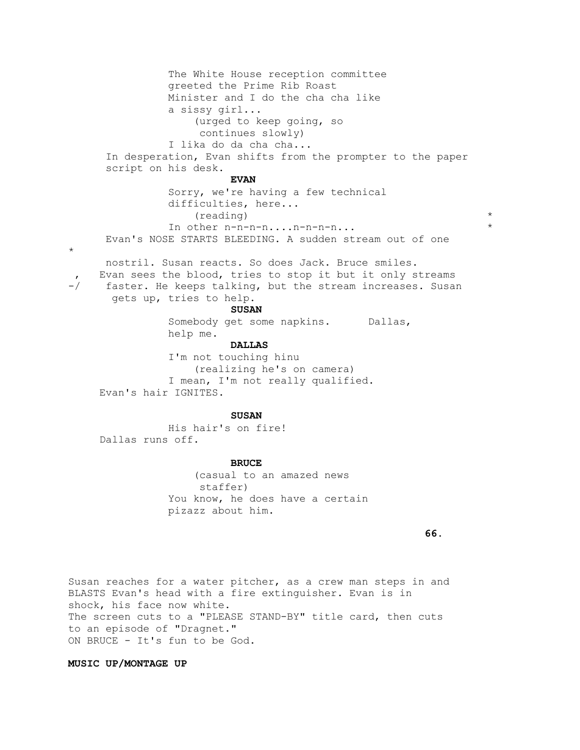The White House reception committee greeted the Prime Rib Roast Minister and I do the cha cha like a sissy girl...

(urged to keep going, so continues slowly)

I lika do da cha cha...

In desperation, Evan shifts from the prompter to the paper script on his desk.

**EVAN**

Sorry, we're having a few technical difficulties, here...

(reading) *

In other n-n-n-n....n-n-n-n... *

Evan's NOSE STARTS BLEEDING. A sudden stream out of one *
nostril. Susan reacts. So does Jack. Bruce smiles.
Evan sees the blood, tries to stop it but it only streams faster. He keeps talking, but the stream increases. Susan gets up, tries to help.

**SUSAN**

Somebody get some napkins. Dallas, help me.

**DALLAS**

I'm not touching hinu

(realizing he's on camera)

I mean, I'm not really qualified.

Evan's hair IGNITES.

**SUSAN**

His hair's on fire!

Dallas runs off.

**BRUCE**

(casual to an amazed news staffer)

You know, he does have a certain pizazz about him.

Susan reaches for a water pitcher, as a crew man steps in and BLASTS Evan's head with a fire extinguisher. Evan is in shock, his face now white.
The screen cuts to a "PLEASE STAND-BY" title card, then cuts to an episode of "Dragnet."
ON BRUCE - It's fun to be God.

**MUSIC UP/MONTAGE UP**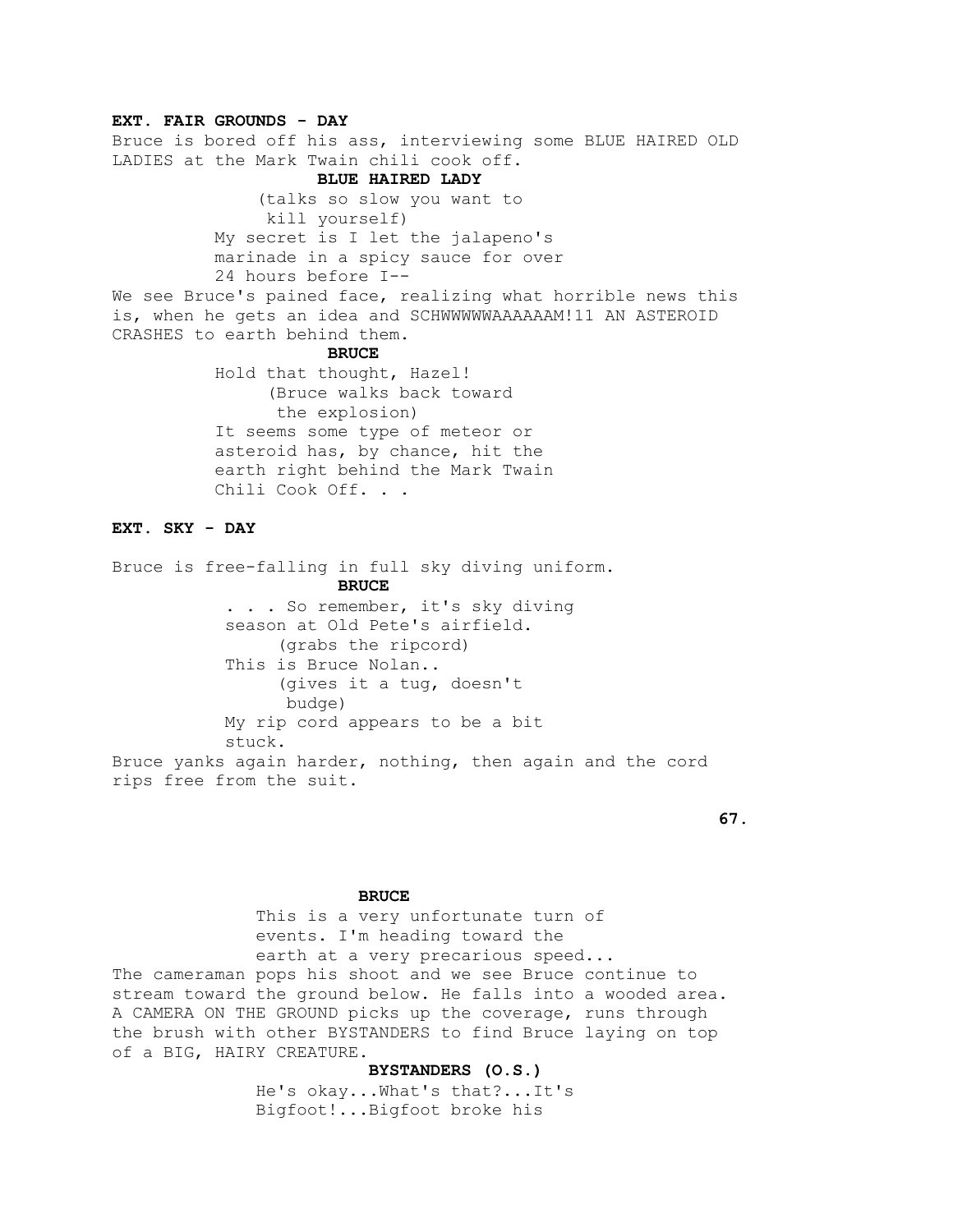**EXT. FAIR GROUNDS - DAY**

Bruce is bored off his ass, interviewing some BLUE HAIRED OLD LADIES at the Mark Twain chili cook off.

**BLUE HAIRED LADY**

(talks so slow you want to kill yourself)

My secret is I let the jalapeno's marinade in a spicy sauce for over 24 hours before I--

We see Bruce's pained face, realizing what horrible news this is, when he gets an idea and SCHWWWWWAAAAAAAM!11 AN ASTEROID CRASHES to earth behind them.

**BRUCE**

Hold that thought, Hazel!

(Bruce walks back toward the explosion)

It seems some type of meteor or asteroid has, by chance, hit the earth right behind the Mark Twain Chili Cook Off. . .

**EXT. SKY - DAY**

Bruce is free-falling in full sky diving uniform.

**BRUCE**

. . . So remember, it's sky diving season at Old Pete's airfield.

(grabs the ripcord)

This is Bruce Nolan..

(gives it a tug, doesn't budge)

My rip cord appears to be a bit stuck.

Bruce yanks again harder, nothing, then again and the cord rips free from the suit.

**BRUCE**

This is a very unfortunate turn of events. I'm heading toward the earth at a very precarious speed...

The cameraman pops his shoot and we see Bruce continue to stream toward the ground below. He falls into a wooded area. A CAMERA ON THE GROUND picks up the coverage, runs through the brush with other BYSTANDERS to find Bruce laying on top of a BIG, HAIRY CREATURE.

**BYSTANDERS (O.S.)**

He's okay...What's that?...It's Bigfoot!...Bigfoot broke his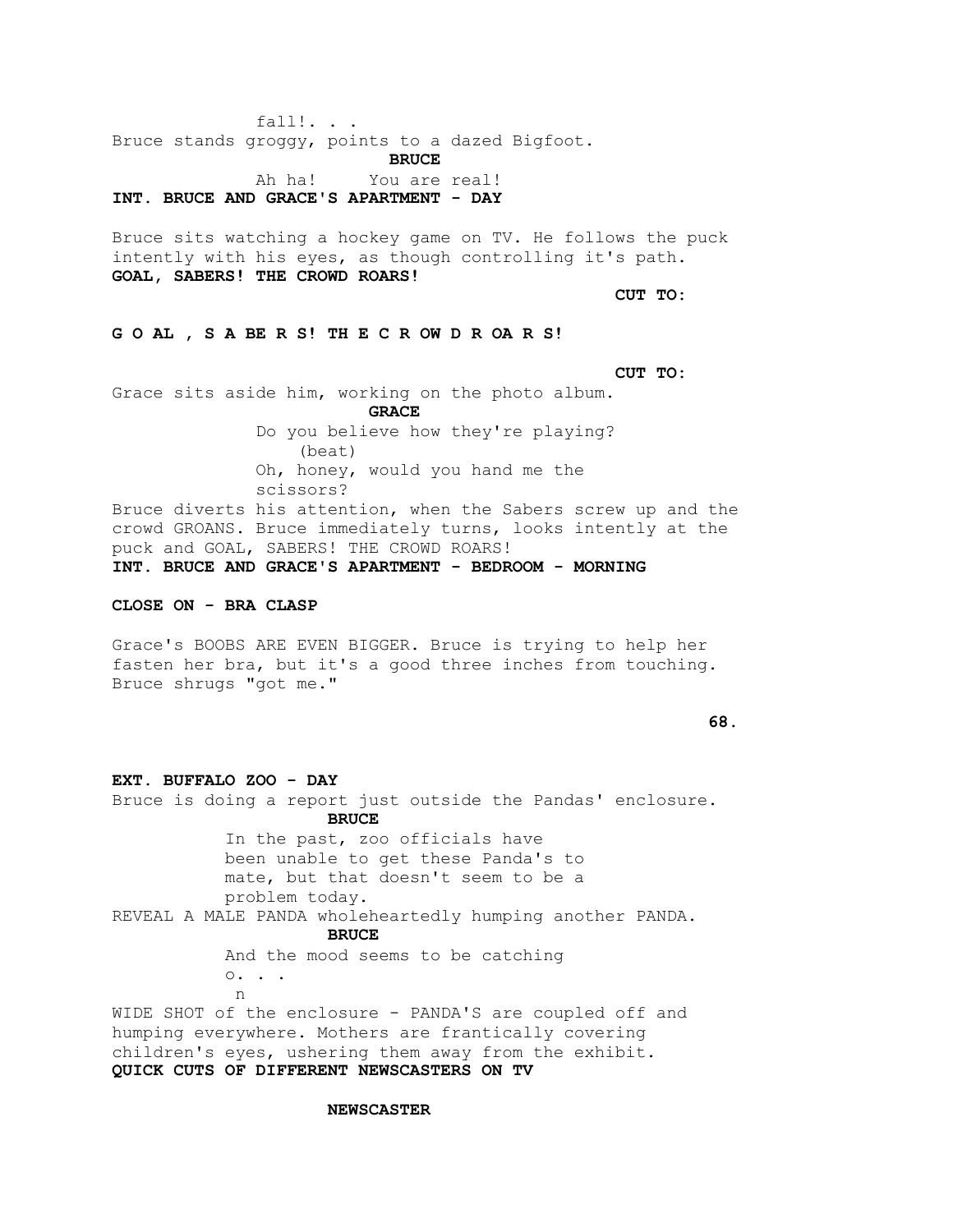fall!. . .

Bruce stands groggy, points to a dazed Bigfoot.

**BRUCE**

Ah ha!     You are real!

**INT. BRUCE AND GRACE'S APARTMENT - DAY**

Bruce sits watching a hockey game on TV. He follows the puck intently with his eyes, as though controlling it's path.
**GOAL, SABERS! THE CROWD ROARS!**

**CUT TO:**

**G O AL , S A BE R S! TH E C R OW D R OA R S!**

**CUT TO:**

Grace sits aside him, working on the photo album.

**GRACE**

Do you believe how they're playing?
(beat)
Oh, honey, would you hand me the scissors?

Bruce diverts his attention, when the Sabers screw up and the crowd GROANS. Bruce immediately turns, looks intently at the puck and GOAL, SABERS! THE CROWD ROARS!

**INT. BRUCE AND GRACE'S APARTMENT - BEDROOM - MORNING**

**CLOSE ON - BRA CLASP**

Grace's BOOBS ARE EVEN BIGGER. Bruce is trying to help her fasten her bra, but it's a good three inches from touching. Bruce shrugs "got me."

**EXT. BUFFALO ZOO - DAY**

Bruce is doing a report just outside the Pandas' enclosure.

**BRUCE**

In the past, zoo officials have been unable to get these Panda's to mate, but that doesn't seem to be a problem today.

REVEAL A MALE PANDA wholeheartedly humping another PANDA.

**BRUCE**

And the mood seems to be catching
o. . .
n

WIDE SHOT of the enclosure - PANDA'S are coupled off and humping everywhere. Mothers are frantically covering children's eyes, ushering them away from the exhibit.

**QUICK CUTS OF DIFFERENT NEWSCASTERS ON TV**

**NEWSCASTER**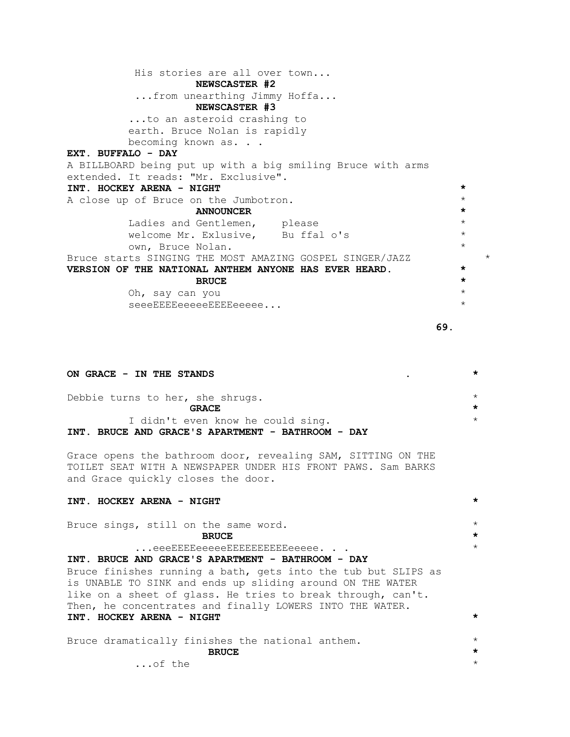His stories are all over town...

**NEWSCASTER #2**

...from unearthing Jimmy Hoffa...

**NEWSCASTER #3**

...to an asteroid crashing to earth. Bruce Nolan is rapidly becoming known as. . .

**EXT. BUFFALO - DAY**

A BILLBOARD being put up with a big smiling Bruce with arms extended. It reads: "Mr. Exclusive".

**INT. HOCKEY ARENA - NIGHT** *

A close up of Bruce on the Jumbotron. *

**ANNOUNCER** *

Ladies and Gentlemen, please welcome Mr. Exlusive, Bu ffal o's own, Bruce Nolan. *

Bruce starts SINGING THE MOST AMAZING GOSPEL SINGER/JAZZ **VERSION OF THE NATIONAL ANTHEM ANYONE HAS EVER HEARD.** *

**BRUCE** *

Oh, say can you seeeEEEEeeeeeEEEEeeeee... *

**ON GRACE - IN THE STANDS** . *

Debbie turns to her, she shrugs. *

**GRACE** *

I didn't even know he could sing. *

**INT. BRUCE AND GRACE'S APARTMENT - BATHROOM - DAY**

Grace opens the bathroom door, revealing SAM, SITTING ON THE TOILET SEAT WITH A NEWSPAPER UNDER HIS FRONT PAWS. Sam BARKS and Grace quickly closes the door.

**INT. HOCKEY ARENA - NIGHT** *

Bruce sings, still on the same word. *

**BRUCE** *

...eeeEEEEeeeeeEEEEEEEEEEeeeee. . . *

**INT. BRUCE AND GRACE'S APARTMENT - BATHROOM - DAY**

Bruce finishes running a bath, gets into the tub but SLIPS as is UNABLE TO SINK and ends up sliding around ON THE WATER like on a sheet of glass. He tries to break through, can't. Then, he concentrates and finally LOWERS INTO THE WATER.

**INT. HOCKEY ARENA - NIGHT** *

Bruce dramatically finishes the national anthem. *

**BRUCE** *

...of the *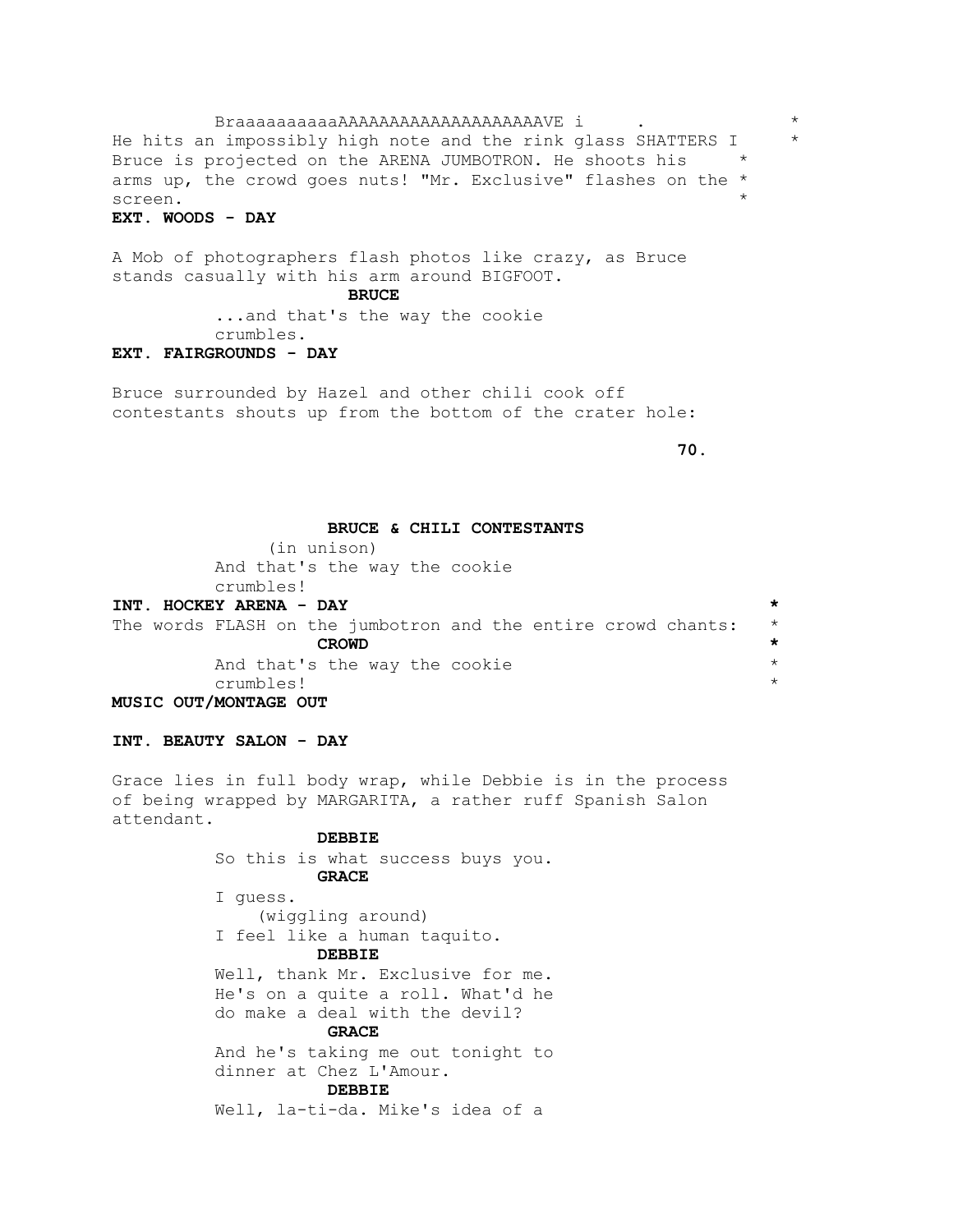BraaaaaaaaaaaAAAAAAAAAAAAAAAAAAAAVE i . *

He hits an impossibly high note and the rink glass SHATTERS I *
Bruce is projected on the ARENA JUMBOTRON. He shoots his *
arms up, the crowd goes nuts! "Mr. Exclusive" flashes on the *
screen. *

**EXT. WOODS - DAY**

A Mob of photographers flash photos like crazy, as Bruce stands casually with his arm around BIGFOOT.

**BRUCE**

...and that's the way the cookie crumbles.

**EXT. FAIRGROUNDS - DAY**

Bruce surrounded by Hazel and other chili cook off contestants shouts up from the bottom of the crater hole:

**BRUCE & CHILI CONTESTANTS**

(in unison)

And that's the way the cookie crumbles!

**INT. HOCKEY ARENA - DAY** *

The words FLASH on the jumbotron and the entire crowd chants: *

**CROWD** *

And that's the way the cookie *
crumbles! *

**MUSIC OUT/MONTAGE OUT**

**INT. BEAUTY SALON - DAY**

Grace lies in full body wrap, while Debbie is in the process of being wrapped by MARGARITA, a rather ruff Spanish Salon attendant.

**DEBBIE**

So this is what success buys you.

**GRACE**

I guess.

(wiggling around)

I feel like a human taquito.

**DEBBIE**

Well, thank Mr. Exclusive for me. He's on a quite a roll. What'd he do make a deal with the devil?

**GRACE**

And he's taking me out tonight to dinner at Chez L'Amour.

**DEBBIE**

Well, la-ti-da. Mike's idea of a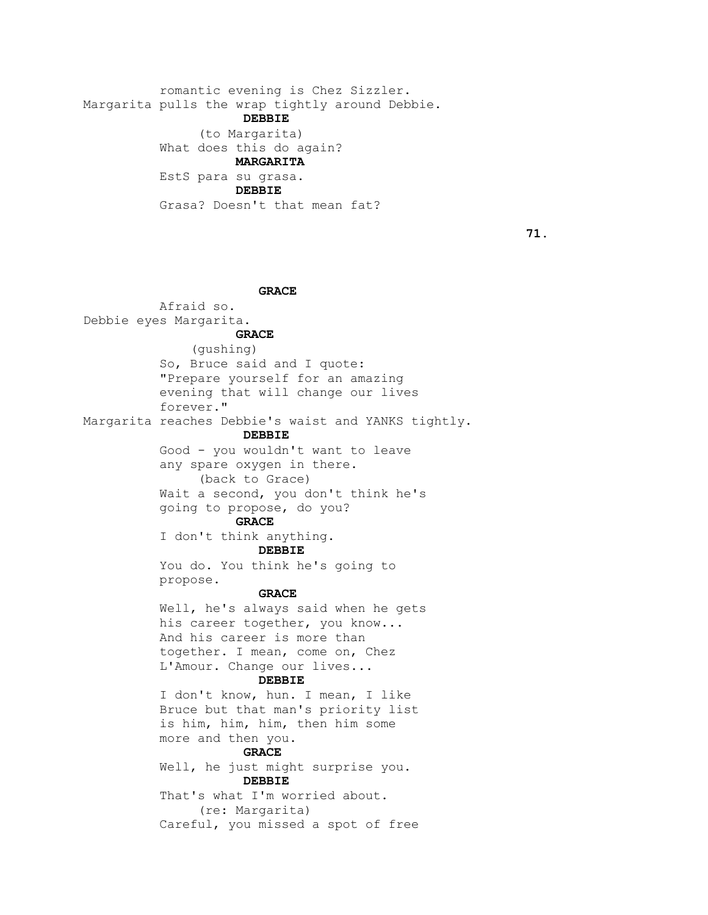romantic evening is Chez Sizzler.

Margarita pulls the wrap tightly around Debbie.

**DEBBIE**

(to Margarita)

What does this do again?

**MARGARITA**

EstS para su grasa.

**DEBBIE**

Grasa? Doesn't that mean fat?

**GRACE**

Afraid so.

Debbie eyes Margarita.

**GRACE**

(gushing)

So, Bruce said and I quote: "Prepare yourself for an amazing evening that will change our lives forever."

Margarita reaches Debbie's waist and YANKS tightly.

**DEBBIE**

Good - you wouldn't want to leave any spare oxygen in there.

(back to Grace)

Wait a second, you don't think he's going to propose, do you?

**GRACE**

I don't think anything.

**DEBBIE**

You do. You think he's going to propose.

**GRACE**

Well, he's always said when he gets his career together, you know... And his career is more than together. I mean, come on, Chez L'Amour. Change our lives...

**DEBBIE**

I don't know, hun. I mean, I like Bruce but that man's priority list is him, him, him, then him some more and then you.

**GRACE**

Well, he just might surprise you.

**DEBBIE**

That's what I'm worried about.

(re: Margarita)

Careful, you missed a spot of free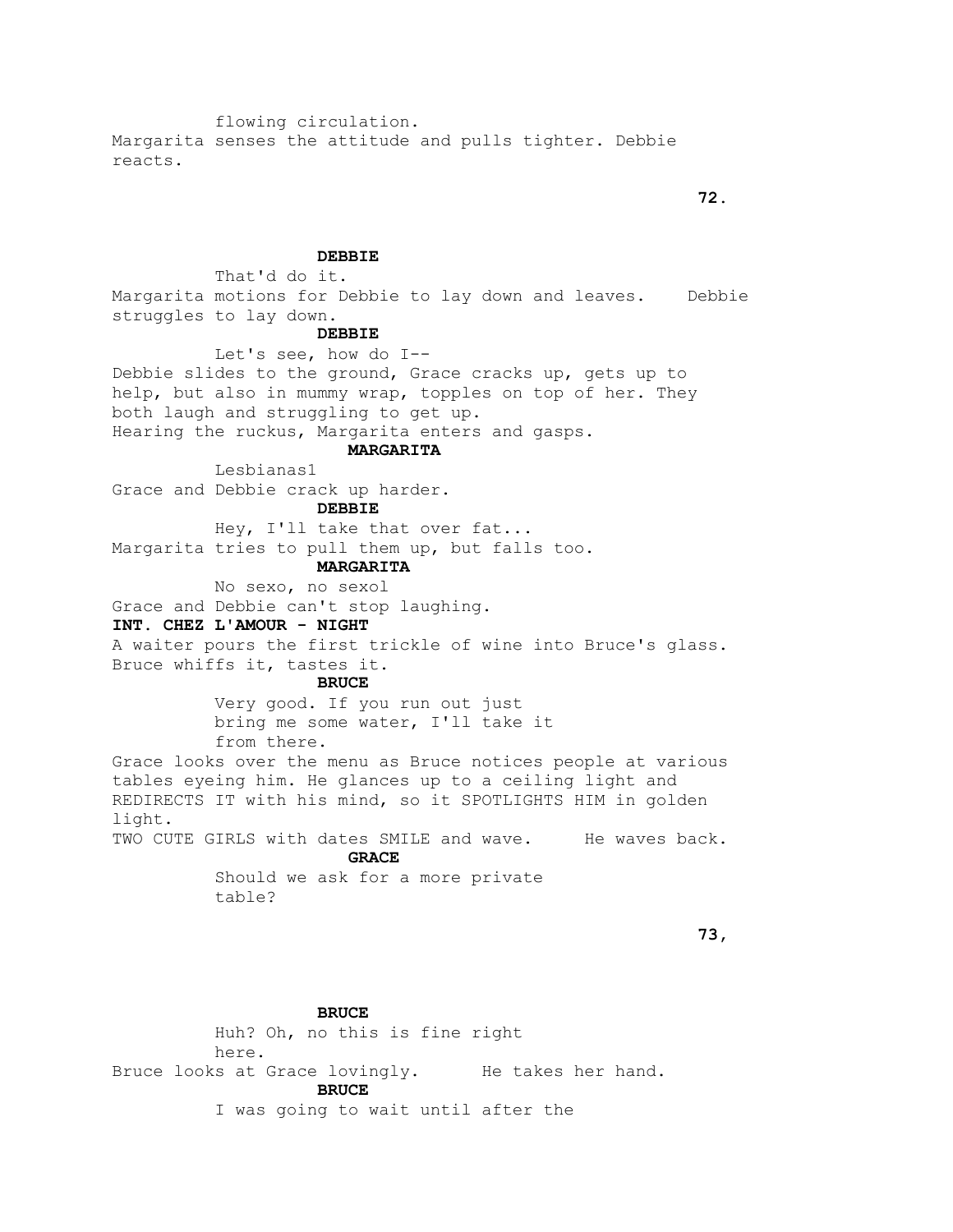flowing circulation.

Margarita senses the attitude and pulls tighter. Debbie reacts.

**DEBBIE**

That'd do it.

Margarita motions for Debbie to lay down and leaves. Debbie struggles to lay down.

**DEBBIE**

Let's see, how do I--

Debbie slides to the ground, Grace cracks up, gets up to help, but also in mummy wrap, topples on top of her. They both laugh and struggling to get up.

Hearing the ruckus, Margarita enters and gasps.

**MARGARITA**

Lesbianas1

Grace and Debbie crack up harder.

**DEBBIE**

Hey, I'll take that over fat...

Margarita tries to pull them up, but falls too.

**MARGARITA**

No sexo, no sexol

Grace and Debbie can't stop laughing.

**INT. CHEZ L'AMOUR - NIGHT**

A waiter pours the first trickle of wine into Bruce's glass. Bruce whiffs it, tastes it.

**BRUCE**

Very good. If you run out just bring me some water, I'll take it from there.

Grace looks over the menu as Bruce notices people at various tables eyeing him. He glances up to a ceiling light and REDIRECTS IT with his mind, so it SPOTLIGHTS HIM in golden light.

TWO CUTE GIRLS with dates SMILE and wave. He waves back.

**GRACE**

Should we ask for a more private table?

**BRUCE**

Huh? Oh, no this is fine right here.

Bruce looks at Grace lovingly. He takes her hand.

**BRUCE**

I was going to wait until after the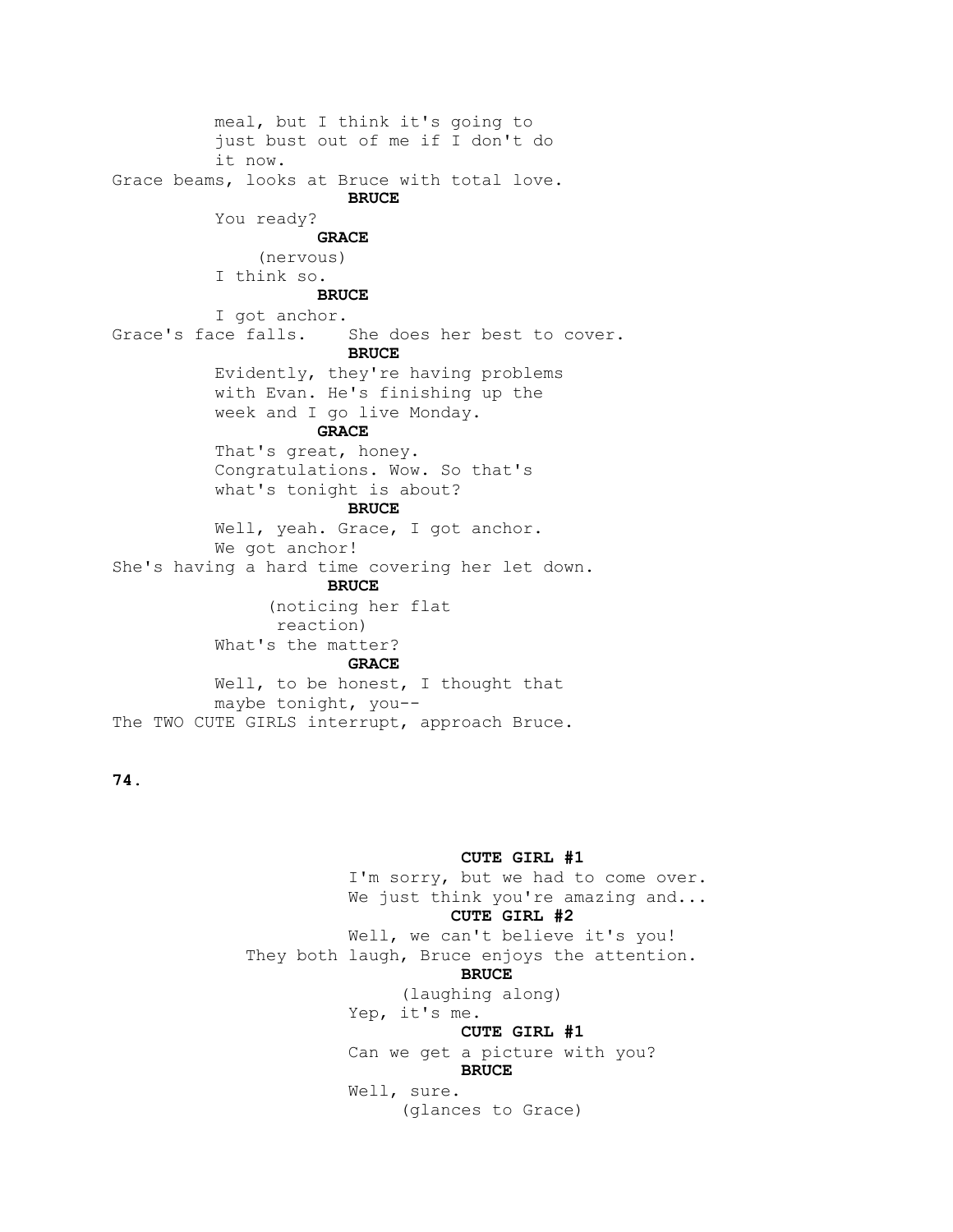meal, but I think it's going to
just bust out of me if I don't do
it now.

Grace beams, looks at Bruce with total love.

**BRUCE**

You ready?

**GRACE**

(nervous)

I think so.

**BRUCE**

I got anchor.

Grace's face falls. She does her best to cover.

**BRUCE**

Evidently, they're having problems
with Evan. He's finishing up the
week and I go live Monday.

**GRACE**

That's great, honey.
Congratulations. Wow. So that's
what's tonight is about?

**BRUCE**

Well, yeah. Grace, I got anchor.
We got anchor!

She's having a hard time covering her let down.

**BRUCE**

(noticing her flat
reaction)

What's the matter?

**GRACE**

Well, to be honest, I thought that
maybe tonight, you--

The TWO CUTE GIRLS interrupt, approach Bruce.

**CUTE GIRL #1**

I'm sorry, but we had to come over.
We just think you're amazing and...

**CUTE GIRL #2**

Well, we can't believe it's you!

They both laugh, Bruce enjoys the attention.

**BRUCE**

(laughing along)

Yep, it's me.

**CUTE GIRL #1**

Can we get a picture with you?

**BRUCE**

Well, sure.

(glances to Grace)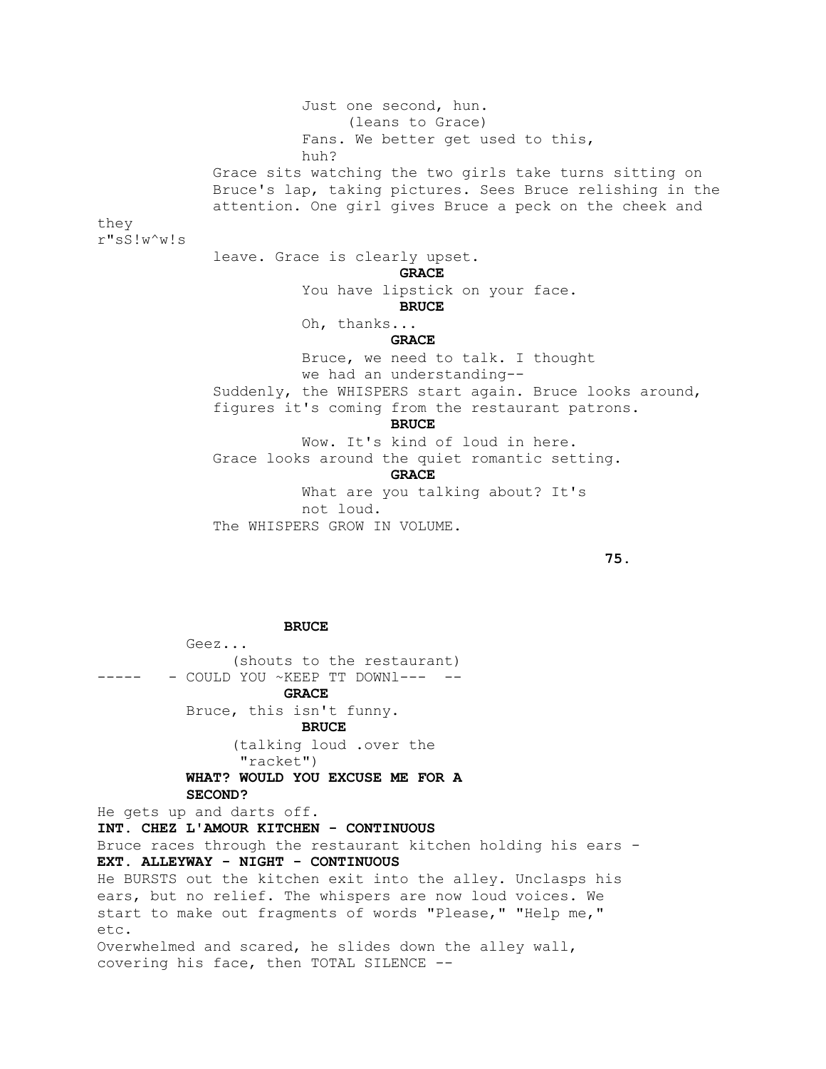Just one second, hun.
(leans to Grace)
Fans. We better get used to this, huh?

Grace sits watching the two girls take turns sitting on Bruce's lap, taking pictures. Sees Bruce relishing in the attention. One girl gives Bruce a peck on the cheek and they
r"sS!w^w!s
leave. Grace is clearly upset.

**GRACE**
You have lipstick on your face.

**BRUCE**
Oh, thanks...

**GRACE**
Bruce, we need to talk. I thought we had an understanding--

Suddenly, the WHISPERS start again. Bruce looks around, figures it's coming from the restaurant patrons.

**BRUCE**
Wow. It's kind of loud in here.

Grace looks around the quiet romantic setting.

**GRACE**
What are you talking about? It's not loud.

The WHISPERS GROW IN VOLUME.

**BRUCE**
Geez...
(shouts to the restaurant)
----- - COULD YOU ~KEEP TT DOWNl--- --

**GRACE**
Bruce, this isn't funny.

**BRUCE**
(talking loud .over the "racket")
**WHAT? WOULD YOU EXCUSE ME FOR A SECOND?**

He gets up and darts off.

**INT. CHEZ L'AMOUR KITCHEN - CONTINUOUS**

Bruce races through the restaurant kitchen holding his ears -

**EXT. ALLEYWAY - NIGHT - CONTINUOUS**

He BURSTS out the kitchen exit into the alley. Unclasps his ears, but no relief. The whispers are now loud voices. We start to make out fragments of words "Please," "Help me," etc.

Overwhelmed and scared, he slides down the alley wall, covering his face, then TOTAL SILENCE --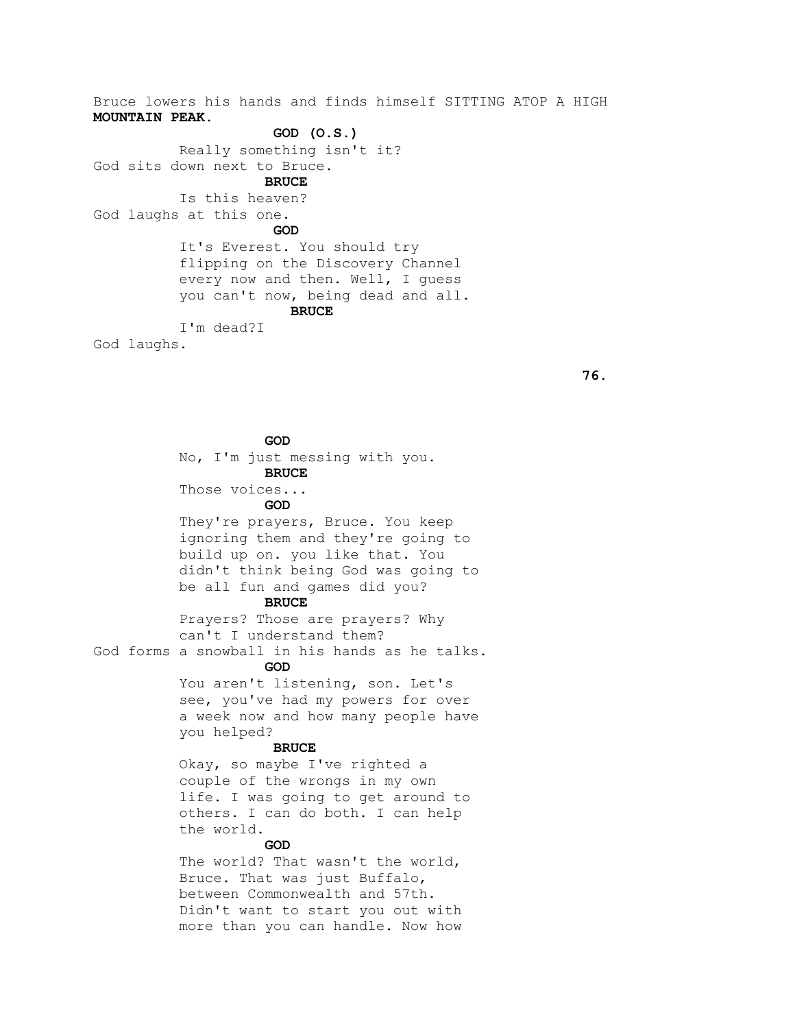Bruce lowers his hands and finds himself SITTING ATOP A HIGH **MOUNTAIN PEAK.**

**GOD (O.S.)**

Really something isn't it?

God sits down next to Bruce.

**BRUCE**

Is this heaven?

God laughs at this one.

**GOD**

It's Everest. You should try flipping on the Discovery Channel every now and then. Well, I guess you can't now, being dead and all.

**BRUCE**

I'm dead?I

God laughs.

**GOD**

No, I'm just messing with you.

**BRUCE**

Those voices...

**GOD**

They're prayers, Bruce. You keep ignoring them and they're going to build up on. you like that. You didn't think being God was going to be all fun and games did you?

**BRUCE**

Prayers? Those are prayers? Why can't I understand them?

God forms a snowball in his hands as he talks.

**GOD**

You aren't listening, son. Let's see, you've had my powers for over a week now and how many people have you helped?

**BRUCE**

Okay, so maybe I've righted a couple of the wrongs in my own life. I was going to get around to others. I can do both. I can help the world.

**GOD**

The world? That wasn't the world, Bruce. That was just Buffalo, between Commonwealth and 57th. Didn't want to start you out with more than you can handle. Now how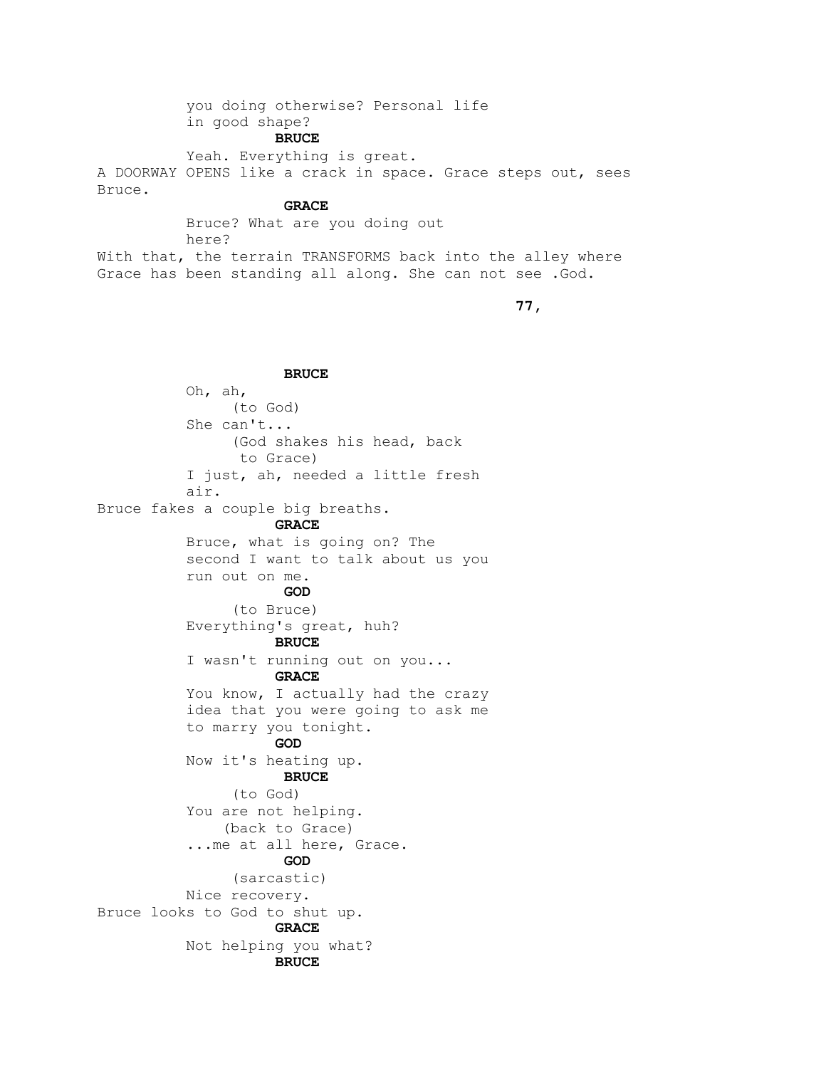you doing otherwise? Personal life
in good shape?

**BRUCE**

Yeah. Everything is great.

A DOORWAY OPENS like a crack in space. Grace steps out, sees Bruce.

**GRACE**

Bruce? What are you doing out
here?

With that, the terrain TRANSFORMS back into the alley where Grace has been standing all along. She can not see .God.

**BRUCE**

Oh, ah,
(to God)
She can't...
(God shakes his head, back
to Grace)
I just, ah, needed a little fresh
air.

Bruce fakes a couple big breaths.

**GRACE**

Bruce, what is going on? The
second I want to talk about us you
run out on me.

**GOD**

(to Bruce)
Everything's great, huh?

**BRUCE**

I wasn't running out on you...

**GRACE**

You know, I actually had the crazy
idea that you were going to ask me
to marry you tonight.

**GOD**

Now it's heating up.

**BRUCE**

(to God)
You are not helping.
(back to Grace)
...me at all here, Grace.

**GOD**

(sarcastic)
Nice recovery.

Bruce looks to God to shut up.

**GRACE**

Not helping you what?

**BRUCE**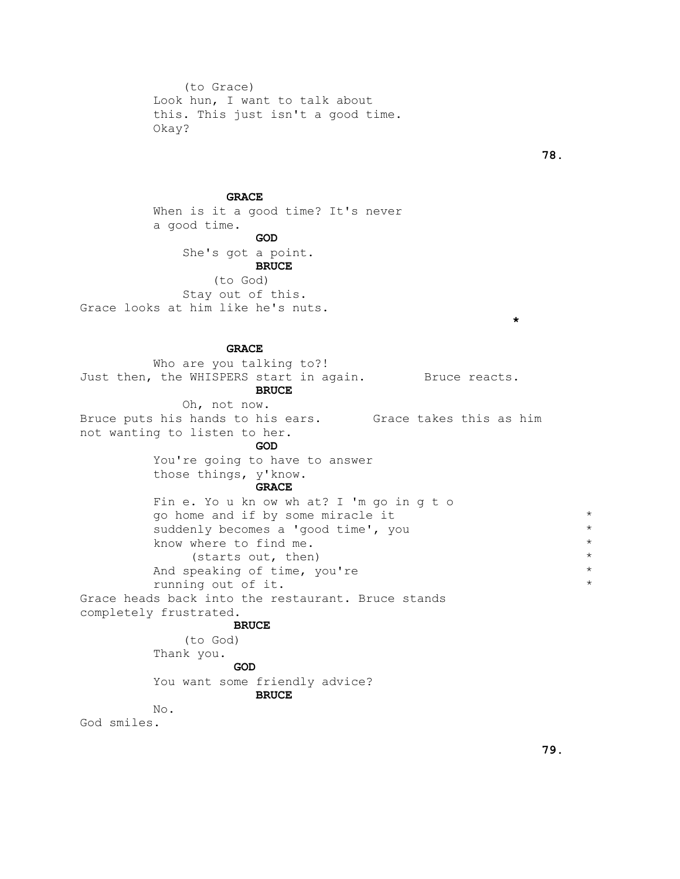(to Grace)
Look hun, I want to talk about this. This just isn't a good time. Okay?

**GRACE**
When is it a good time? It's never a good time.

**GOD**
She's got a point.

**BRUCE**
(to God)
Stay out of this.

Grace looks at him like he's nuts.

**GRACE**
Who are you talking to?!

Just then, the WHISPERS start in again. Bruce reacts.

**BRUCE**
Oh, not now.

Bruce puts his hands to his ears. Grace takes this as him not wanting to listen to her.

**GOD**
You're going to have to answer those things, y'know.

**GRACE**
Fin e. Yo u kn ow wh at? I 'm go in g t o go home and if by some miracle it suddenly becomes a 'good time', you know where to find me.
(starts out, then)
And speaking of time, you're running out of it.

Grace heads back into the restaurant. Bruce stands completely frustrated.

**BRUCE**
(to God)
Thank you.

**GOD**
You want some friendly advice?

**BRUCE**
No.

God smiles.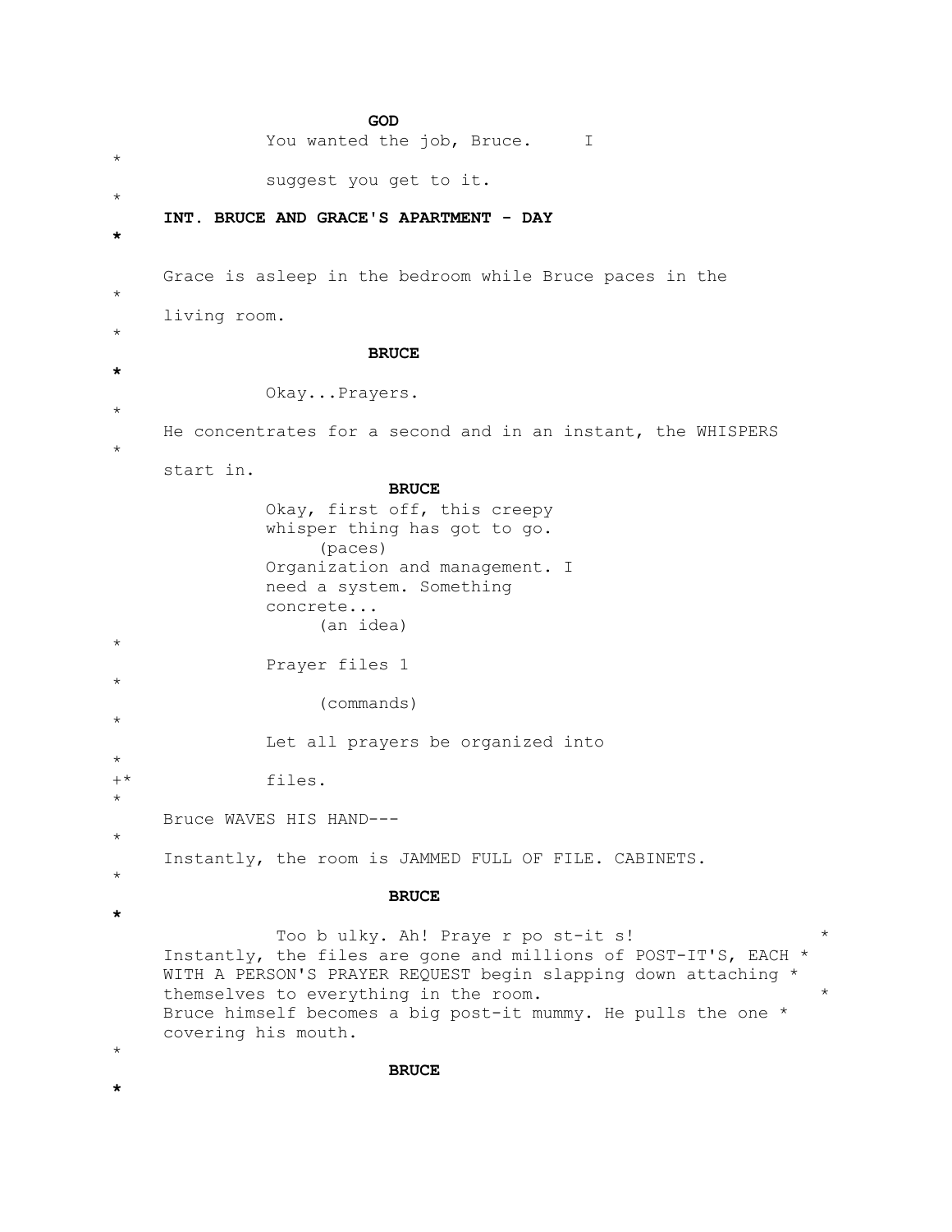**GOD**

You wanted the job, Bruce. I *
suggest you get to it. *

**INT. BRUCE AND GRACE'S APARTMENT - DAY** *

Grace is asleep in the bedroom while Bruce paces in the *
living room. *

**BRUCE** *

Okay...Prayers. *

He concentrates for a second and in an instant, the WHISPERS *
start in.

**BRUCE**

Okay, first off, this creepy
whisper thing has got to go.
(paces)
Organization and management. I
need a system. Something
concrete...
(an idea) *
Prayer files 1 *
(commands) *
Let all prayers be organized into *
+* files. *

Bruce WAVES HIS HAND--- *

Instantly, the room is JAMMED FULL OF FILE. CABINETS. *

**BRUCE** *

Too b ulky. Ah! Praye r po st-it s! *

Instantly, the files are gone and millions of POST-IT'S, EACH *
WITH A PERSON'S PRAYER REQUEST begin slapping down attaching *
themselves to everything in the room. *
Bruce himself becomes a big post-it mummy. He pulls the one *
covering his mouth. *

**BRUCE** *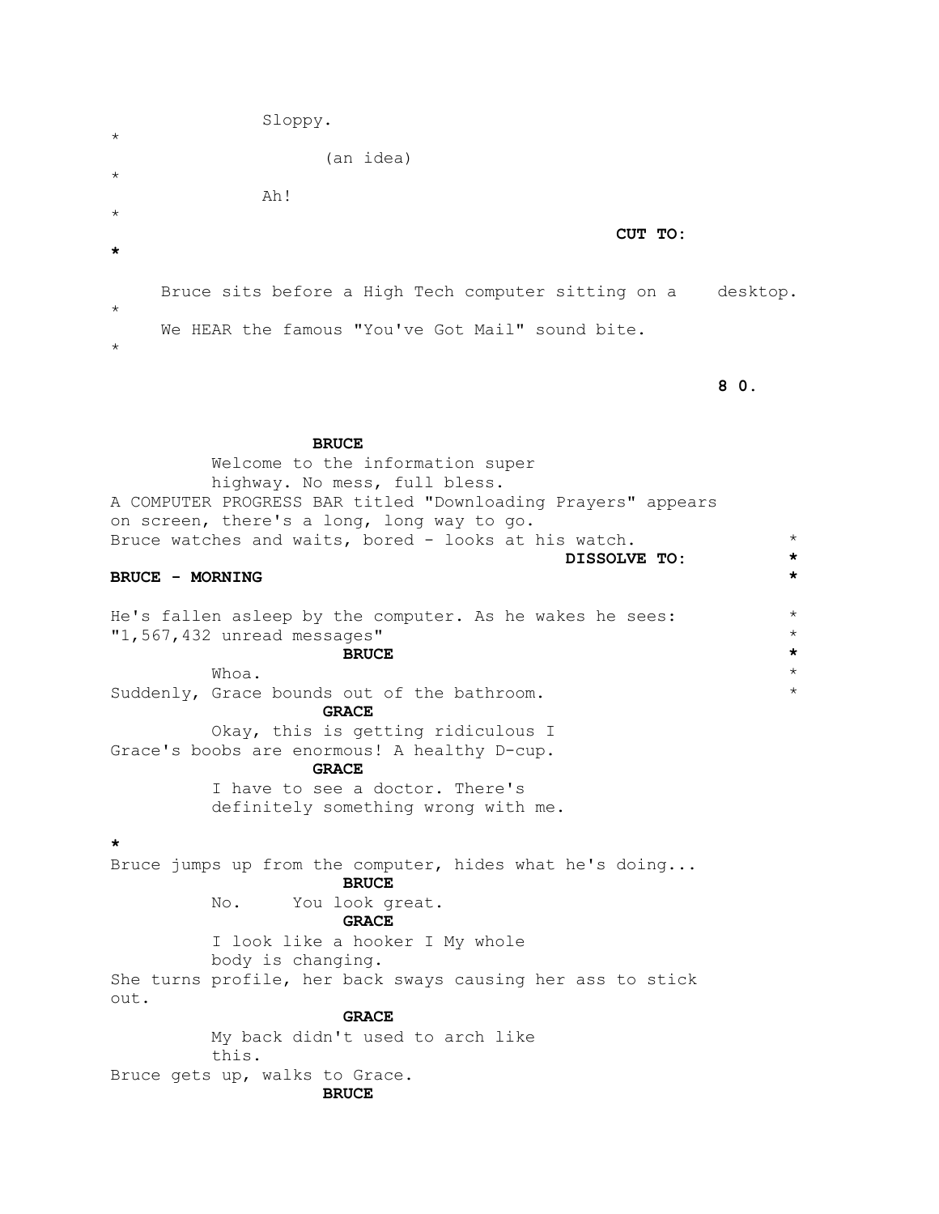Sloppy.

(an idea)

Ah!

**CUT TO:**

Bruce sits before a High Tech computer sitting on a desktop.

We HEAR the famous "You've Got Mail" sound bite.

**BRUCE**

Welcome to the information super highway. No mess, full bless.

A COMPUTER PROGRESS BAR titled "Downloading Prayers" appears on screen, there's a long, long way to go.

Bruce watches and waits, bored - looks at his watch.

**DISSOLVE TO:**

**BRUCE - MORNING**

He's fallen asleep by the computer. As he wakes he sees: "1,567,432 unread messages"

**BRUCE**

Whoa.

Suddenly, Grace bounds out of the bathroom.

**GRACE**

Okay, this is getting ridiculous I

Grace's boobs are enormous! A healthy D-cup.

**GRACE**

I have to see a doctor. There's definitely something wrong with me.

Bruce jumps up from the computer, hides what he's doing...

**BRUCE**

No. You look great.

**GRACE**

I look like a hooker I My whole body is changing.

She turns profile, her back sways causing her ass to stick out.

**GRACE**

My back didn't used to arch like this.

Bruce gets up, walks to Grace.

**BRUCE**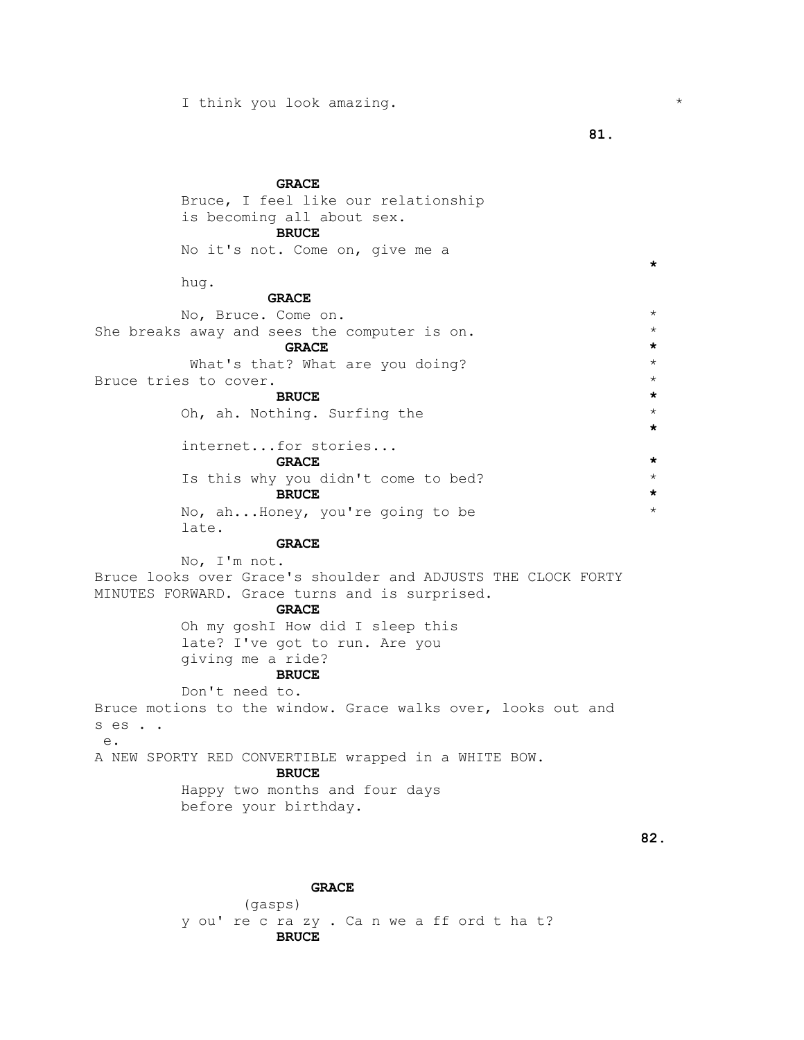I think you look amazing. *

**GRACE**

Bruce, I feel like our relationship is becoming all about sex.

**BRUCE**

No it's not. Come on, give me a hug. *

**GRACE**

No, Bruce. Come on. *

She breaks away and sees the computer is on. *

**GRACE** *

What's that? What are you doing? *

Bruce tries to cover. *

**BRUCE** *

Oh, ah. Nothing. Surfing the internet...for stories... * *

**GRACE** *

Is this why you didn't come to bed? *

**BRUCE** *

No, ah...Honey, you're going to be late. *

**GRACE**

No, I'm not.

Bruce looks over Grace's shoulder and ADJUSTS THE CLOCK FORTY MINUTES FORWARD. Grace turns and is surprised.

**GRACE**

Oh my goshI How did I sleep this late? I've got to run. Are you giving me a ride?

**BRUCE**

Don't need to.

Bruce motions to the window. Grace walks over, looks out and s es . . e.

A NEW SPORTY RED CONVERTIBLE wrapped in a WHITE BOW.

**BRUCE**

Happy two months and four days before your birthday.

**GRACE**

(gasps)

y ou' re c ra zy . Ca n we a ff ord t ha t?

**BRUCE**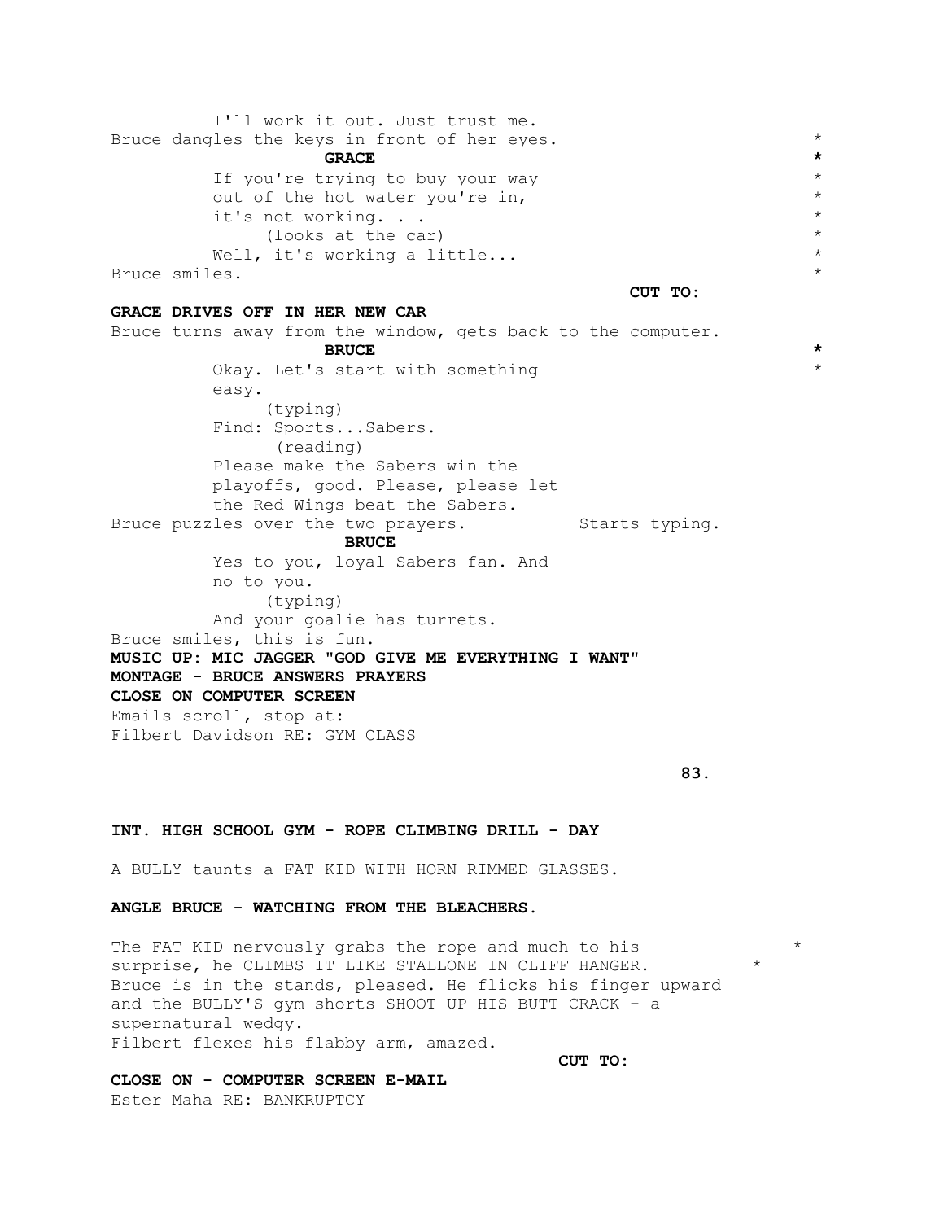I'll work it out. Just trust me.

Bruce dangles the keys in front of her eyes. *

**GRACE** *

If you're trying to buy your way *
out of the hot water you're in, *
it's not working. . . *
(looks at the car) *
Well, it's working a little... *

Bruce smiles. *

**CUT TO:**

**GRACE DRIVES OFF IN HER NEW CAR**

Bruce turns away from the window, gets back to the computer.

**BRUCE** *

Okay. Let's start with something *
easy.
(typing)
Find: Sports...Sabers.
(reading)
Please make the Sabers win the
playoffs, good. Please, please let
the Red Wings beat the Sabers.

Bruce puzzles over the two prayers. Starts typing.

**BRUCE**

Yes to you, loyal Sabers fan. And
no to you.
(typing)
And your goalie has turrets.

Bruce smiles, this is fun.

**MUSIC UP: MIC JAGGER "GOD GIVE ME EVERYTHING I WANT"**

**MONTAGE - BRUCE ANSWERS PRAYERS**

**CLOSE ON COMPUTER SCREEN**

Emails scroll, stop at:

Filbert Davidson RE: GYM CLASS

**INT. HIGH SCHOOL GYM - ROPE CLIMBING DRILL - DAY**

A BULLY taunts a FAT KID WITH HORN RIMMED GLASSES.

**ANGLE BRUCE - WATCHING FROM THE BLEACHERS.**

The FAT KID nervously grabs the rope and much to his *
surprise, he CLIMBS IT LIKE STALLONE IN CLIFF HANGER. *
Bruce is in the stands, pleased. He flicks his finger upward
and the BULLY'S gym shorts SHOOT UP HIS BUTT CRACK - a
supernatural wedgy.
Filbert flexes his flabby arm, amazed.

**CUT TO:**

**CLOSE ON - COMPUTER SCREEN E-MAIL**

Ester Maha RE: BANKRUPTCY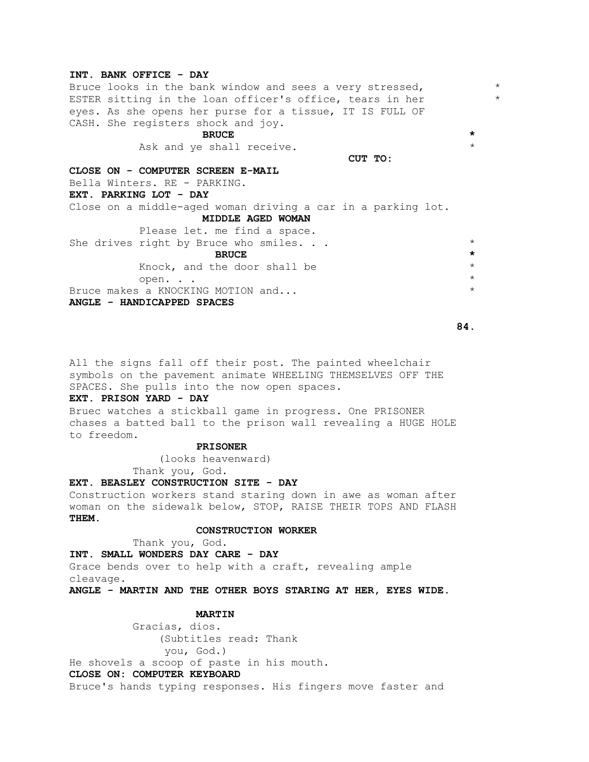**INT. BANK OFFICE - DAY**

Bruce looks in the bank window and sees a very stressed, *
ESTER sitting in the loan officer's office, tears in her *
eyes. As she opens her purse for a tissue, IT IS FULL OF
CASH. She registers shock and joy.

**BRUCE** *

Ask and ye shall receive. *

CUT TO:

**CLOSE ON - COMPUTER SCREEN E-MAIL**

Bella Winters. RE - PARKING.

**EXT. PARKING LOT - DAY**

Close on a middle-aged woman driving a car in a parking lot.

**MIDDLE AGED WOMAN**

Please let. me find a space.

She drives right by Bruce who smiles. . . *

**BRUCE** *

Knock, and the door shall be *
open. . . *

Bruce makes a KNOCKING MOTION and... *

**ANGLE - HANDICAPPED SPACES**

All the signs fall off their post. The painted wheelchair
symbols on the pavement animate WHEELING THEMSELVES OFF THE
SPACES. She pulls into the now open spaces.

**EXT. PRISON YARD - DAY**

Bruec watches a stickball game in progress. One PRISONER
chases a batted ball to the prison wall revealing a HUGE HOLE
to freedom.

**PRISONER**

(looks heavenward)

Thank you, God.

**EXT. BEASLEY CONSTRUCTION SITE - DAY**

Construction workers stand staring down in awe as woman after
woman on the sidewalk below, STOP, RAISE THEIR TOPS AND FLASH
**THEM.**

**CONSTRUCTION WORKER**

Thank you, God.

**INT. SMALL WONDERS DAY CARE - DAY**

Grace bends over to help with a craft, revealing ample
cleavage.

**ANGLE - MARTIN AND THE OTHER BOYS STARING AT HER, EYES WIDE.**

**MARTIN**

Gracias, dios.

(Subtitles read: Thank
you, God.)

He shovels a scoop of paste in his mouth.

**CLOSE ON: COMPUTER KEYBOARD**

Bruce's hands typing responses. His fingers move faster and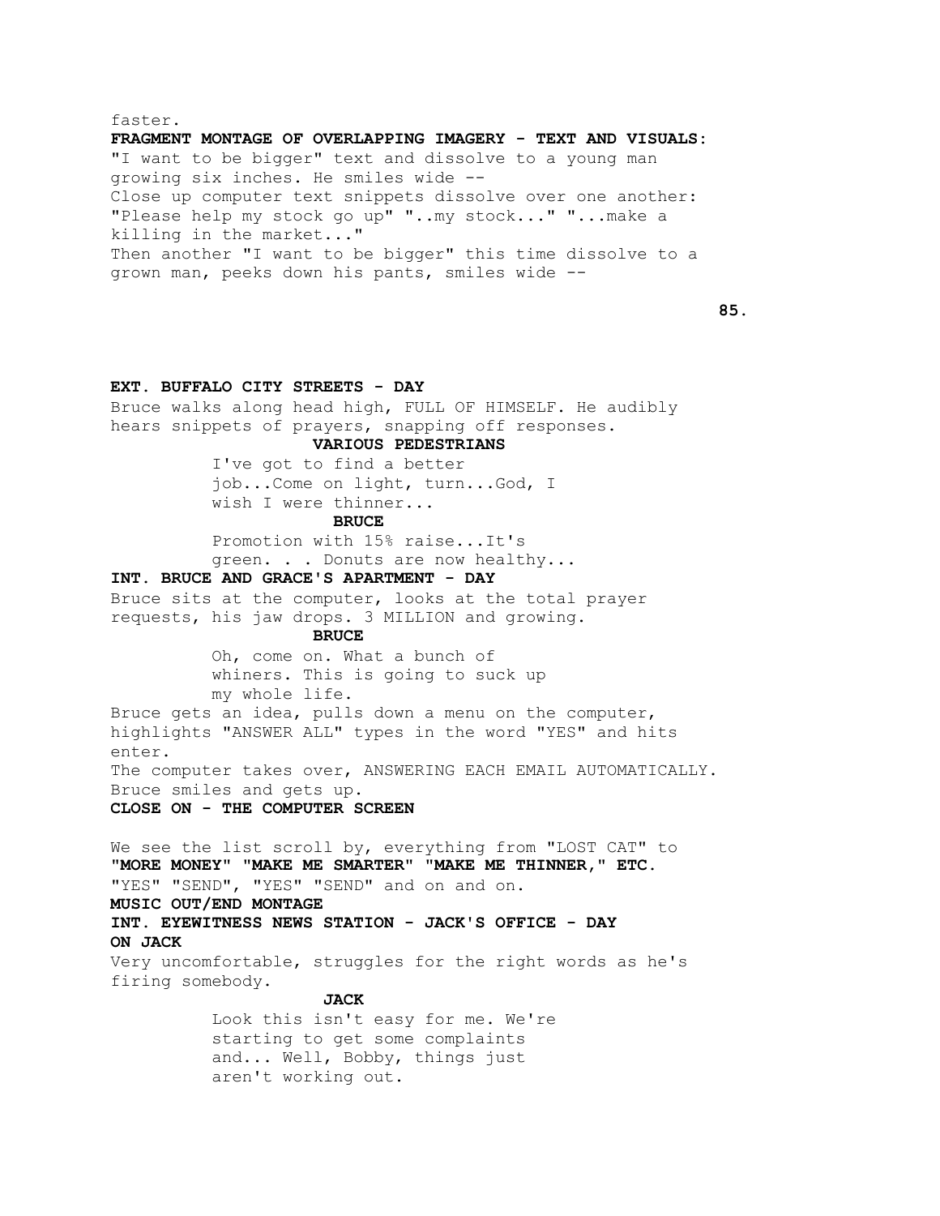faster.

**FRAGMENT MONTAGE OF OVERLAPPING IMAGERY - TEXT AND VISUALS:**

"I want to be bigger" text and dissolve to a young man growing six inches. He smiles wide --

Close up computer text snippets dissolve over one another: "Please help my stock go up" "..my stock..." "...make a killing in the market..."

Then another "I want to be bigger" this time dissolve to a grown man, peeks down his pants, smiles wide --

**EXT. BUFFALO CITY STREETS - DAY**

Bruce walks along head high, FULL OF HIMSELF. He audibly hears snippets of prayers, snapping off responses.

**VARIOUS PEDESTRIANS**

I've got to find a better job...Come on light, turn...God, I wish I were thinner...

**BRUCE**

Promotion with 15% raise...It's green. . . Donuts are now healthy...

**INT. BRUCE AND GRACE'S APARTMENT - DAY**

Bruce sits at the computer, looks at the total prayer requests, his jaw drops. 3 MILLION and growing.

**BRUCE**

Oh, come on. What a bunch of whiners. This is going to suck up my whole life.

Bruce gets an idea, pulls down a menu on the computer, highlights "ANSWER ALL" types in the word "YES" and hits enter.

The computer takes over, ANSWERING EACH EMAIL AUTOMATICALLY. Bruce smiles and gets up.

**CLOSE ON - THE COMPUTER SCREEN**

We see the list scroll by, everything from "LOST CAT" to **"MORE MONEY" "MAKE ME SMARTER" "MAKE ME THINNER," ETC.** "YES" "SEND", "YES" "SEND" and on and on.

**MUSIC OUT/END MONTAGE**

**INT. EYEWITNESS NEWS STATION - JACK'S OFFICE - DAY**

**ON JACK**

Very uncomfortable, struggles for the right words as he's firing somebody.

**JACK**

Look this isn't easy for me. We're starting to get some complaints and... Well, Bobby, things just aren't working out.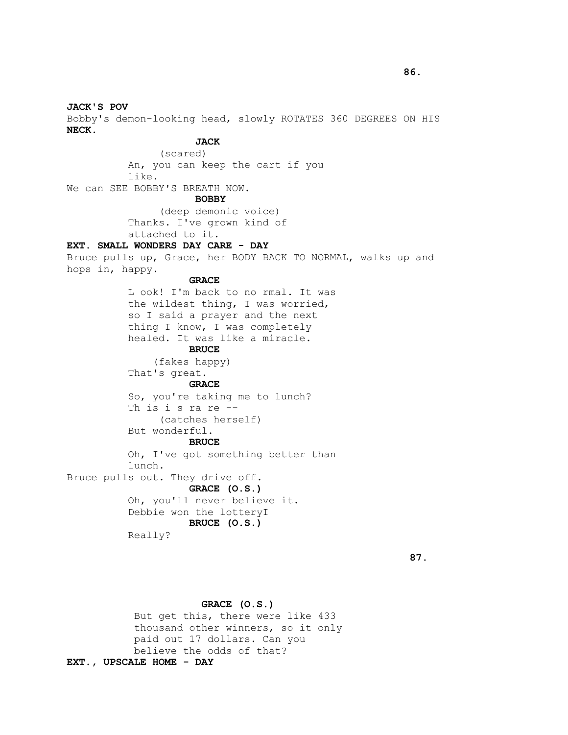**JACK'S POV**

Bobby's demon-looking head, slowly ROTATES 360 DEGREES ON HIS **NECK.**

**JACK**
(scared)
An, you can keep the cart if you like.

We can SEE BOBBY'S BREATH NOW.

**BOBBY**
(deep demonic voice)
Thanks. I've grown kind of attached to it.

**EXT. SMALL WONDERS DAY CARE - DAY**

Bruce pulls up, Grace, her BODY BACK TO NORMAL, walks up and hops in, happy.

**GRACE**
L ook! I'm back to no rmal. It was the wildest thing, I was worried, so I said a prayer and the next thing I know, I was completely healed. It was like a miracle.

**BRUCE**
(fakes happy)
That's great.

**GRACE**
So, you're taking me to lunch? Th is i s ra re --
(catches herself)
But wonderful.

**BRUCE**
Oh, I've got something better than lunch.

Bruce pulls out. They drive off.

**GRACE (O.S.)**
Oh, you'll never believe it. Debbie won the lotteryI

**BRUCE (O.S.)**
Really?

**GRACE (O.S.)**
But get this, there were like 433 thousand other winners, so it only paid out 17 dollars. Can you believe the odds of that?

**EXT., UPSCALE HOME - DAY**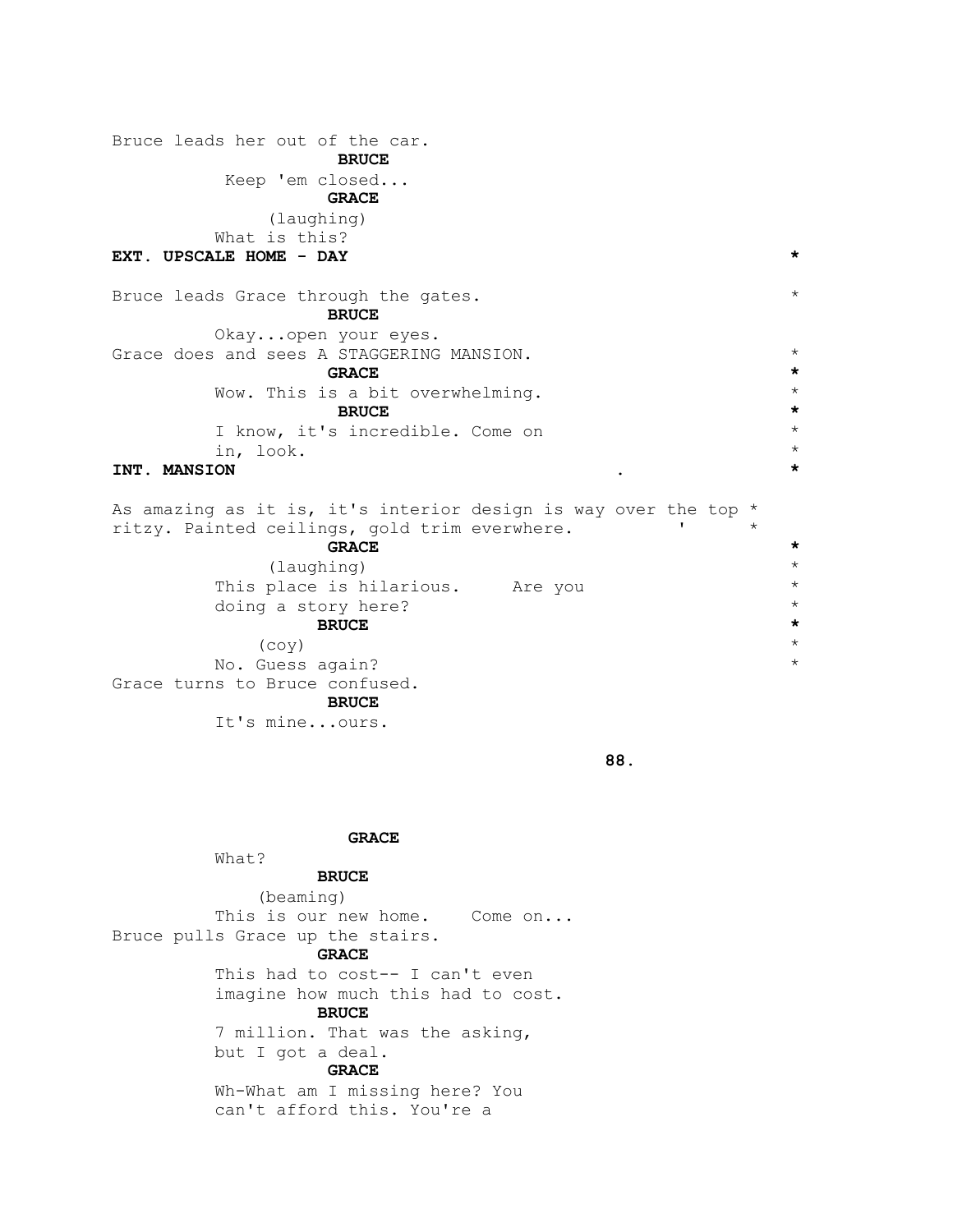Bruce leads her out of the car.

**BRUCE**

Keep 'em closed...

**GRACE**

(laughing)

What is this?

**EXT. UPSCALE HOME - DAY** *

Bruce leads Grace through the gates. *

**BRUCE**

Okay...open your eyes.

Grace does and sees A STAGGERING MANSION. *

**GRACE** *

Wow. This is a bit overwhelming. *

**BRUCE** *

I know, it's incredible. Come on *
in, look. *

**INT. MANSION** . *

As amazing as it is, it's interior design is way over the top *
ritzy. Painted ceilings, gold trim everwhere. ' *

**GRACE** *

(laughing) *

This place is hilarious. Are you *
doing a story here? *

**BRUCE** *

(coy) *

No. Guess again? *

Grace turns to Bruce confused.

**BRUCE**

It's mine...ours.

**GRACE**

What?

**BRUCE**

(beaming)

This is our new home. Come on...

Bruce pulls Grace up the stairs.

**GRACE**

This had to cost-- I can't even
imagine how much this had to cost.

**BRUCE**

7 million. That was the asking,
but I got a deal.

**GRACE**

Wh-What am I missing here? You
can't afford this. You're a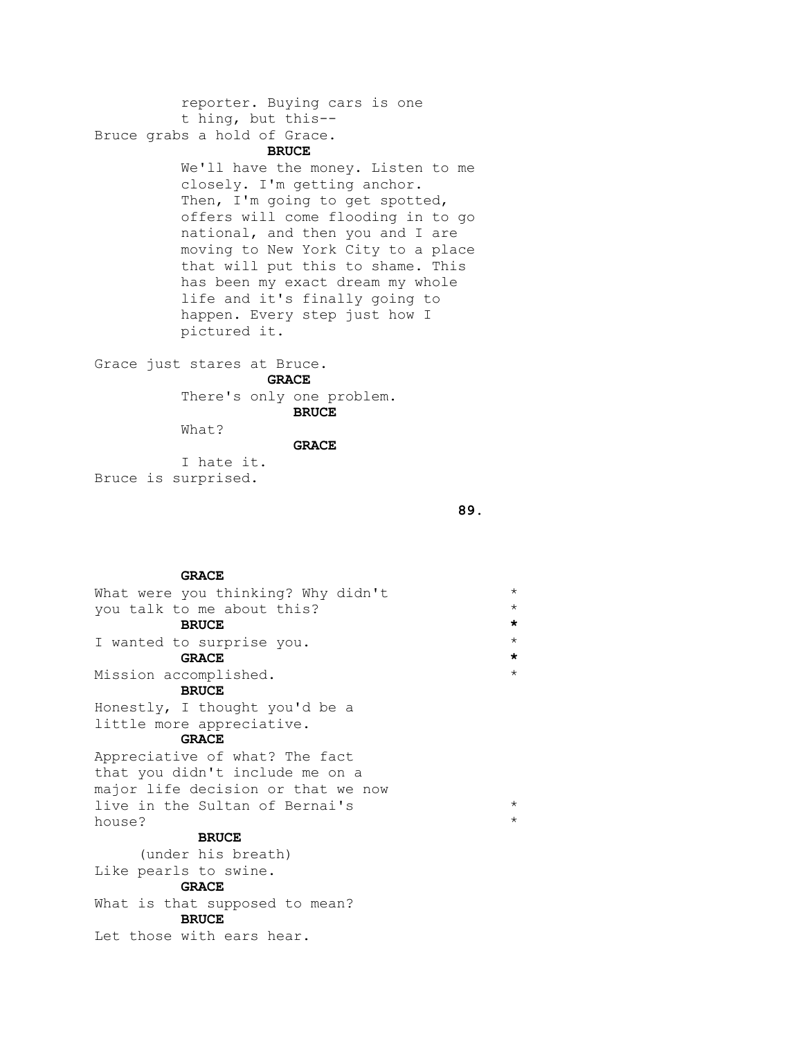reporter. Buying cars is one
t hing, but this--

Bruce grabs a hold of Grace.

**BRUCE**

We'll have the money. Listen to me closely. I'm getting anchor. Then, I'm going to get spotted, offers will come flooding in to go national, and then you and I are moving to New York City to a place that will put this to shame. This has been my exact dream my whole life and it's finally going to happen. Every step just how I pictured it.

Grace just stares at Bruce.

**GRACE**

There's only one problem.

**BRUCE**

What?

**GRACE**

I hate it.

Bruce is surprised.

**GRACE**

What were you thinking? Why didn't you talk to me about this? *

**BRUCE** *

I wanted to surprise you. *

**GRACE** *

Mission accomplished. *

**BRUCE**

Honestly, I thought you'd be a little more appreciative.

**GRACE**

Appreciative of what? The fact that you didn't include me on a major life decision or that we now live in the Sultan of Bernai's house? *

**BRUCE**

(under his breath)
Like pearls to swine.

**GRACE**

What is that supposed to mean?

**BRUCE**

Let those with ears hear.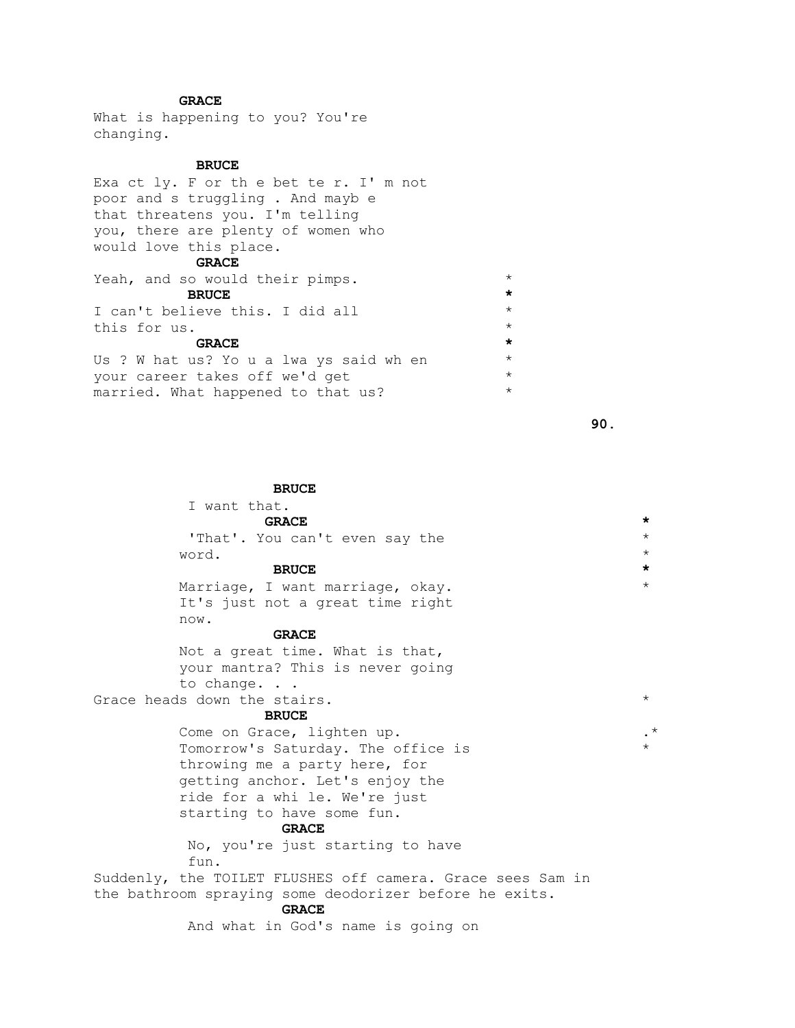**GRACE**
What is happening to you? You're changing.

**BRUCE**
Exa ct ly. F or th e bet te r. I' m not poor and s truggling . And mayb e that threatens you. I'm telling you, there are plenty of women who would love this place.

**GRACE**
Yeah, and so would their pimps. *

**BRUCE** *
I can't believe this. I did all this for us. *

**GRACE** *
Us ? W hat us? Yo u a lwa ys said wh en your career takes off we'd get married. What happened to that us? *

**BRUCE**
I want that.

**GRACE** *
'That'. You can't even say the word. *

**BRUCE** *
Marriage, I want marriage, okay. It's just not a great time right now. *

**GRACE**
Not a great time. What is that, your mantra? This is never going to change. . .

Grace heads down the stairs. *

**BRUCE**
Come on Grace, lighten up. .*
Tomorrow's Saturday. The office is throwing me a party here, for getting anchor. Let's enjoy the ride for a whi le. We're just starting to have some fun. *

**GRACE**
No, you're just starting to have fun.

Suddenly, the TOILET FLUSHES off camera. Grace sees Sam in the bathroom spraying some deodorizer before he exits.

**GRACE**
And what in God's name is going on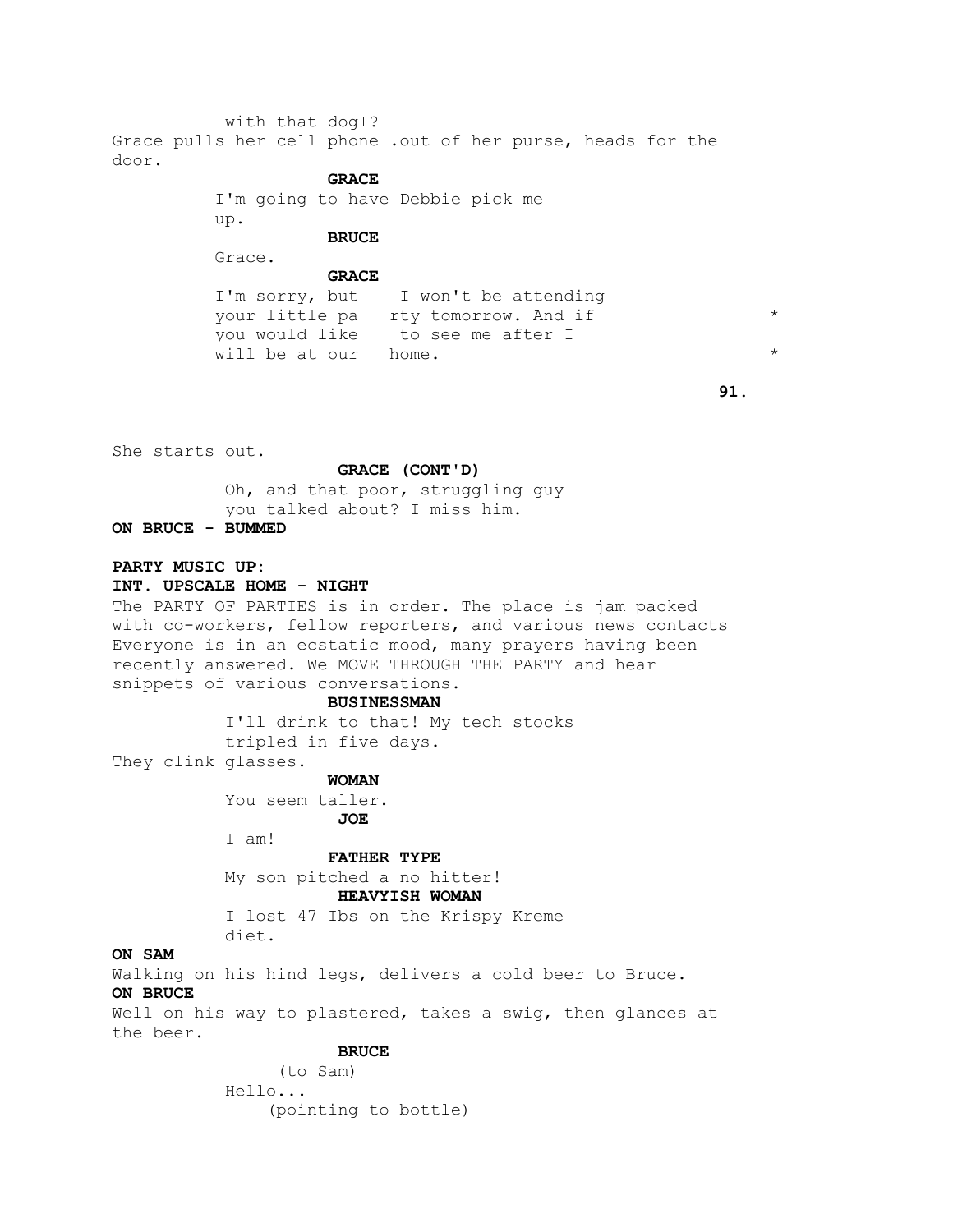with that dogI?

Grace pulls her cell phone .out of her purse, heads for the door.

**GRACE**

I'm going to have Debbie pick me up.

**BRUCE**

Grace.

**GRACE**

I'm sorry, but I won't be attending your little pa rty tomorrow. And if you would like to see me after I will be at our home. *

She starts out.

**GRACE (CONT'D)**

Oh, and that poor, struggling guy you talked about? I miss him.

**ON BRUCE - BUMMED**

**PARTY MUSIC UP:**

**INT. UPSCALE HOME - NIGHT**

The PARTY OF PARTIES is in order. The place is jam packed with co-workers, fellow reporters, and various news contacts Everyone is in an ecstatic mood, many prayers having been recently answered. We MOVE THROUGH THE PARTY and hear snippets of various conversations.

**BUSINESSMAN**

I'll drink to that! My tech stocks tripled in five days.

They clink glasses.

**WOMAN**

You seem taller.

**JOE**

I am!

**FATHER TYPE**

My son pitched a no hitter!

**HEAVYISH WOMAN**

I lost 47 Ibs on the Krispy Kreme diet.

**ON SAM**

Walking on his hind legs, delivers a cold beer to Bruce.

**ON BRUCE**

Well on his way to plastered, takes a swig, then glances at the beer.

**BRUCE**

(to Sam)

Hello...

(pointing to bottle)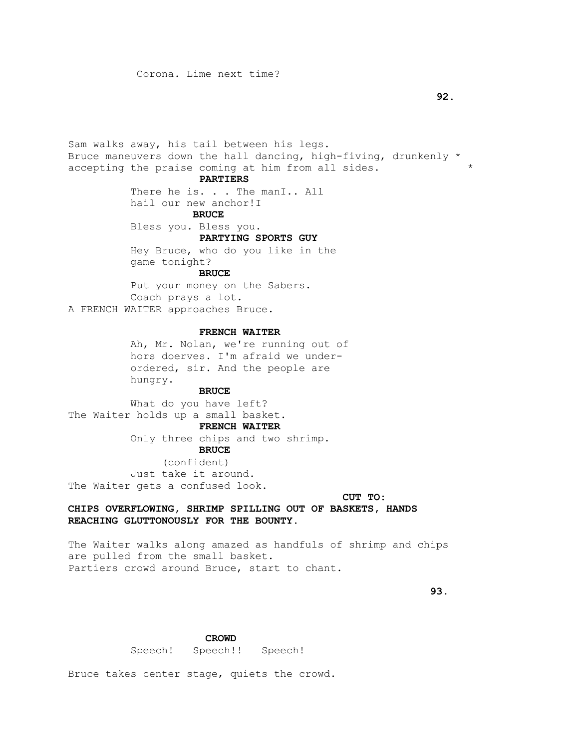Corona. Lime next time?

Sam walks away, his tail between his legs.
Bruce maneuvers down the hall dancing, high-fiving, drunkenly *
accepting the praise coming at him from all sides. *

**PARTIERS**

There he is. . . The manI.. All
hail our new anchor!I

**BRUCE**

Bless you. Bless you.

**PARTYING SPORTS GUY**

Hey Bruce, who do you like in the
game tonight?

**BRUCE**

Put your money on the Sabers.
Coach prays a lot.

A FRENCH WAITER approaches Bruce.

**FRENCH WAITER**

Ah, Mr. Nolan, we're running out of
hors doerves. I'm afraid we under-
ordered, sir. And the people are
hungry.

**BRUCE**

What do you have left?

The Waiter holds up a small basket.

**FRENCH WAITER**

Only three chips and two shrimp.

**BRUCE**

(confident)
Just take it around.

The Waiter gets a confused look.

**CUT TO:**

**CHIPS OVERFLOWING, SHRIMP SPILLING OUT OF BASKETS, HANDS REACHING GLUTTONOUSLY FOR THE BOUNTY.**

The Waiter walks along amazed as handfuls of shrimp and chips
are pulled from the small basket.
Partiers crowd around Bruce, start to chant.

**CROWD**

Speech! Speech!! Speech!

Bruce takes center stage, quiets the crowd.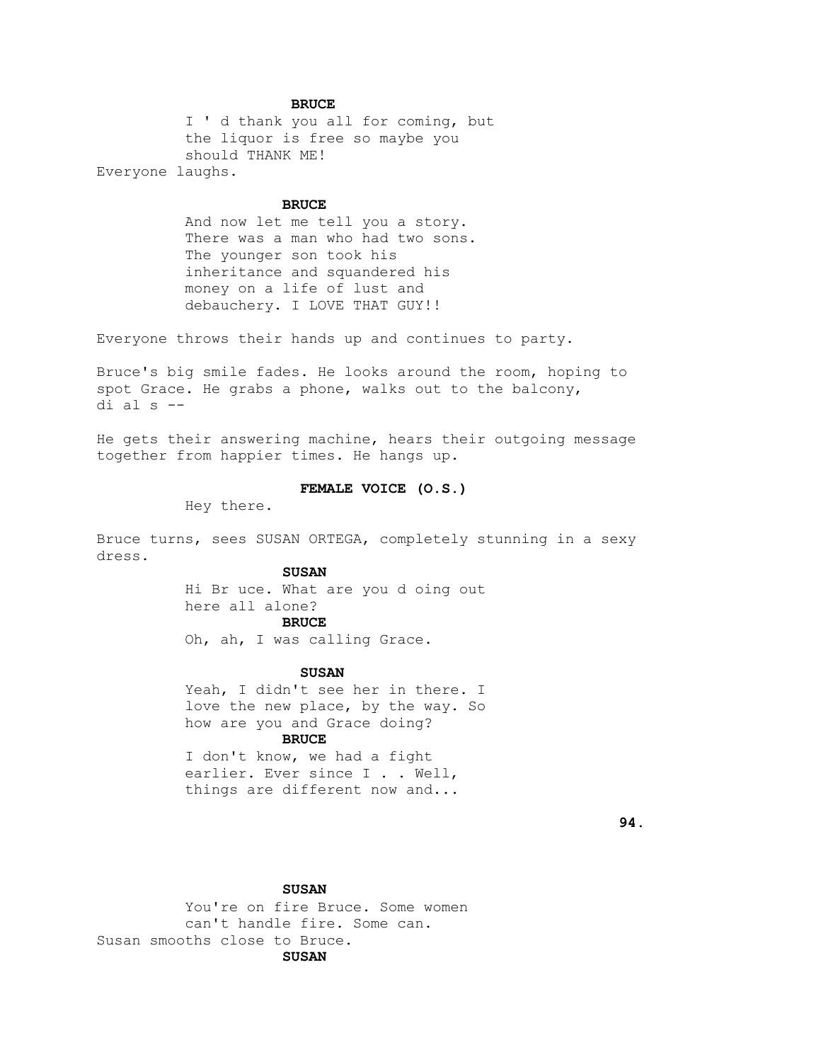**BRUCE**

I ' d thank you all for coming, but the liquor is free so maybe you should THANK ME!

Everyone laughs.

**BRUCE**

And now let me tell you a story. There was a man who had two sons. The younger son took his inheritance and squandered his money on a life of lust and debauchery. I LOVE THAT GUY!!

Everyone throws their hands up and continues to party.

Bruce's big smile fades. He looks around the room, hoping to spot Grace. He grabs a phone, walks out to the balcony, di al s --

He gets their answering machine, hears their outgoing message together from happier times. He hangs up.

**FEMALE VOICE (O.S.)**

Hey there.

Bruce turns, sees SUSAN ORTEGA, completely stunning in a sexy dress.

**SUSAN**

Hi Br uce. What are you d oing out here all alone?

**BRUCE**

Oh, ah, I was calling Grace.

**SUSAN**

Yeah, I didn't see her in there. I love the new place, by the way. So how are you and Grace doing?

**BRUCE**

I don't know, we had a fight earlier. Ever since I . . Well, things are different now and...

**SUSAN**

You're on fire Bruce. Some women can't handle fire. Some can.

Susan smooths close to Bruce.

**SUSAN**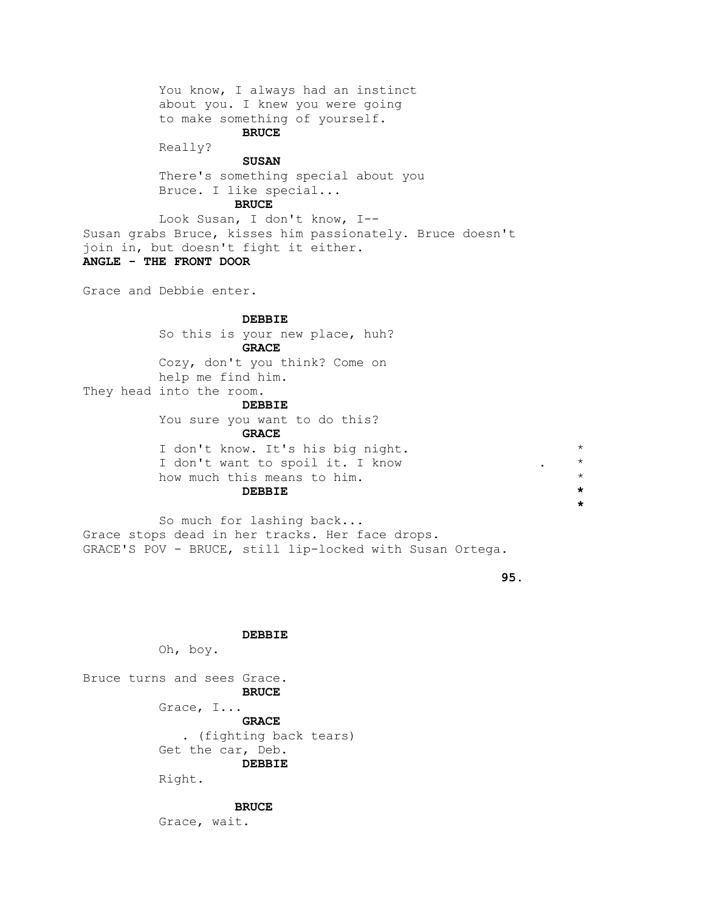You know, I always had an instinct
about you. I knew you were going
to make something of yourself.

**BRUCE**

Really?

**SUSAN**

There's something special about you
Bruce. I like special...

**BRUCE**

Look Susan, I don't know, I--

Susan grabs Bruce, kisses him passionately. Bruce doesn't
join in, but doesn't fight it either.

**ANGLE - THE FRONT DOOR**

Grace and Debbie enter.

**DEBBIE**

So this is your new place, huh?

**GRACE**

Cozy, don't you think? Come on
help me find him.

They head into the room.

**DEBBIE**

You sure you want to do this?

**GRACE**

I don't know. It's his big night. *
I don't want to spoil it. I know . *
how much this means to him. *

**DEBBIE** *
*

So much for lashing back...

Grace stops dead in her tracks. Her face drops.

GRACE'S POV - BRUCE, still lip-locked with Susan Ortega.

**DEBBIE**

Oh, boy.

Bruce turns and sees Grace.

**BRUCE**

Grace, I...

**GRACE**

. (fighting back tears)
Get the car, Deb.

**DEBBIE**

Right.

**BRUCE**

Grace, wait.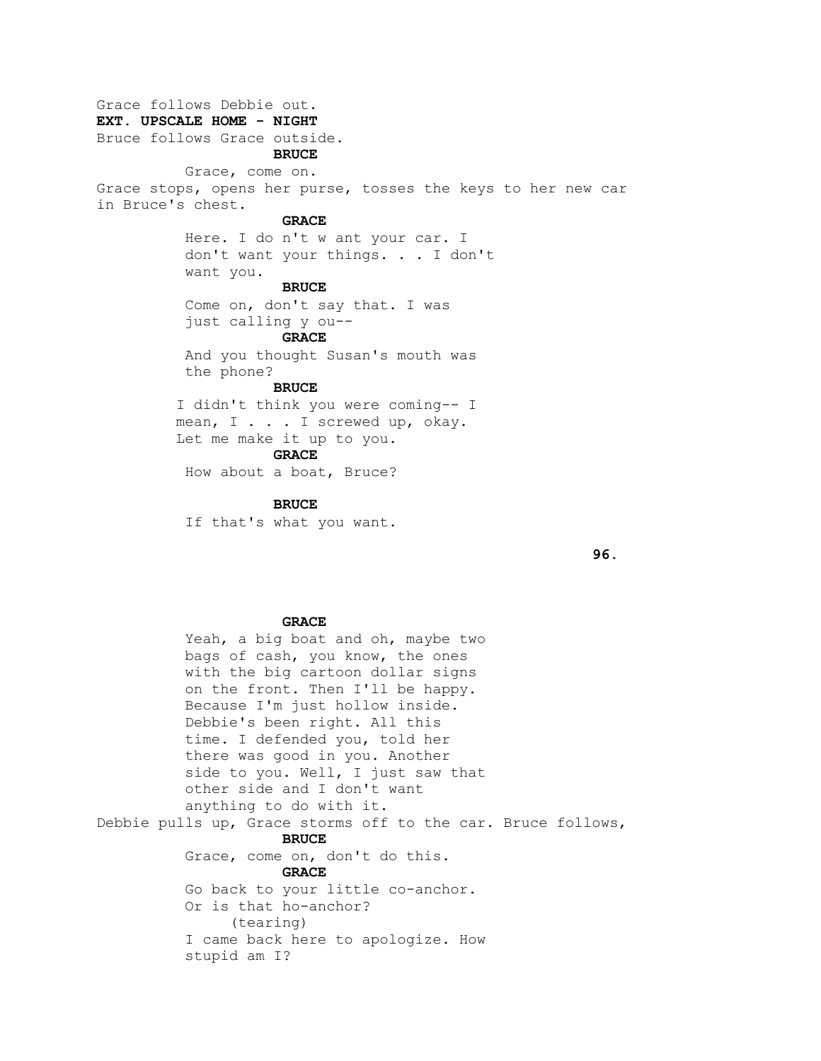Grace follows Debbie out.

**EXT. UPSCALE HOME - NIGHT**

Bruce follows Grace outside.

**BRUCE**

Grace, come on.

Grace stops, opens her purse, tosses the keys to her new car in Bruce's chest.

**GRACE**

Here. I do n't w ant your car. I don't want your things. . . I don't want you.

**BRUCE**

Come on, don't say that. I was just calling y ou--

**GRACE**

And you thought Susan's mouth was the phone?

**BRUCE**

I didn't think you were coming-- I mean, I . . . I screwed up, okay. Let me make it up to you.

**GRACE**

How about a boat, Bruce?

**BRUCE**

If that's what you want.

**GRACE**

Yeah, a big boat and oh, maybe two bags of cash, you know, the ones with the big cartoon dollar signs on the front. Then I'll be happy. Because I'm just hollow inside. Debbie's been right. All this time. I defended you, told her there was good in you. Another side to you. Well, I just saw that other side and I don't want anything to do with it.

Debbie pulls up, Grace storms off to the car. Bruce follows,

**BRUCE**

Grace, come on, don't do this.

**GRACE**

Go back to your little co-anchor. Or is that ho-anchor?

(tearing)

I came back here to apologize. How stupid am I?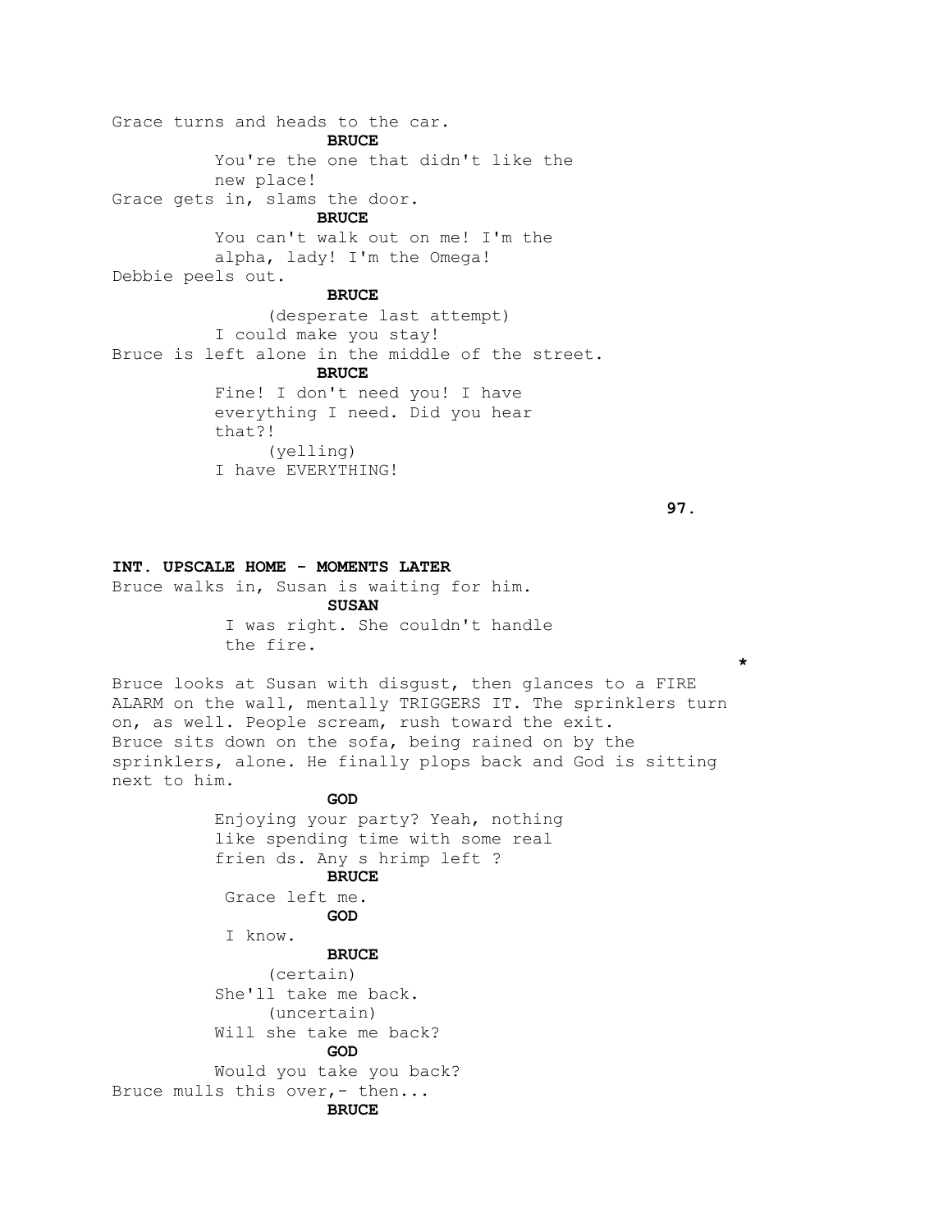Grace turns and heads to the car.

**BRUCE**

You're the one that didn't like the new place!

Grace gets in, slams the door.

**BRUCE**

You can't walk out on me! I'm the alpha, lady! I'm the Omega!

Debbie peels out.

**BRUCE**

(desperate last attempt)

I could make you stay!

Bruce is left alone in the middle of the street.

**BRUCE**

Fine! I don't need you! I have everything I need. Did you hear that?!

(yelling)

I have EVERYTHING!

**INT. UPSCALE HOME - MOMENTS LATER**

Bruce walks in, Susan is waiting for him.

**SUSAN**

I was right. She couldn't handle the fire.

*

Bruce looks at Susan with disgust, then glances to a FIRE ALARM on the wall, mentally TRIGGERS IT. The sprinklers turn on, as well. People scream, rush toward the exit.
Bruce sits down on the sofa, being rained on by the sprinklers, alone. He finally plops back and God is sitting next to him.

**GOD**

Enjoying your party? Yeah, nothing like spending time with some real frien ds. Any s hrimp left ?

**BRUCE**

Grace left me.

**GOD**

I know.

**BRUCE**

(certain)

She'll take me back.

(uncertain)

Will she take me back?

**GOD**

Would you take you back?

Bruce mulls this over,- then...

**BRUCE**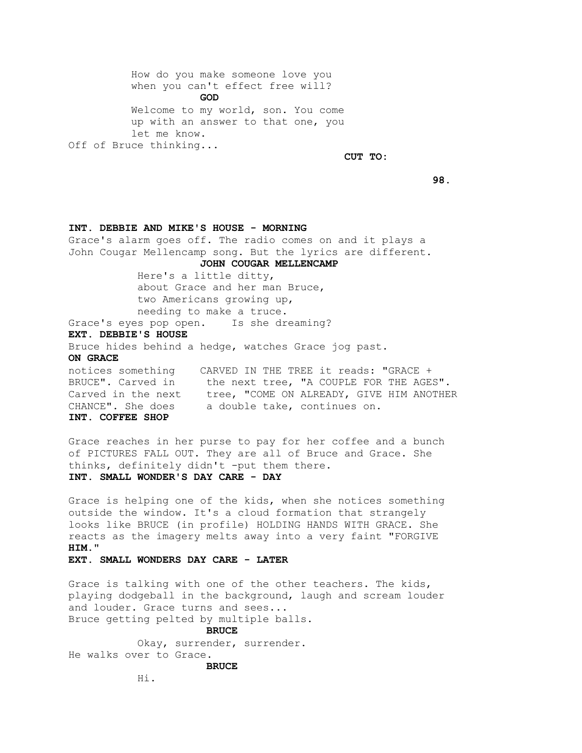How do you make someone love you
when you can't effect free will?

**GOD**

Welcome to my world, son. You come
up with an answer to that one, you
let me know.

Off of Bruce thinking...

**CUT TO:**

**INT. DEBBIE AND MIKE'S HOUSE - MORNING**

Grace's alarm goes off. The radio comes on and it plays a
John Cougar Mellencamp song. But the lyrics are different.

**JOHN COUGAR MELLENCAMP**

Here's a little ditty,
about Grace and her man Bruce,
two Americans growing up,
needing to make a truce.

Grace's eyes pop open. Is she dreaming?

**EXT. DEBBIE'S HOUSE**

Bruce hides behind a hedge, watches Grace jog past.

**ON GRACE**

notices something CARVED IN THE TREE it reads: "GRACE +
BRUCE". Carved in the next tree, "A COUPLE FOR THE AGES".
Carved in the next tree, "COME ON ALREADY, GIVE HIM ANOTHER
CHANCE". She does a double take, continues on.

**INT. COFFEE SHOP**

Grace reaches in her purse to pay for her coffee and a bunch
of PICTURES FALL OUT. They are all of Bruce and Grace. She
thinks, definitely didn't -put them there.

**INT. SMALL WONDER'S DAY CARE - DAY**

Grace is helping one of the kids, when she notices something
outside the window. It's a cloud formation that strangely
looks like BRUCE (in profile) HOLDING HANDS WITH GRACE. She
reacts as the imagery melts away into a very faint "FORGIVE
**HIM.**"

**EXT. SMALL WONDERS DAY CARE - LATER**

Grace is talking with one of the other teachers. The kids,
playing dodgeball in the background, laugh and scream louder
and louder. Grace turns and sees...

Bruce getting pelted by multiple balls.

**BRUCE**

Okay, surrender, surrender.

He walks over to Grace.

**BRUCE**

Hi.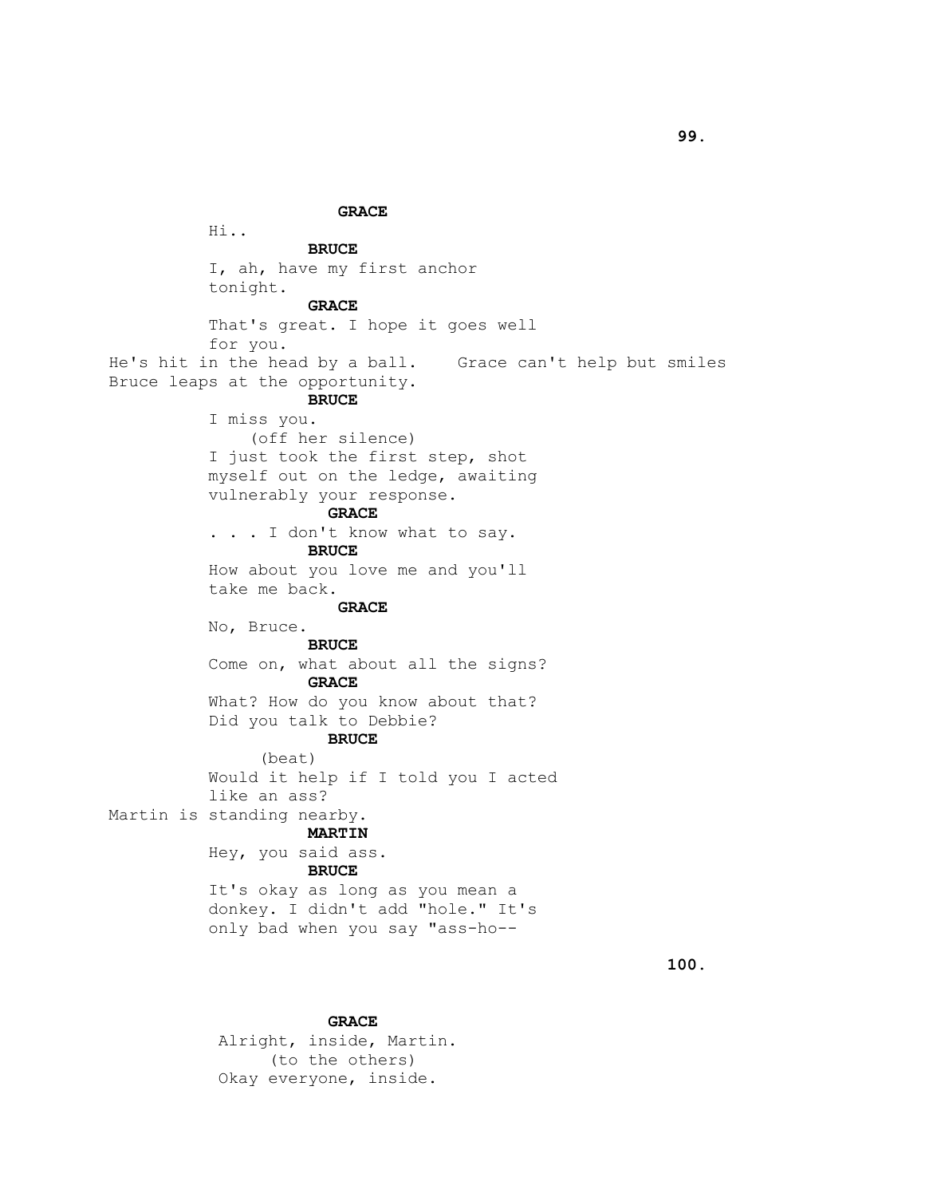**GRACE**

Hi..

**BRUCE**

I, ah, have my first anchor tonight.

**GRACE**

That's great. I hope it goes well for you.

He's hit in the head by a ball. Grace can't help but smiles Bruce leaps at the opportunity.

**BRUCE**

I miss you.

(off her silence)

I just took the first step, shot myself out on the ledge, awaiting vulnerably your response.

**GRACE**

. . . I don't know what to say.

**BRUCE**

How about you love me and you'll take me back.

**GRACE**

No, Bruce.

**BRUCE**

Come on, what about all the signs?

**GRACE**

What? How do you know about that? Did you talk to Debbie?

**BRUCE**

(beat)

Would it help if I told you I acted like an ass?

Martin is standing nearby.

**MARTIN**

Hey, you said ass.

**BRUCE**

It's okay as long as you mean a donkey. I didn't add "hole." It's only bad when you say "ass-ho--

**GRACE**

Alright, inside, Martin.

(to the others)

Okay everyone, inside.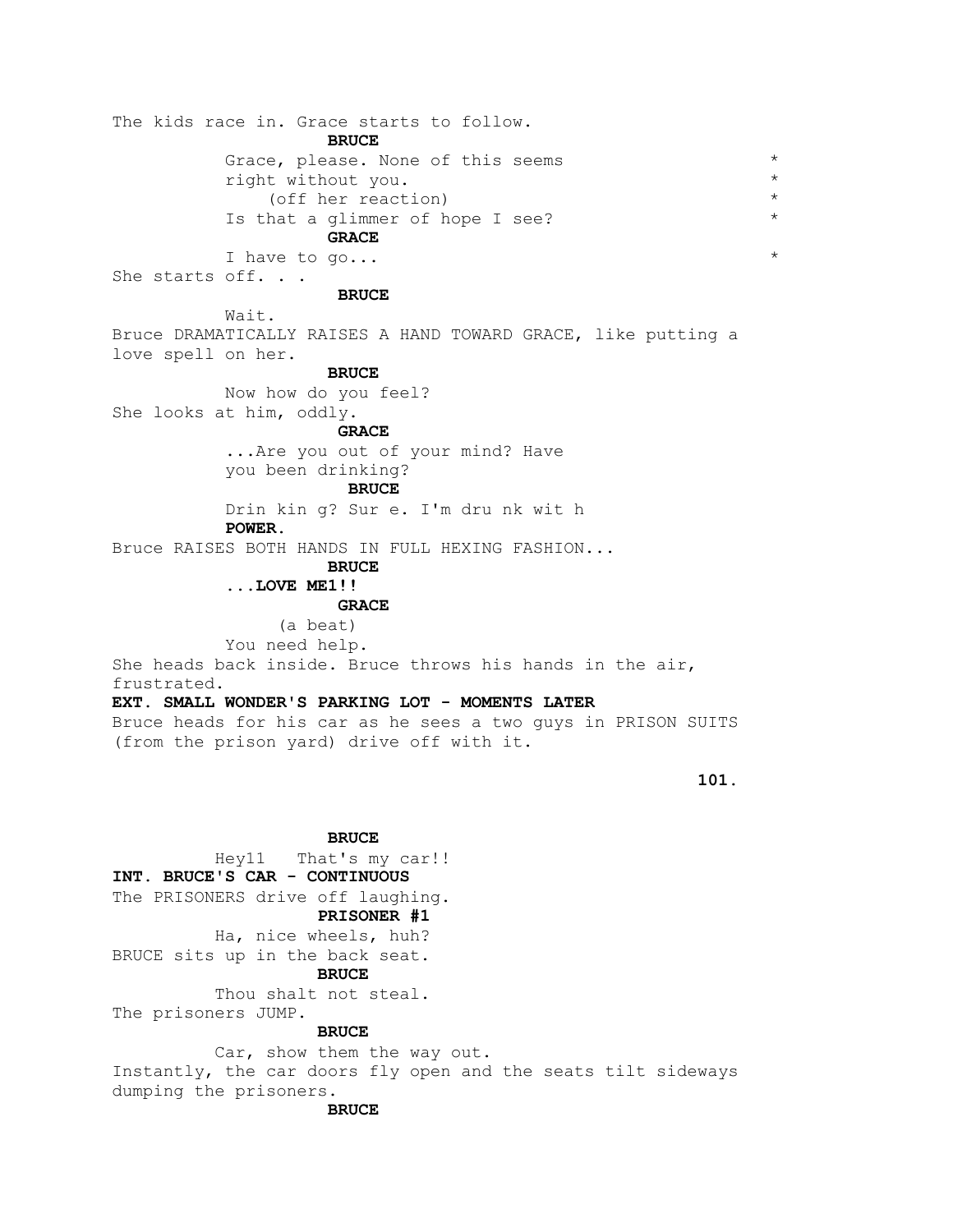The kids race in. Grace starts to follow.

**BRUCE**

Grace, please. None of this seems *
right without you. *
(off her reaction) *
Is that a glimmer of hope I see? *

**GRACE**

I have to go... *

She starts off. . .

**BRUCE**

Wait.

Bruce DRAMATICALLY RAISES A HAND TOWARD GRACE, like putting a love spell on her.

**BRUCE**

Now how do you feel?

She looks at him, oddly.

**GRACE**

...Are you out of your mind? Have
you been drinking?

**BRUCE**

Drin kin g? Sur e. I'm dru nk wit h
**POWER.**

Bruce RAISES BOTH HANDS IN FULL HEXING FASHION...

**BRUCE**

**...LOVE ME1!!**

**GRACE**

(a beat)
You need help.

She heads back inside. Bruce throws his hands in the air, frustrated.

**EXT. SMALL WONDER'S PARKING LOT - MOMENTS LATER**

Bruce heads for his car as he sees a two guys in PRISON SUITS (from the prison yard) drive off with it.

**BRUCE**

Hey11   That's my car!!

**INT. BRUCE'S CAR - CONTINUOUS**

The PRISONERS drive off laughing.

**PRISONER #1**

Ha, nice wheels, huh?

BRUCE sits up in the back seat.

**BRUCE**

Thou shalt not steal.

The prisoners JUMP.

**BRUCE**

Car, show them the way out.

Instantly, the car doors fly open and the seats tilt sideways dumping the prisoners.

**BRUCE**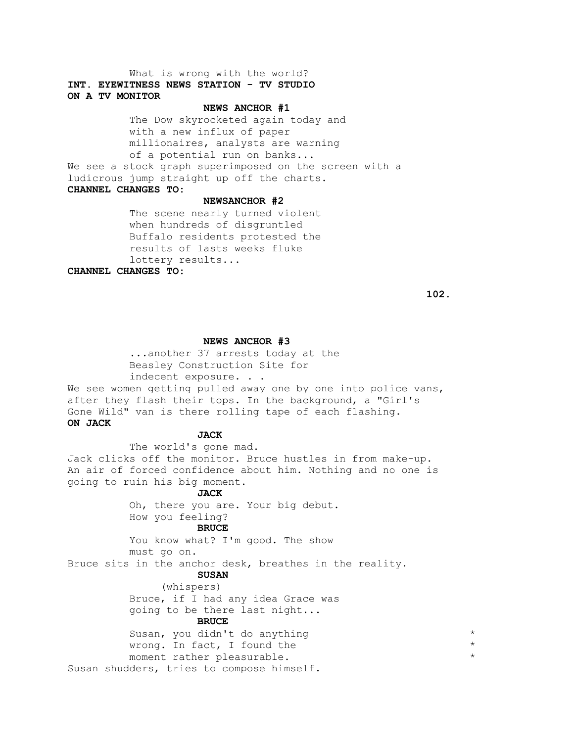What is wrong with the world?

**INT. EYEWITNESS NEWS STATION - TV STUDIO**

**ON A TV MONITOR**

**NEWS ANCHOR #1**

The Dow skyrocketed again today and with a new influx of paper millionaires, analysts are warning of a potential run on banks...

We see a stock graph superimposed on the screen with a ludicrous jump straight up off the charts.

**CHANNEL CHANGES TO:**

**NEWSANCHOR #2**

The scene nearly turned violent when hundreds of disgruntled Buffalo residents protested the results of lasts weeks fluke lottery results...

**CHANNEL CHANGES TO:**

**NEWS ANCHOR #3**

...another 37 arrests today at the Beasley Construction Site for indecent exposure. . .

We see women getting pulled away one by one into police vans, after they flash their tops. In the background, a "Girl's Gone Wild" van is there rolling tape of each flashing.

**ON JACK**

**JACK**

The world's gone mad.

Jack clicks off the monitor. Bruce hustles in from make-up. An air of forced confidence about him. Nothing and no one is going to ruin his big moment.

**JACK**

Oh, there you are. Your big debut. How you feeling?

**BRUCE**

You know what? I'm good. The show must go on.

Bruce sits in the anchor desk, breathes in the reality.

**SUSAN**

(whispers)

Bruce, if I had any idea Grace was going to be there last night...

**BRUCE**

Susan, you didn't do anything wrong. In fact, I found the moment rather pleasurable. *

Susan shudders, tries to compose himself.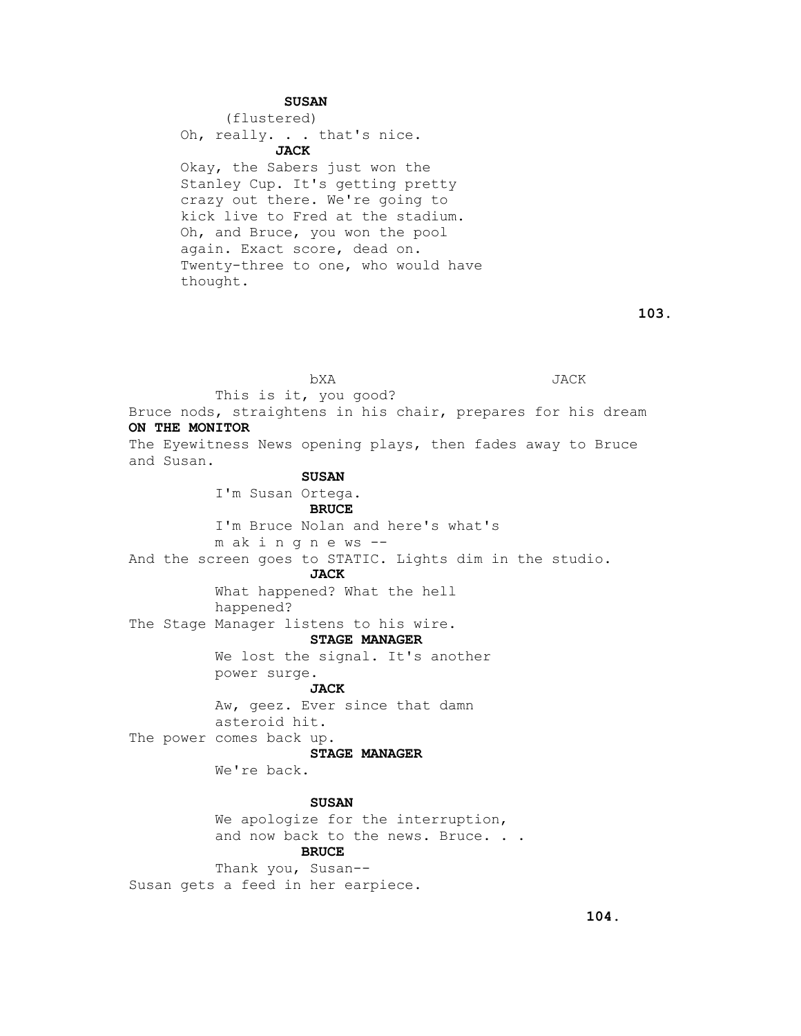**SUSAN**

(flustered)

Oh, really. . . that's nice.

**JACK**

Okay, the Sabers just won the Stanley Cup. It's getting pretty crazy out there. We're going to kick live to Fred at the stadium. Oh, and Bruce, you won the pool again. Exact score, dead on. Twenty-three to one, who would have thought.

bXA JACK

This is it, you good?

Bruce nods, straightens in his chair, prepares for his dream

**ON THE MONITOR**

The Eyewitness News opening plays, then fades away to Bruce and Susan.

**SUSAN**

I'm Susan Ortega.

**BRUCE**

I'm Bruce Nolan and here's what's m ak i n g n e ws --

And the screen goes to STATIC. Lights dim in the studio.

**JACK**

What happened? What the hell happened?

The Stage Manager listens to his wire.

**STAGE MANAGER**

We lost the signal. It's another power surge.

**JACK**

Aw, geez. Ever since that damn asteroid hit.

The power comes back up.

**STAGE MANAGER**

We're back.

**SUSAN**

We apologize for the interruption, and now back to the news. Bruce. . .

**BRUCE**

Thank you, Susan--

Susan gets a feed in her earpiece.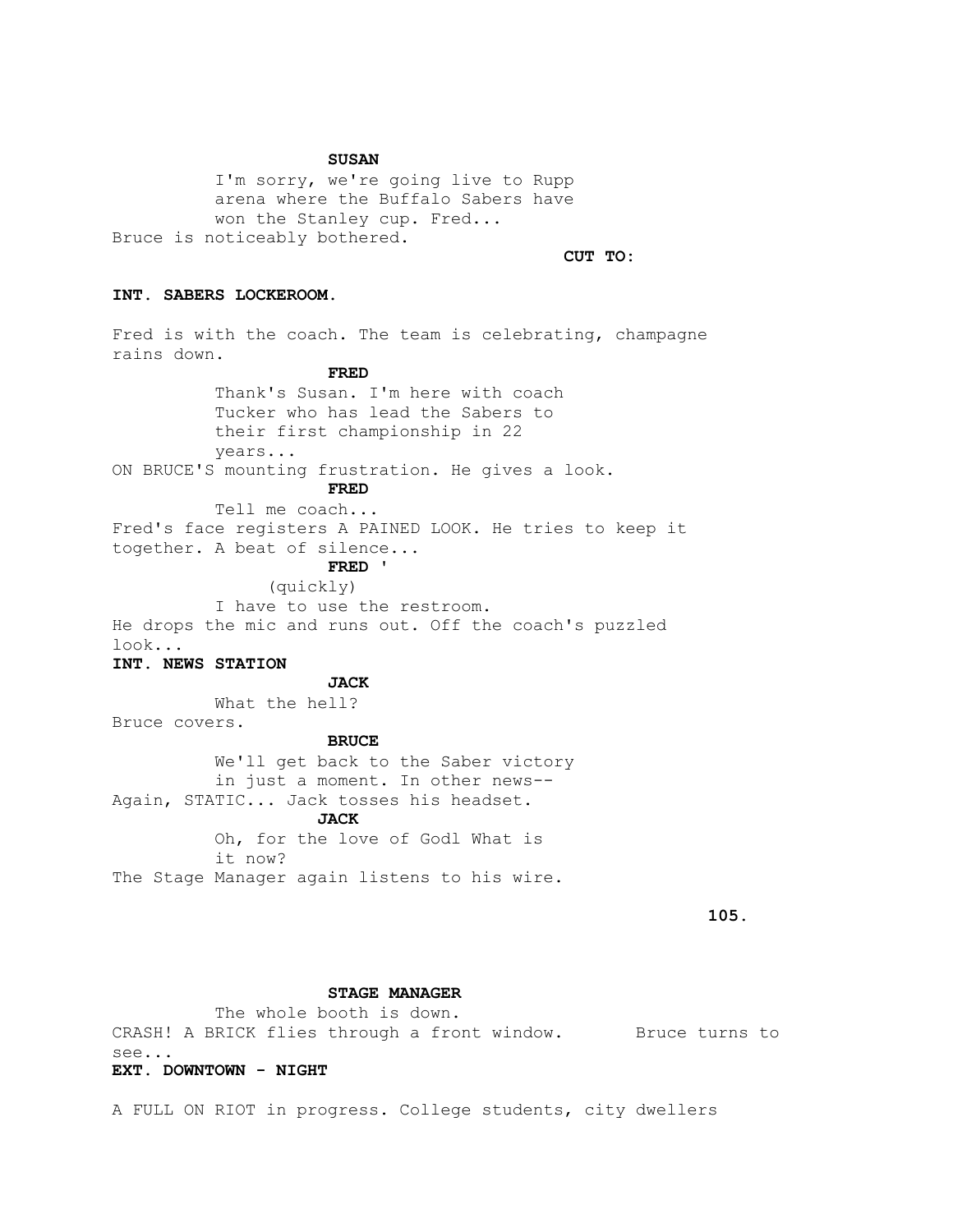**SUSAN**

I'm sorry, we're going live to Rupp arena where the Buffalo Sabers have won the Stanley cup. Fred...

Bruce is noticeably bothered.

**CUT TO:**

**INT. SABERS LOCKEROOM.**

Fred is with the coach. The team is celebrating, champagne rains down.

**FRED**

Thank's Susan. I'm here with coach Tucker who has lead the Sabers to their first championship in 22 years...

ON BRUCE'S mounting frustration. He gives a look.

**FRED**

Tell me coach...

Fred's face registers A PAINED LOOK. He tries to keep it together. A beat of silence...

**FRED '**

(quickly)

I have to use the restroom.

He drops the mic and runs out. Off the coach's puzzled look...

**INT. NEWS STATION**

**JACK**

What the hell?

Bruce covers.

**BRUCE**

We'll get back to the Saber victory in just a moment. In other news--

Again, STATIC... Jack tosses his headset.

**JACK**

Oh, for the love of Godl What is it now?

The Stage Manager again listens to his wire.

**STAGE MANAGER**

The whole booth is down.

CRASH! A BRICK flies through a front window. Bruce turns to see...

**EXT. DOWNTOWN - NIGHT**

A FULL ON RIOT in progress. College students, city dwellers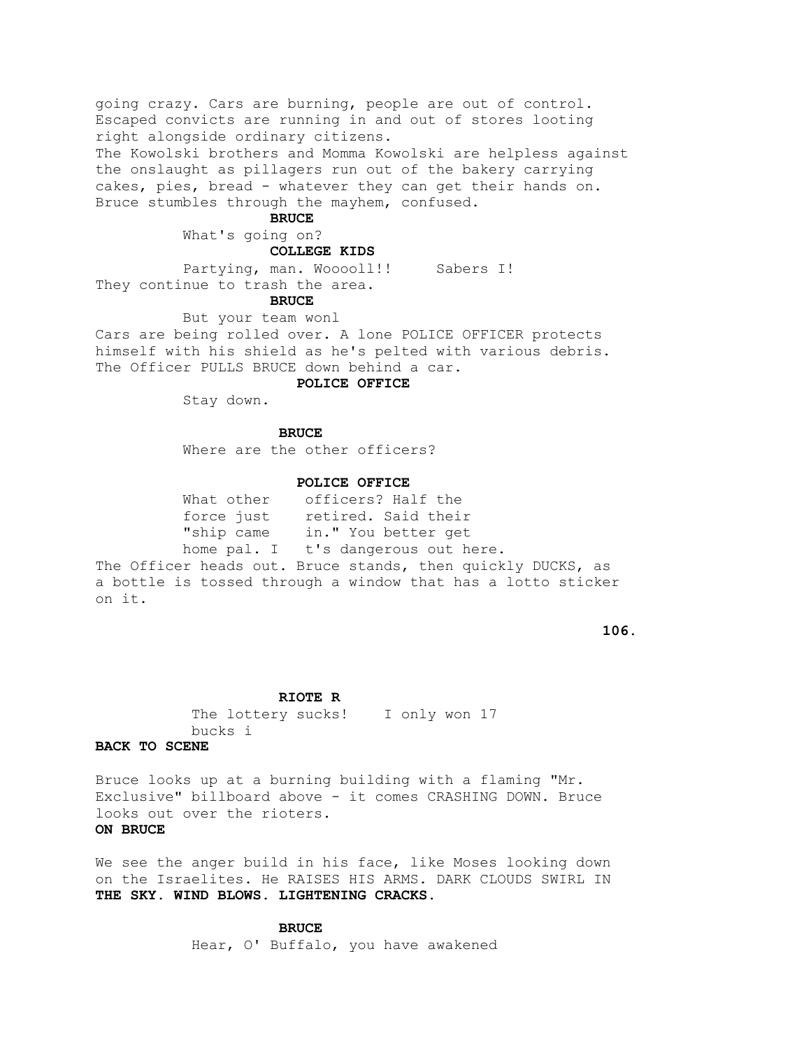going crazy. Cars are burning, people are out of control. Escaped convicts are running in and out of stores looting right alongside ordinary citizens.
The Kowolski brothers and Momma Kowolski are helpless against the onslaught as pillagers run out of the bakery carrying cakes, pies, bread - whatever they can get their hands on. Bruce stumbles through the mayhem, confused.

**BRUCE**

What's going on?

**COLLEGE KIDS**

Partying, man. Wooooll!! Sabers I!

They continue to trash the area.

**BRUCE**

But your team wonl

Cars are being rolled over. A lone POLICE OFFICER protects himself with his shield as he's pelted with various debris. The Officer PULLS BRUCE down behind a car.

**POLICE OFFICE**

Stay down.

**BRUCE**

Where are the other officers?

**POLICE OFFICE**

What other officers? Half the force just retired. Said their "ship came in." You better get home pal. It's dangerous out here.

The Officer heads out. Bruce stands, then quickly DUCKS, as a bottle is tossed through a window that has a lotto sticker on it.

**RIOTE R**

The lottery sucks! I only won 17 bucks i

**BACK TO SCENE**

Bruce looks up at a burning building with a flaming "Mr. Exclusive" billboard above - it comes CRASHING DOWN. Bruce looks out over the rioters.

**ON BRUCE**

We see the anger build in his face, like Moses looking down on the Israelites. He RAISES HIS ARMS. DARK CLOUDS SWIRL IN **THE SKY. WIND BLOWS. LIGHTENING CRACKS.**

**BRUCE**

Hear, O' Buffalo, you have awakened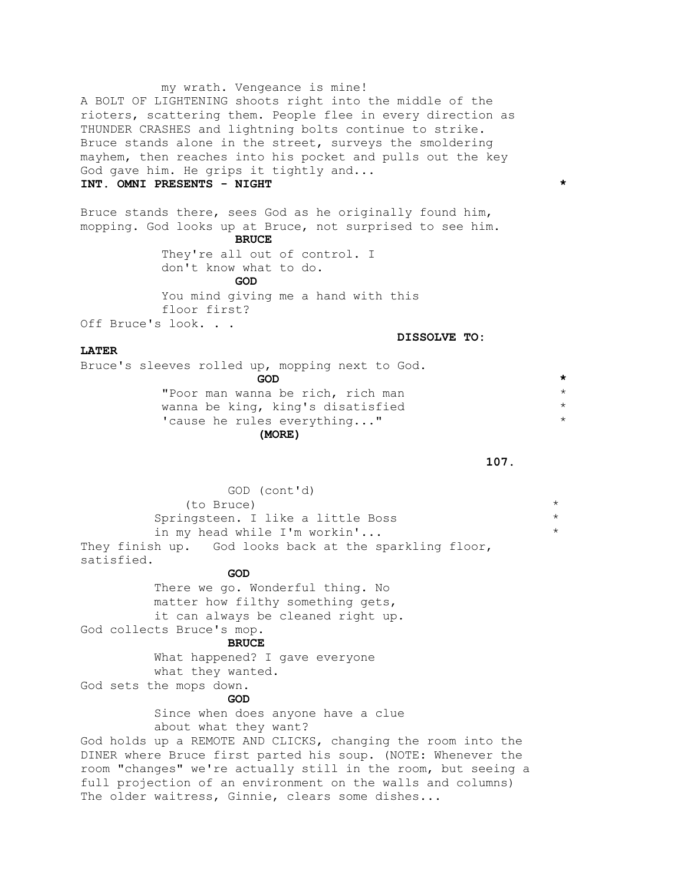my wrath. Vengeance is mine!

A BOLT OF LIGHTENING shoots right into the middle of the rioters, scattering them. People flee in every direction as THUNDER CRASHES and lightning bolts continue to strike. Bruce stands alone in the street, surveys the smoldering mayhem, then reaches into his pocket and pulls out the key God gave him. He grips it tightly and...

**INT. OMNI PRESENTS - NIGHT** *

Bruce stands there, sees God as he originally found him, mopping. God looks up at Bruce, not surprised to see him.

**BRUCE**

They're all out of control. I don't know what to do.

**GOD**

You mind giving me a hand with this floor first?

Off Bruce's look. . .

**DISSOLVE TO:**

**LATER**

Bruce's sleeves rolled up, mopping next to God.

**GOD** *

"Poor man wanna be rich, rich man wanna be king, king's disatisfied 'cause he rules everything..." *

**(MORE)**

GOD (cont'd)

(to Bruce) *

Springsteen. I like a little Boss in my head while I'm workin'... *

They finish up. God looks back at the sparkling floor, satisfied.

**GOD**

There we go. Wonderful thing. No matter how filthy something gets, it can always be cleaned right up.

God collects Bruce's mop.

**BRUCE**

What happened? I gave everyone what they wanted.

God sets the mops down.

**GOD**

Since when does anyone have a clue about what they want?

God holds up a REMOTE AND CLICKS, changing the room into the DINER where Bruce first parted his soup. (NOTE: Whenever the room "changes" we're actually still in the room, but seeing a full projection of an environment on the walls and columns)

The older waitress, Ginnie, clears some dishes...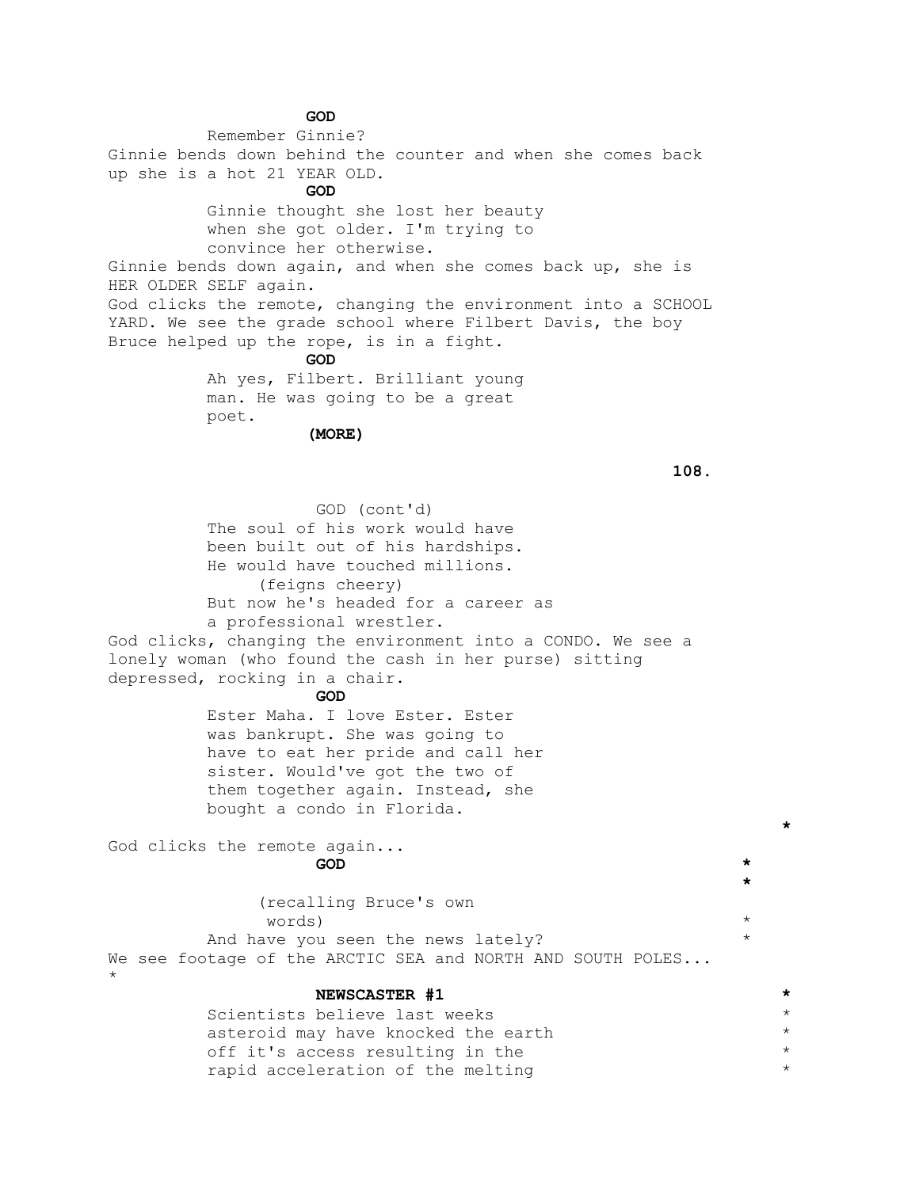**GOD**

Remember Ginnie?

Ginnie bends down behind the counter and when she comes back up she is a hot 21 YEAR OLD.

**GOD**

Ginnie thought she lost her beauty when she got older. I'm trying to convince her otherwise.

Ginnie bends down again, and when she comes back up, she is HER OLDER SELF again.

God clicks the remote, changing the environment into a SCHOOL YARD. We see the grade school where Filbert Davis, the boy Bruce helped up the rope, is in a fight.

**GOD**

Ah yes, Filbert. Brilliant young man. He was going to be a great poet.

**(MORE)**

GOD (cont'd)

The soul of his work would have been built out of his hardships. He would have touched millions.

(feigns cheery)

But now he's headed for a career as a professional wrestler.

God clicks, changing the environment into a CONDO. We see a lonely woman (who found the cash in her purse) sitting depressed, rocking in a chair.

**GOD**

Ester Maha. I love Ester. Ester was bankrupt. She was going to have to eat her pride and call her sister. Would've got the two of them together again. Instead, she bought a condo in Florida.

**\***

God clicks the remote again...

**GOD** **\***

**\***

(recalling Bruce's own words) \*

And have you seen the news lately? \*

We see footage of the ARCTIC SEA and NORTH AND SOUTH POLES... \*

**NEWSCASTER #1** **\***

Scientists believe last weeks asteroid may have knocked the earth off it's access resulting in the rapid acceleration of the melting \*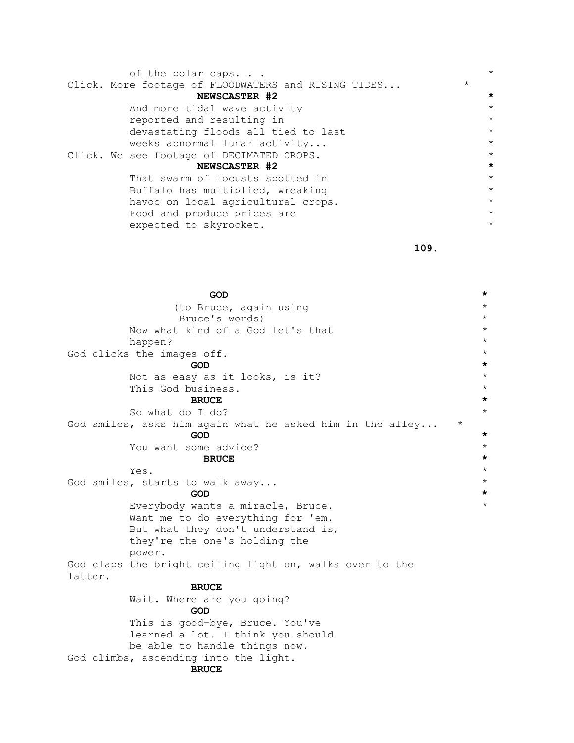of the polar caps. . .

Click. More footage of FLOODWATERS and RISING TIDES...

**NEWSCASTER #2**

And more tidal wave activity reported and resulting in devastating floods all tied to last weeks abnormal lunar activity...

Click. We see footage of DECIMATED CROPS.

**NEWSCASTER #2**

That swarm of locusts spotted in Buffalo has multiplied, wreaking havoc on local agricultural crops. Food and produce prices are expected to skyrocket.

**GOD**

(to Bruce, again using Bruce's words)

Now what kind of a God let's that happen?

God clicks the images off.

**GOD**

Not as easy as it looks, is it? This God business.

**BRUCE**

So what do I do?

God smiles, asks him again what he asked him in the alley...

**GOD**

You want some advice?

**BRUCE**

Yes.

God smiles, starts to walk away...

**GOD**

Everybody wants a miracle, Bruce. Want me to do everything for 'em. But what they don't understand is, they're the one's holding the power.

God claps the bright ceiling light on, walks over to the latter.

**BRUCE**

Wait. Where are you going?

**GOD**

This is good-bye, Bruce. You've learned a lot. I think you should be able to handle things now.

God climbs, ascending into the light.

**BRUCE**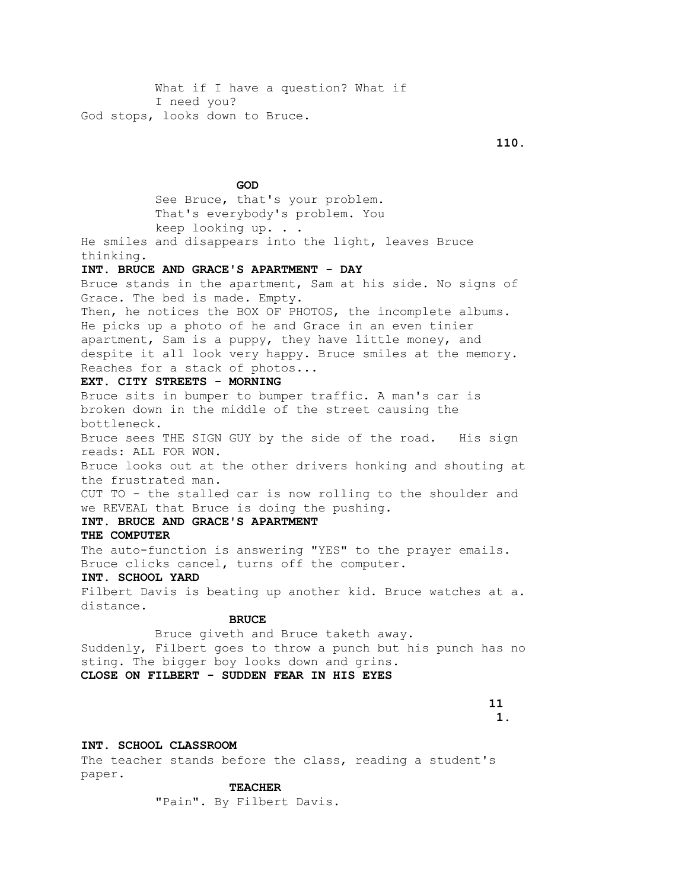What if I have a question? What if
I need you?

God stops, looks down to Bruce.

**GOD**

See Bruce, that's your problem.
That's everybody's problem. You
keep looking up. . .

He smiles and disappears into the light, leaves Bruce thinking.

**INT. BRUCE AND GRACE'S APARTMENT - DAY**

Bruce stands in the apartment, Sam at his side. No signs of Grace. The bed is made. Empty.

Then, he notices the BOX OF PHOTOS, the incomplete albums. He picks up a photo of he and Grace in an even tinier apartment, Sam is a puppy, they have little money, and despite it all look very happy. Bruce smiles at the memory. Reaches for a stack of photos...

**EXT. CITY STREETS - MORNING**

Bruce sits in bumper to bumper traffic. A man's car is broken down in the middle of the street causing the bottleneck.

Bruce sees THE SIGN GUY by the side of the road. His sign reads: ALL FOR WON.

Bruce looks out at the other drivers honking and shouting at the frustrated man.

CUT TO - the stalled car is now rolling to the shoulder and we REVEAL that Bruce is doing the pushing.

**INT. BRUCE AND GRACE'S APARTMENT**

**THE COMPUTER**

The auto-function is answering "YES" to the prayer emails. Bruce clicks cancel, turns off the computer.

**INT. SCHOOL YARD**

Filbert Davis is beating up another kid. Bruce watches at a. distance.

**BRUCE**

Bruce giveth and Bruce taketh away.

Suddenly, Filbert goes to throw a punch but his punch has no sting. The bigger boy looks down and grins.

**CLOSE ON FILBERT - SUDDEN FEAR IN HIS EYES**

**INT. SCHOOL CLASSROOM**

The teacher stands before the class, reading a student's paper.

**TEACHER**

"Pain". By Filbert Davis.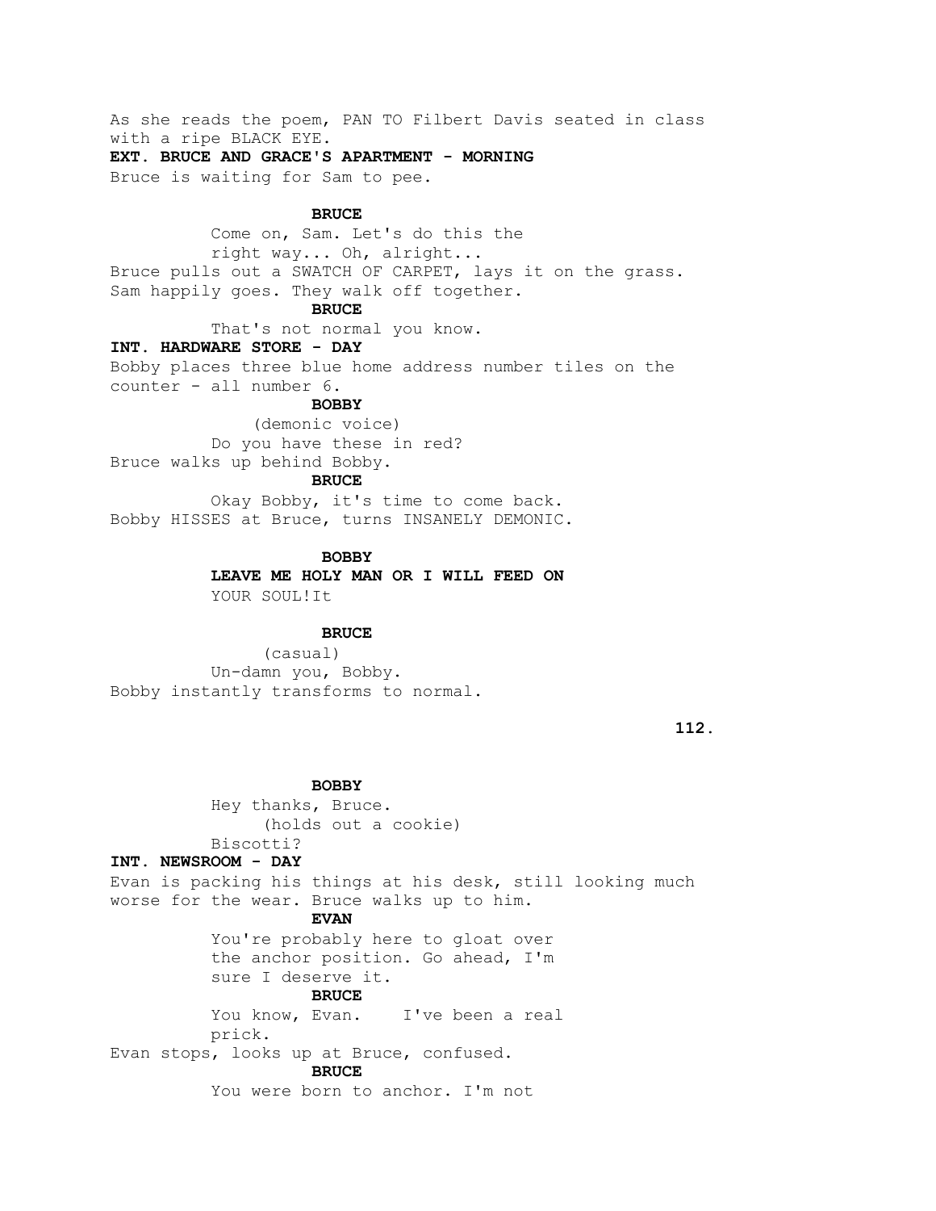As she reads the poem, PAN TO Filbert Davis seated in class with a ripe BLACK EYE.

**EXT. BRUCE AND GRACE'S APARTMENT - MORNING**

Bruce is waiting for Sam to pee.

**BRUCE**

Come on, Sam. Let's do this the right way... Oh, alright...

Bruce pulls out a SWATCH OF CARPET, lays it on the grass. Sam happily goes. They walk off together.

**BRUCE**

That's not normal you know.

**INT. HARDWARE STORE - DAY**

Bobby places three blue home address number tiles on the counter - all number 6.

**BOBBY**

(demonic voice)

Do you have these in red?

Bruce walks up behind Bobby.

**BRUCE**

Okay Bobby, it's time to come back.

Bobby HISSES at Bruce, turns INSANELY DEMONIC.

**BOBBY**

**LEAVE ME HOLY MAN OR I WILL FEED ON** YOUR SOUL!It

**BRUCE**

(casual)

Un-damn you, Bobby.

Bobby instantly transforms to normal.

**BOBBY**

Hey thanks, Bruce.

(holds out a cookie)

Biscotti?

**INT. NEWSROOM - DAY**

Evan is packing his things at his desk, still looking much worse for the wear. Bruce walks up to him.

**EVAN**

You're probably here to gloat over the anchor position. Go ahead, I'm sure I deserve it.

**BRUCE**

You know, Evan. I've been a real prick.

Evan stops, looks up at Bruce, confused.

**BRUCE**

You were born to anchor. I'm not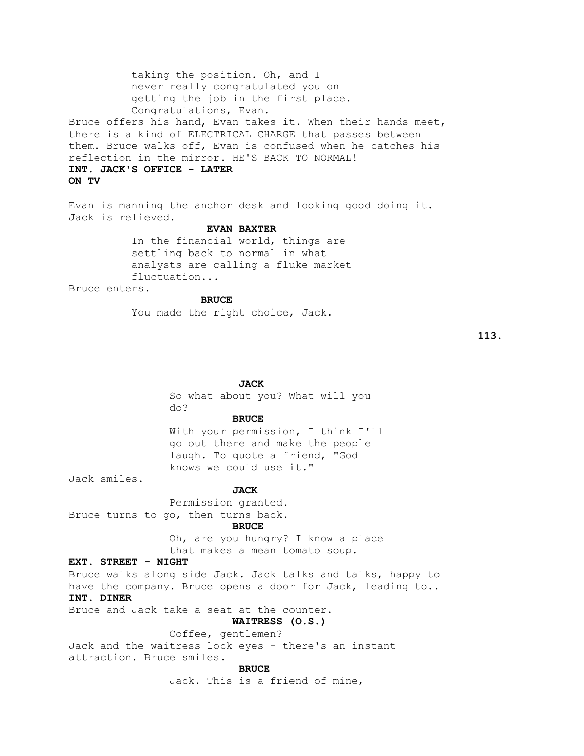taking the position. Oh, and I never really congratulated you on getting the job in the first place. Congratulations, Evan.

Bruce offers his hand, Evan takes it. When their hands meet, there is a kind of ELECTRICAL CHARGE that passes between them. Bruce walks off, Evan is confused when he catches his reflection in the mirror. HE'S BACK TO NORMAL!

**INT. JACK'S OFFICE - LATER**

**ON TV**

Evan is manning the anchor desk and looking good doing it. Jack is relieved.

**EVAN BAXTER**

In the financial world, things are settling back to normal in what analysts are calling a fluke market fluctuation...

Bruce enters.

**BRUCE**

You made the right choice, Jack.

**JACK**

So what about you? What will you do?

**BRUCE**

With your permission, I think I'll go out there and make the people laugh. To quote a friend, "God knows we could use it."

Jack smiles.

**JACK**

Permission granted.

Bruce turns to go, then turns back.

**BRUCE**

Oh, are you hungry? I know a place that makes a mean tomato soup.

**EXT. STREET - NIGHT**

Bruce walks along side Jack. Jack talks and talks, happy to have the company. Bruce opens a door for Jack, leading to..

**INT. DINER**

Bruce and Jack take a seat at the counter.

**WAITRESS (O.S.)**

Coffee, gentlemen?

Jack and the waitress lock eyes - there's an instant attraction. Bruce smiles.

**BRUCE**

Jack. This is a friend of mine,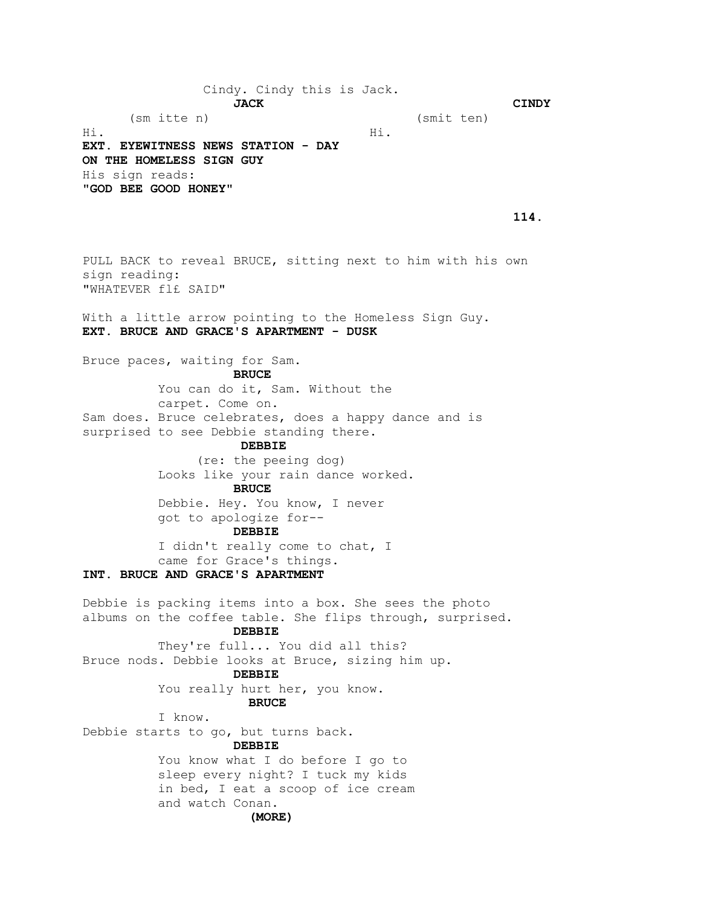Cindy. Cindy this is Jack.

**JACK**
(sm itte n)
Hi.

**CINDY**
(smit ten)
Hi.

**EXT. EYEWITNESS NEWS STATION - DAY**

**ON THE HOMELESS SIGN GUY**

His sign reads:

**"GOD BEE GOOD HONEY"**

PULL BACK to reveal BRUCE, sitting next to him with his own sign reading:

"WHATEVER fl£ SAID"

With a little arrow pointing to the Homeless Sign Guy.

**EXT. BRUCE AND GRACE'S APARTMENT - DUSK**

Bruce paces, waiting for Sam.

**BRUCE**
You can do it, Sam. Without the carpet. Come on.

Sam does. Bruce celebrates, does a happy dance and is surprised to see Debbie standing there.

**DEBBIE**
(re: the peeing dog)
Looks like your rain dance worked.

**BRUCE**
Debbie. Hey. You know, I never got to apologize for--

**DEBBIE**
I didn't really come to chat, I came for Grace's things.

**INT. BRUCE AND GRACE'S APARTMENT**

Debbie is packing items into a box. She sees the photo albums on the coffee table. She flips through, surprised.

**DEBBIE**
They're full... You did all this?

Bruce nods. Debbie looks at Bruce, sizing him up.

**DEBBIE**
You really hurt her, you know.

**BRUCE**
I know.

Debbie starts to go, but turns back.

**DEBBIE**
You know what I do before I go to sleep every night? I tuck my kids in bed, I eat a scoop of ice cream and watch Conan.
**(MORE)**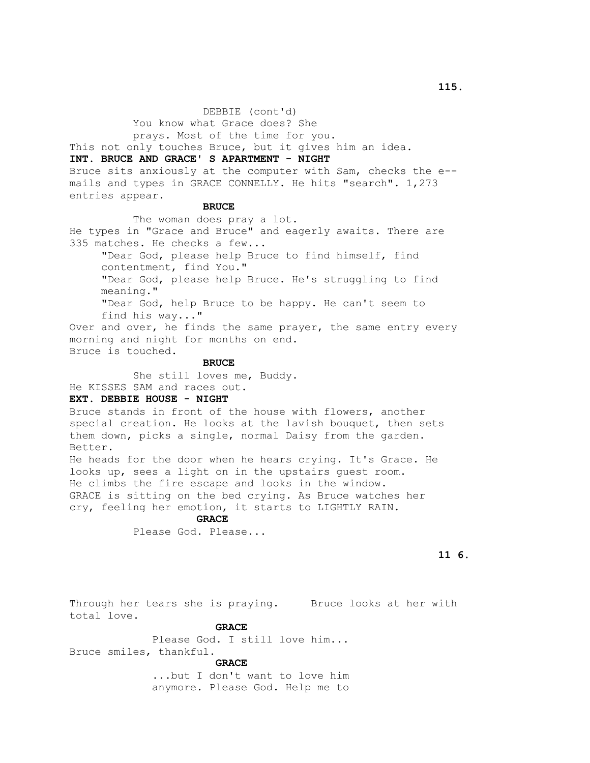DEBBIE (cont'd)
You know what Grace does? She
prays. Most of the time for you.

This not only touches Bruce, but it gives him an idea.

**INT. BRUCE AND GRACE' S APARTMENT - NIGHT**

Bruce sits anxiously at the computer with Sam, checks the e--mails and types in GRACE CONNELLY. He hits "search". 1,273 entries appear.

**BRUCE**
The woman does pray a lot.

He types in "Grace and Bruce" and eagerly awaits. There are 335 matches. He checks a few...

"Dear God, please help Bruce to find himself, find contentment, find You."

"Dear God, please help Bruce. He's struggling to find meaning."

"Dear God, help Bruce to be happy. He can't seem to find his way..."

Over and over, he finds the same prayer, the same entry every morning and night for months on end.

Bruce is touched.

**BRUCE**
She still loves me, Buddy.

He KISSES SAM and races out.

**EXT. DEBBIE HOUSE - NIGHT**

Bruce stands in front of the house with flowers, another special creation. He looks at the lavish bouquet, then sets them down, picks a single, normal Daisy from the garden. Better.

He heads for the door when he hears crying. It's Grace. He looks up, sees a light on in the upstairs guest room.

He climbs the fire escape and looks in the window.

GRACE is sitting on the bed crying. As Bruce watches her cry, feeling her emotion, it starts to LIGHTLY RAIN.

**GRACE**
Please God. Please...

Through her tears she is praying. Bruce looks at her with total love.

**GRACE**
Please God. I still love him...

Bruce smiles, thankful.

**GRACE**
...but I don't want to love him
anymore. Please God. Help me to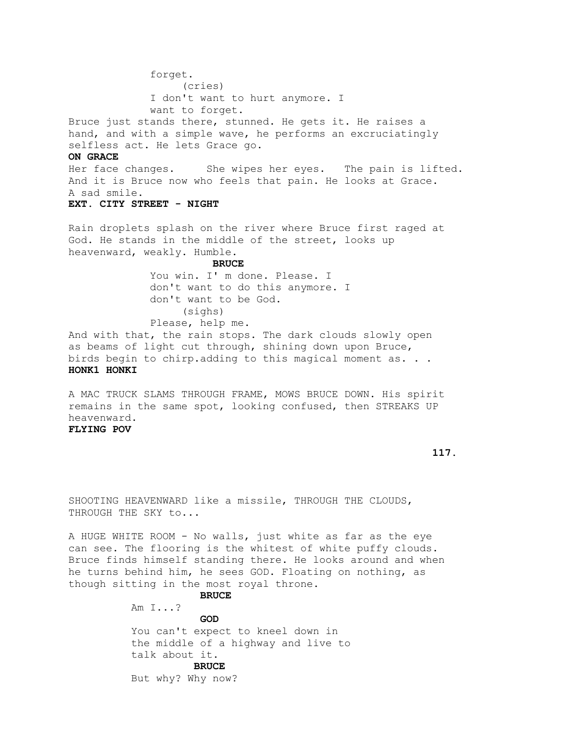forget.
(cries)
I don't want to hurt anymore. I
want to forget.

Bruce just stands there, stunned. He gets it. He raises a hand, and with a simple wave, he performs an excruciatingly selfless act. He lets Grace go.

**ON GRACE**

Her face changes. She wipes her eyes. The pain is lifted. And it is Bruce now who feels that pain. He looks at Grace. A sad smile.

**EXT. CITY STREET - NIGHT**

Rain droplets splash on the river where Bruce first raged at God. He stands in the middle of the street, looks up heavenward, weakly. Humble.

**BRUCE**

You win. I' m done. Please. I
don't want to do this anymore. I
don't want to be God.
(sighs)
Please, help me.

And with that, the rain stops. The dark clouds slowly open as beams of light cut through, shining down upon Bruce, birds begin to chirp.adding to this magical moment as. . .

**HONK1 HONKI**

A MAC TRUCK SLAMS THROUGH FRAME, MOWS BRUCE DOWN. His spirit remains in the same spot, looking confused, then STREAKS UP heavenward.

**FLYING POV**

SHOOTING HEAVENWARD like a missile, THROUGH THE CLOUDS, THROUGH THE SKY to...

A HUGE WHITE ROOM - No walls, just white as far as the eye can see. The flooring is the whitest of white puffy clouds. Bruce finds himself standing there. He looks around and when he turns behind him, he sees GOD. Floating on nothing, as though sitting in the most royal throne.

**BRUCE**

Am I...?

**GOD**

You can't expect to kneel down in
the middle of a highway and live to
talk about it.

**BRUCE**

But why? Why now?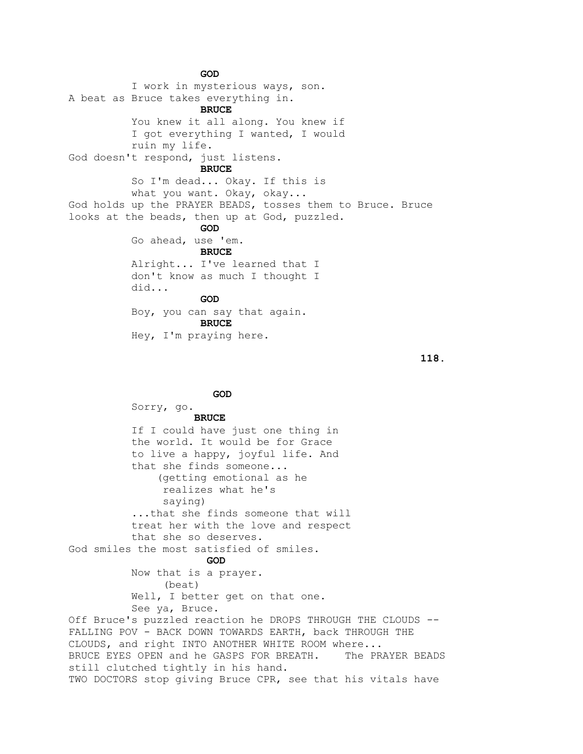**GOD**

I work in mysterious ways, son.

A beat as Bruce takes everything in.

**BRUCE**

You knew it all along. You knew if I got everything I wanted, I would ruin my life.

God doesn't respond, just listens.

**BRUCE**

So I'm dead... Okay. If this is what you want. Okay, okay...

God holds up the PRAYER BEADS, tosses them to Bruce. Bruce looks at the beads, then up at God, puzzled.

**GOD**

Go ahead, use 'em.

**BRUCE**

Alright... I've learned that I don't know as much I thought I did...

**GOD**

Boy, you can say that again.

**BRUCE**

Hey, I'm praying here.

**GOD**

Sorry, go.

**BRUCE**

If I could have just one thing in the world. It would be for Grace to live a happy, joyful life. And that she finds someone...

(getting emotional as he realizes what he's saying)

...that she finds someone that will treat her with the love and respect that she so deserves.

God smiles the most satisfied of smiles.

**GOD**

Now that is a prayer.

(beat)

Well, I better get on that one. See ya, Bruce.

Off Bruce's puzzled reaction he DROPS THROUGH THE CLOUDS -- FALLING POV - BACK DOWN TOWARDS EARTH, back THROUGH THE CLOUDS, and right INTO ANOTHER WHITE ROOM where...

BRUCE EYES OPEN and he GASPS FOR BREATH. The PRAYER BEADS still clutched tightly in his hand.

TWO DOCTORS stop giving Bruce CPR, see that his vitals have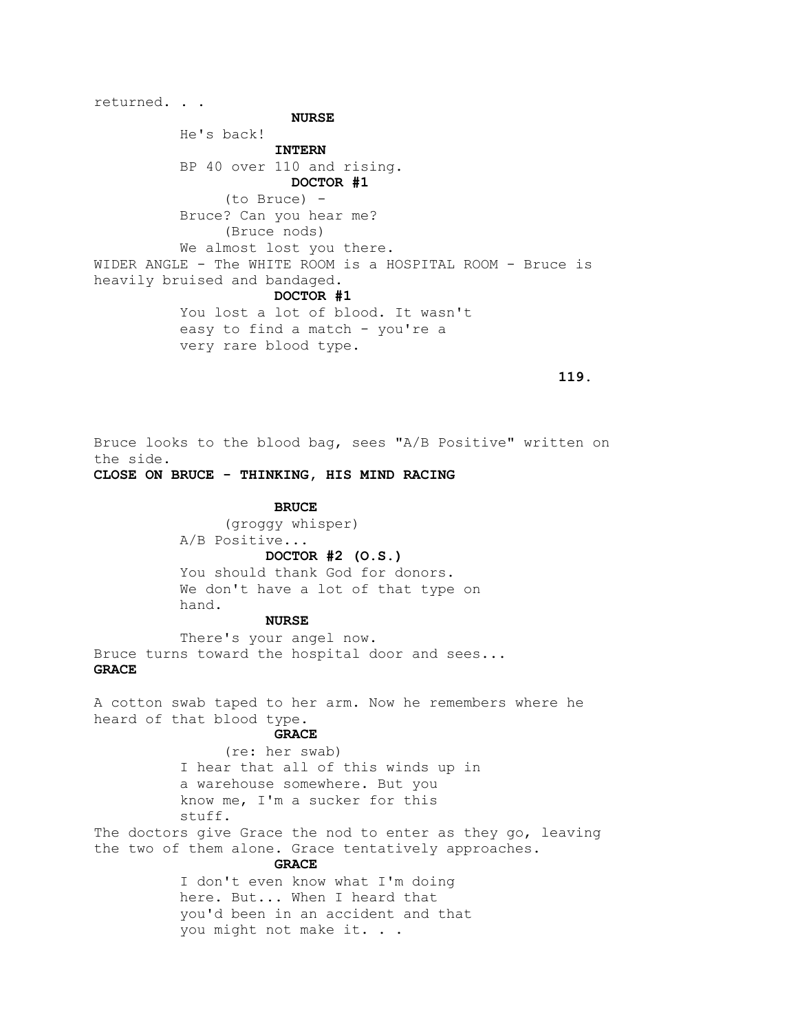returned. . .

**NURSE**

He's back!

**INTERN**

BP 40 over 110 and rising.

**DOCTOR #1**

(to Bruce) -

Bruce? Can you hear me?

(Bruce nods)

We almost lost you there.

WIDER ANGLE - The WHITE ROOM is a HOSPITAL ROOM - Bruce is heavily bruised and bandaged.

**DOCTOR #1**

You lost a lot of blood. It wasn't easy to find a match - you're a very rare blood type.

Bruce looks to the blood bag, sees "A/B Positive" written on the side.

**CLOSE ON BRUCE - THINKING, HIS MIND RACING**

**BRUCE**

(groggy whisper)

A/B Positive...

**DOCTOR #2 (O.S.)**

You should thank God for donors. We don't have a lot of that type on hand.

**NURSE**

There's your angel now.

Bruce turns toward the hospital door and sees...

**GRACE**

A cotton swab taped to her arm. Now he remembers where he heard of that blood type.

**GRACE**

(re: her swab)

I hear that all of this winds up in a warehouse somewhere. But you know me, I'm a sucker for this stuff.

The doctors give Grace the nod to enter as they go, leaving the two of them alone. Grace tentatively approaches.

**GRACE**

I don't even know what I'm doing here. But... When I heard that you'd been in an accident and that you might not make it. . .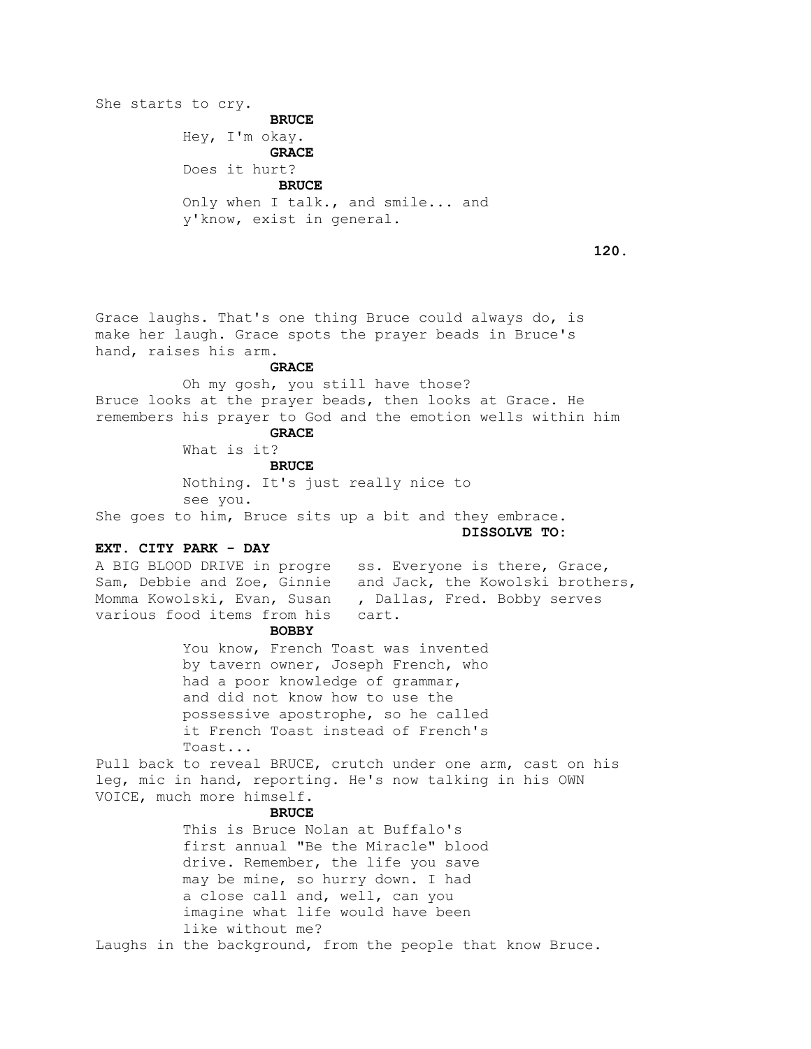She starts to cry.

**BRUCE**

Hey, I'm okay.

**GRACE**

Does it hurt?

**BRUCE**

Only when I talk., and smile... and y'know, exist in general.

Grace laughs. That's one thing Bruce could always do, is make her laugh. Grace spots the prayer beads in Bruce's hand, raises his arm.

**GRACE**

Oh my gosh, you still have those?

Bruce looks at the prayer beads, then looks at Grace. He remembers his prayer to God and the emotion wells within him

**GRACE**

What is it?

**BRUCE**

Nothing. It's just really nice to see you.

She goes to him, Bruce sits up a bit and they embrace.

**DISSOLVE TO:**

**EXT. CITY PARK - DAY**

A BIG BLOOD DRIVE in progress. Everyone is there, Grace, Sam, Debbie and Zoe, Ginnie and Jack, the Kowolski brothers, Momma Kowolski, Evan, Susan, Dallas, Fred. Bobby serves various food items from his cart.

**BOBBY**

You know, French Toast was invented by tavern owner, Joseph French, who had a poor knowledge of grammar, and did not know how to use the possessive apostrophe, so he called it French Toast instead of French's Toast...

Pull back to reveal BRUCE, crutch under one arm, cast on his leg, mic in hand, reporting. He's now talking in his OWN VOICE, much more himself.

**BRUCE**

This is Bruce Nolan at Buffalo's first annual "Be the Miracle" blood drive. Remember, the life you save may be mine, so hurry down. I had a close call and, well, can you imagine what life would have been like without me?

Laughs in the background, from the people that know Bruce.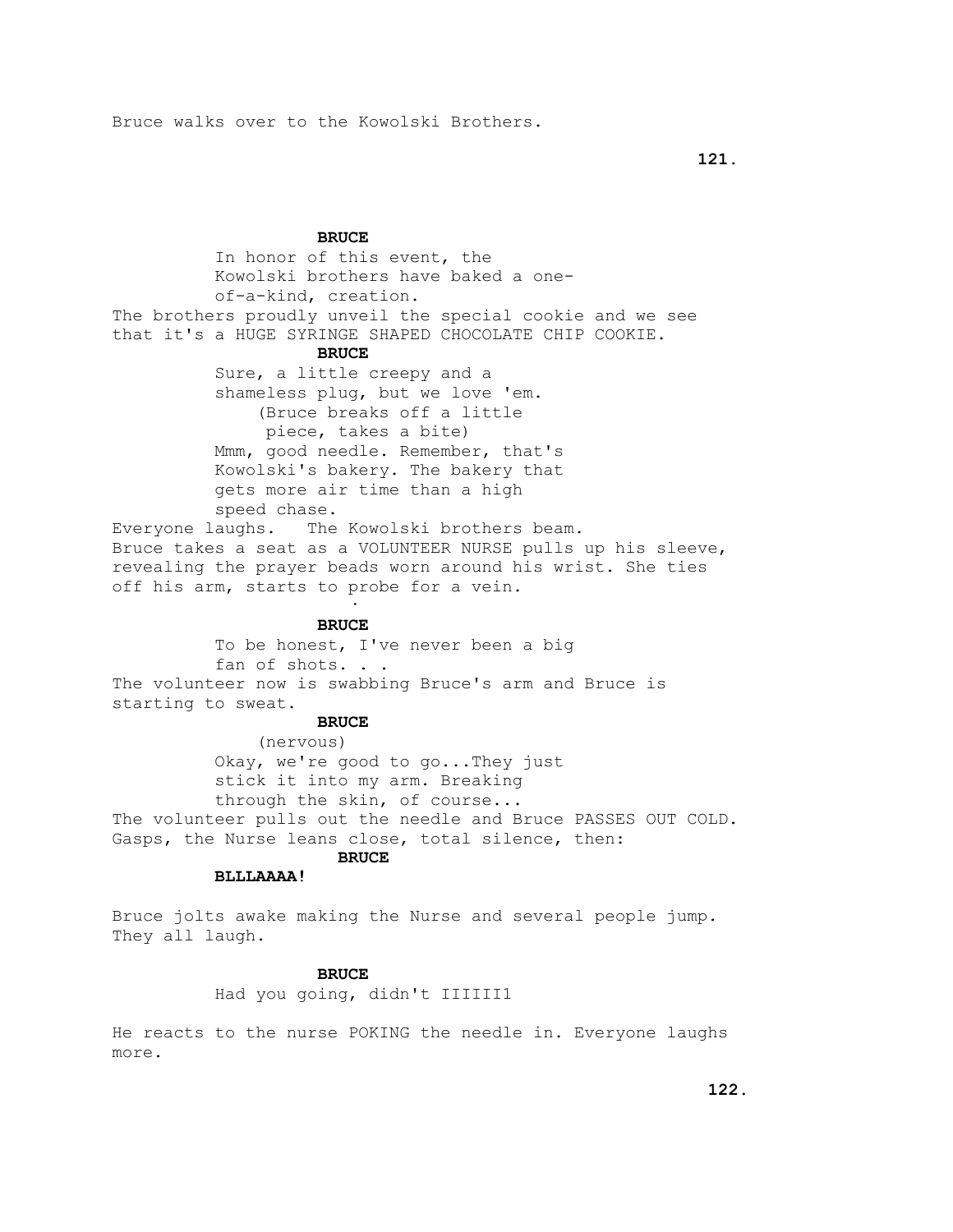Bruce walks over to the Kowolski Brothers.

**BRUCE**

In honor of this event, the Kowolski brothers have baked a one-of-a-kind, creation.

The brothers proudly unveil the special cookie and we see that it's a HUGE SYRINGE SHAPED CHOCOLATE CHIP COOKIE.

**BRUCE**

Sure, a little creepy and a shameless plug, but we love 'em.
(Bruce breaks off a little piece, takes a bite)
Mmm, good needle. Remember, that's Kowolski's bakery. The bakery that gets more air time than a high speed chase.

Everyone laughs. The Kowolski brothers beam.
Bruce takes a seat as a VOLUNTEER NURSE pulls up his sleeve, revealing the prayer beads worn around his wrist. She ties off his arm, starts to probe for a vein.

**BRUCE**

To be honest, I've never been a big fan of shots. . .

The volunteer now is swabbing Bruce's arm and Bruce is starting to sweat.

**BRUCE**

(nervous)
Okay, we're good to go...They just stick it into my arm. Breaking through the skin, of course...

The volunteer pulls out the needle and Bruce PASSES OUT COLD. Gasps, the Nurse leans close, total silence, then:

**BRUCE**

**BLLLAAAA!**

Bruce jolts awake making the Nurse and several people jump. They all laugh.

**BRUCE**

Had you going, didn't IIIII1

He reacts to the nurse POKING the needle in. Everyone laughs more.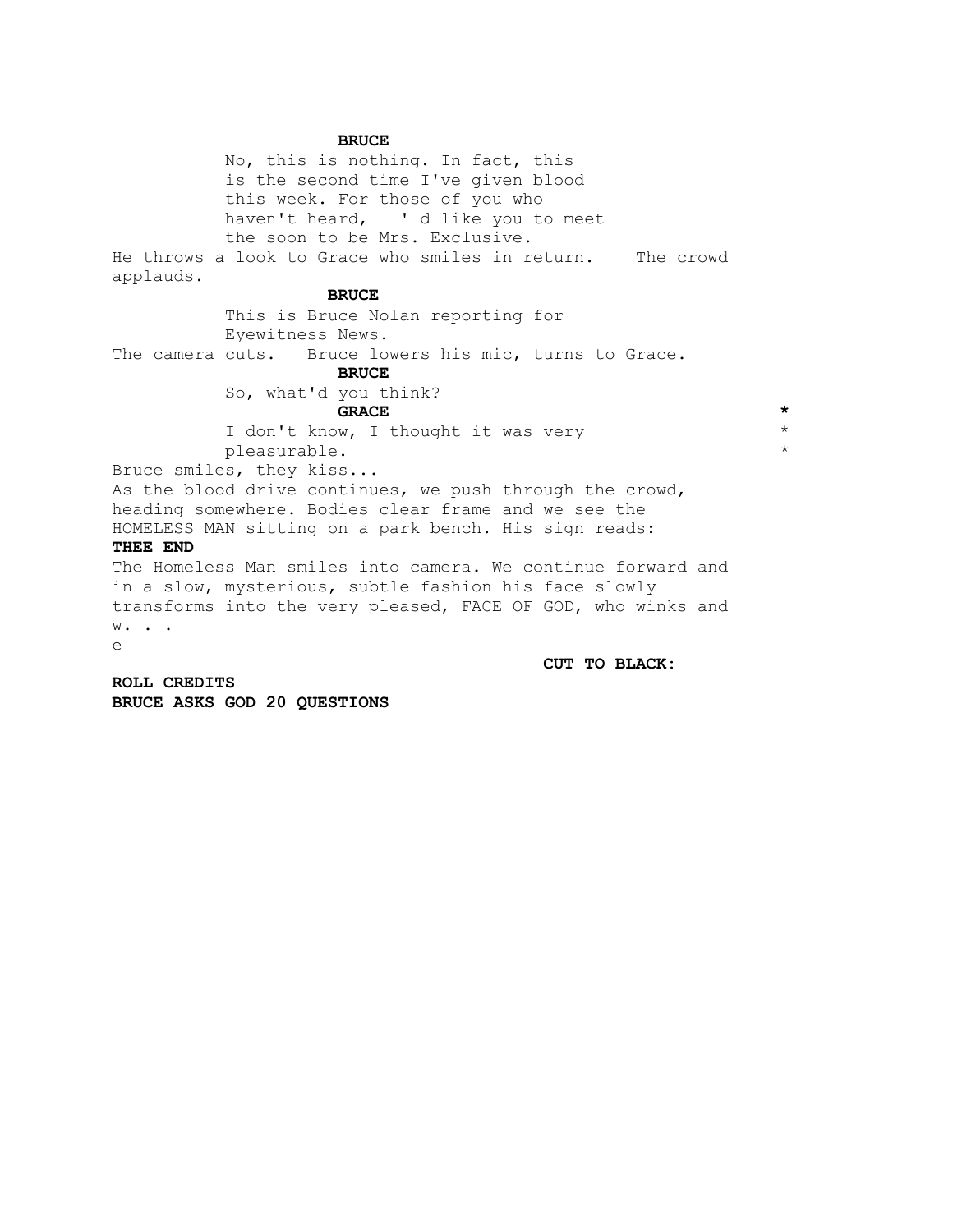**BRUCE**

No, this is nothing. In fact, this is the second time I've given blood this week. For those of you who haven't heard, I ' d like you to meet the soon to be Mrs. Exclusive.

He throws a look to Grace who smiles in return. The crowd applauds.

**BRUCE**

This is Bruce Nolan reporting for Eyewitness News.

The camera cuts. Bruce lowers his mic, turns to Grace.

**BRUCE**

So, what'd you think?

**GRACE** *

I don't know, I thought it was very pleasurable. *

Bruce smiles, they kiss...

As the blood drive continues, we push through the crowd, heading somewhere. Bodies clear frame and we see the HOMELESS MAN sitting on a park bench. His sign reads:

**THEE END**

The Homeless Man smiles into camera. We continue forward and in a slow, mysterious, subtle fashion his face slowly transforms into the very pleased, FACE OF GOD, who winks and w. . .
e

**CUT TO BLACK:**

**ROLL CREDITS**

**BRUCE ASKS GOD 20 QUESTIONS**